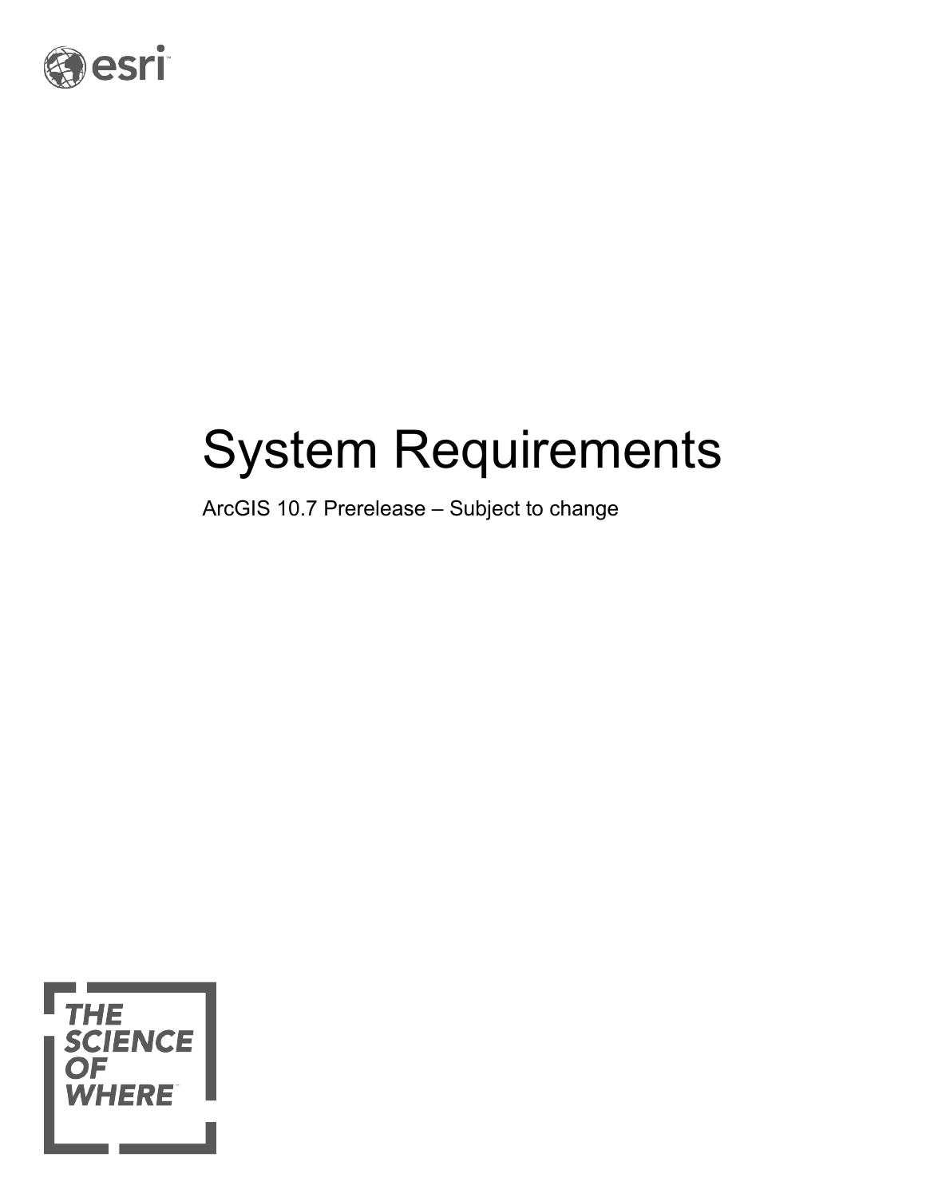# System Requirements

ArcGIS 10.7 Prerelease – Subject to change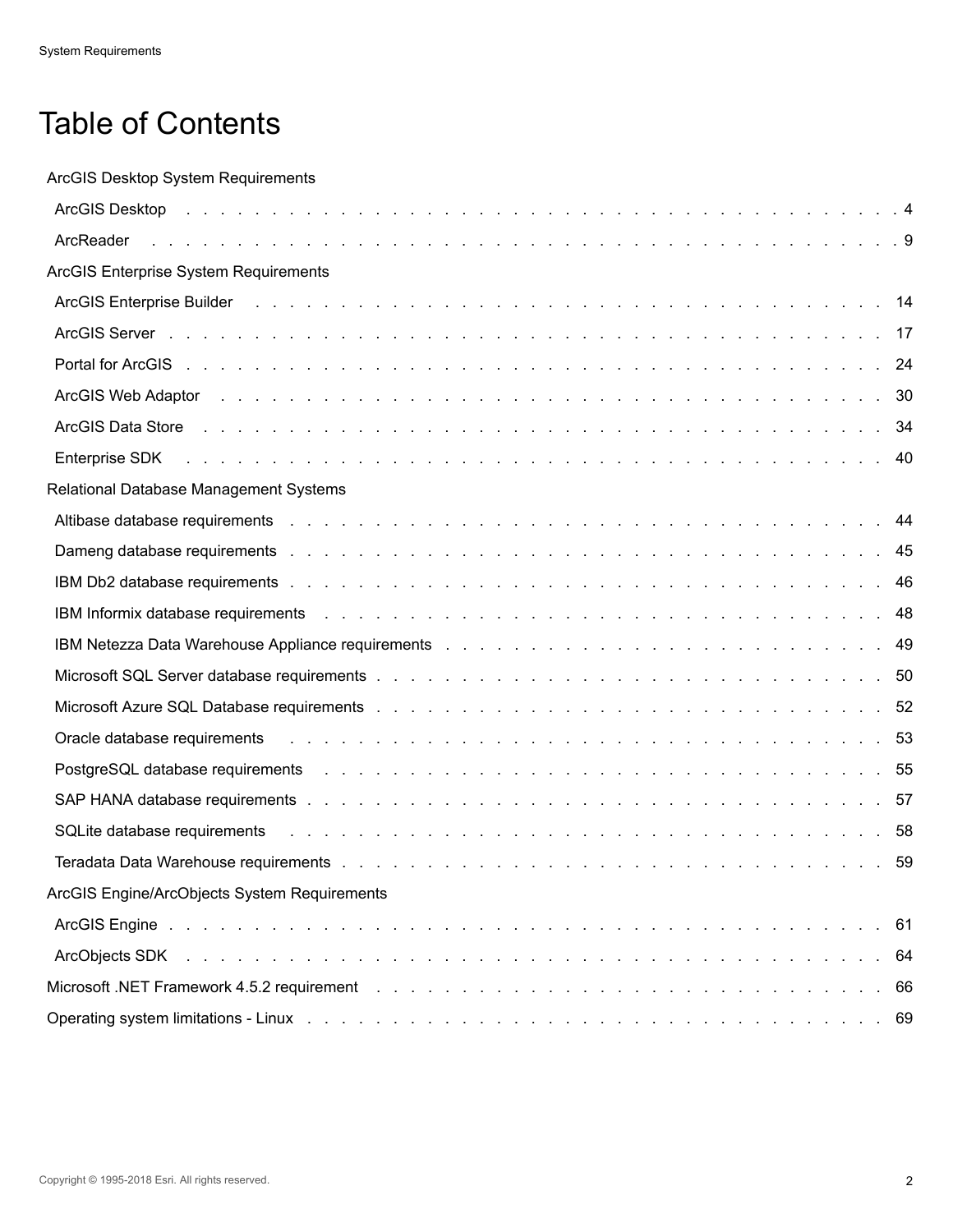# Table of Contents

- ArcGIS Desktop System Requirements
  - ArcGIS Desktop . . . 4
  - ArcReader . . . 9
- ArcGIS Enterprise System Requirements
  - ArcGIS Enterprise Builder . . . 14
  - ArcGIS Server . . . 17
  - Portal for ArcGIS . . . 24
  - ArcGIS Web Adaptor . . . 30
  - ArcGIS Data Store . . . 34
  - Enterprise SDK . . . 40
- Relational Database Management Systems
  - Altibase database requirements . . . 44
  - Dameng database requirements . . . 45
  - IBM Db2 database requirements . . . 46
  - IBM Informix database requirements . . . 48
  - IBM Netezza Data Warehouse Appliance requirements . . . 49
  - Microsoft SQL Server database requirements . . . 50
  - Microsoft Azure SQL Database requirements . . . 52
  - Oracle database requirements . . . 53
  - PostgreSQL database requirements . . . 55
  - SAP HANA database requirements . . . 57
  - SQLite database requirements . . . 58
  - Teradata Data Warehouse requirements . . . 59
- ArcGIS Engine/ArcObjects System Requirements
  - ArcGIS Engine . . . 61
  - ArcObjects SDK . . . 64
- Microsoft .NET Framework 4.5.2 requirement . . . 66
- Operating system limitations - Linux . . . 69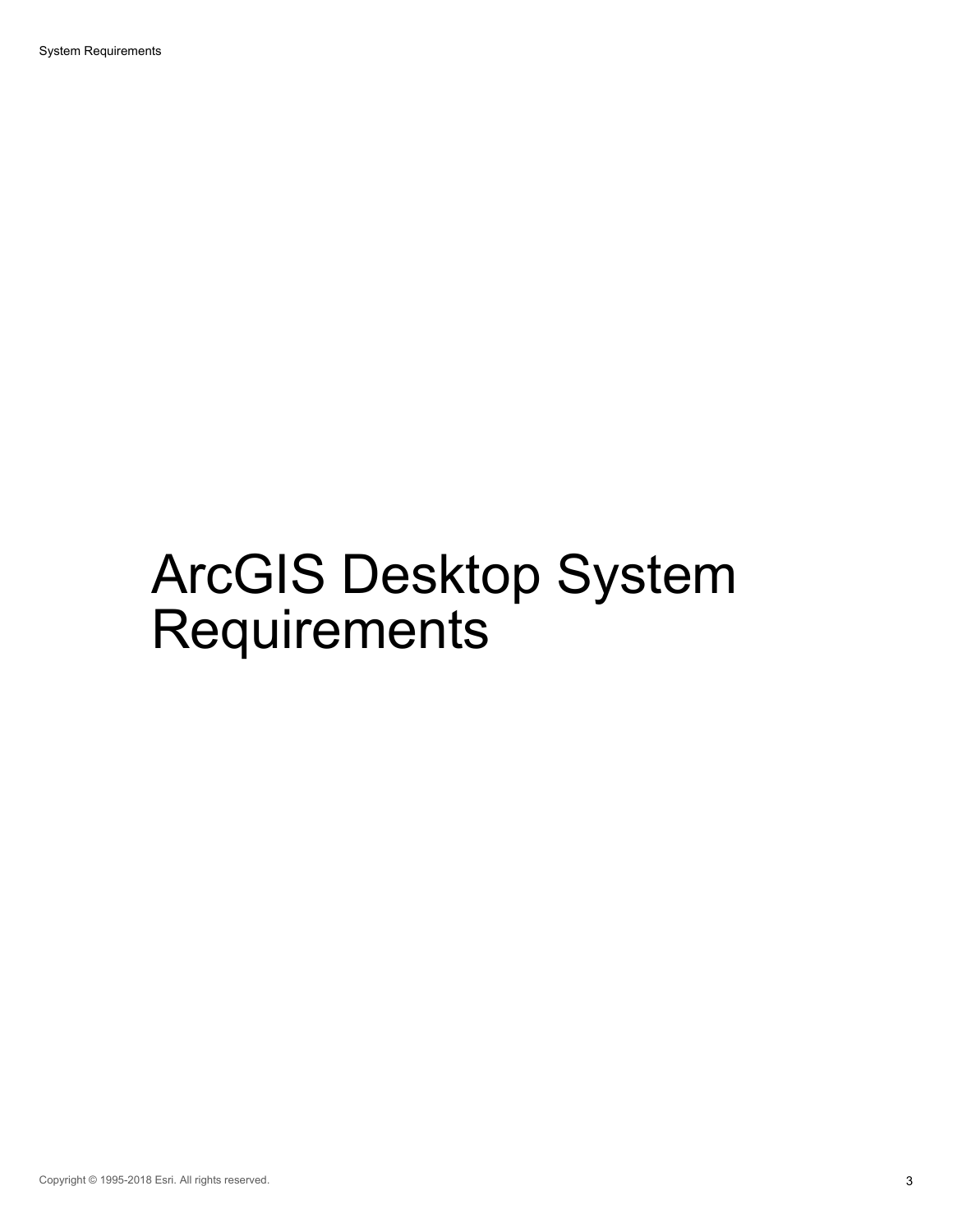# ArcGIS Desktop System Requirements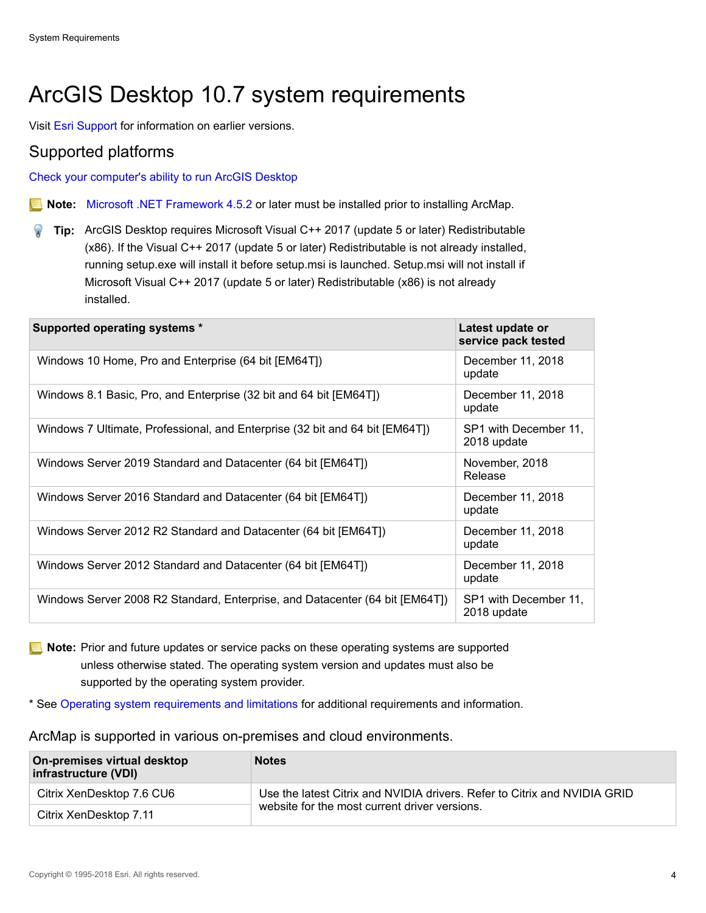# ArcGIS Desktop 10.7 system requirements

Visit Esri Support for information on earlier versions.

## Supported platforms

Check your computer's ability to run ArcGIS Desktop

**Note:** Microsoft .NET Framework 4.5.2 or later must be installed prior to installing ArcMap.

**Tip:** ArcGIS Desktop requires Microsoft Visual C++ 2017 (update 5 or later) Redistributable (x86). If the Visual C++ 2017 (update 5 or later) Redistributable is not already installed, running setup.exe will install it before setup.msi is launched. Setup.msi will not install if Microsoft Visual C++ 2017 (update 5 or later) Redistributable (x86) is not already installed.

| Supported operating systems * | Latest update or service pack tested |
| --- | --- |
| Windows 10 Home, Pro and Enterprise (64 bit [EM64T]) | December 11, 2018 update |
| Windows 8.1 Basic, Pro, and Enterprise (32 bit and 64 bit [EM64T]) | December 11, 2018 update |
| Windows 7 Ultimate, Professional, and Enterprise (32 bit and 64 bit [EM64T]) | SP1 with December 11, 2018 update |
| Windows Server 2019 Standard and Datacenter (64 bit [EM64T]) | November, 2018 Release |
| Windows Server 2016 Standard and Datacenter (64 bit [EM64T]) | December 11, 2018 update |
| Windows Server 2012 R2 Standard and Datacenter (64 bit [EM64T]) | December 11, 2018 update |
| Windows Server 2012 Standard and Datacenter (64 bit [EM64T]) | December 11, 2018 update |
| Windows Server 2008 R2 Standard, Enterprise, and Datacenter (64 bit [EM64T]) | SP1 with December 11, 2018 update |

**Note:** Prior and future updates or service packs on these operating systems are supported unless otherwise stated. The operating system version and updates must also be supported by the operating system provider.

* See Operating system requirements and limitations for additional requirements and information.

ArcMap is supported in various on-premises and cloud environments.

| On-premises virtual desktop infrastructure (VDI) | Notes |
| --- | --- |
| Citrix XenDesktop 7.6 CU6 | Use the latest Citrix and NVIDIA drivers. Refer to Citrix and NVIDIA GRID website for the most current driver versions. |
| Citrix XenDesktop 7.11 | |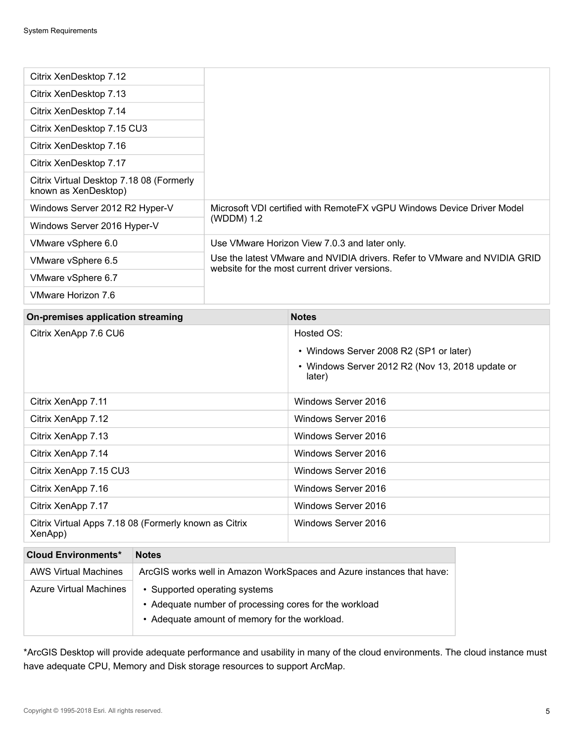| | |
|---|---|
| Citrix XenDesktop 7.12 | |
| Citrix XenDesktop 7.13 | |
| Citrix XenDesktop 7.14 | |
| Citrix XenDesktop 7.15 CU3 | |
| Citrix XenDesktop 7.16 | |
| Citrix XenDesktop 7.17 | |
| Citrix Virtual Desktop 7.18 08 (Formerly known as XenDesktop) | |
| Windows Server 2012 R2 Hyper-V | Microsoft VDI certified with RemoteFX vGPU Windows Device Driver Model (WDDM) 1.2 |
| Windows Server 2016 Hyper-V | |
| VMware vSphere 6.0 | Use VMware Horizon View 7.0.3 and later only. Use the latest VMware and NVIDIA drivers. Refer to VMware and NVIDIA GRID website for the most current driver versions. |
| VMware vSphere 6.5 | |
| VMware vSphere 6.7 | |
| VMware Horizon 7.6 | |

| On-premises application streaming | Notes |
|---|---|
| Citrix XenApp 7.6 CU6 | Hosted OS: • Windows Server 2008 R2 (SP1 or later) • Windows Server 2012 R2 (Nov 13, 2018 update or later) |
| Citrix XenApp 7.11 | Windows Server 2016 |
| Citrix XenApp 7.12 | Windows Server 2016 |
| Citrix XenApp 7.13 | Windows Server 2016 |
| Citrix XenApp 7.14 | Windows Server 2016 |
| Citrix XenApp 7.15 CU3 | Windows Server 2016 |
| Citrix XenApp 7.16 | Windows Server 2016 |
| Citrix XenApp 7.17 | Windows Server 2016 |
| Citrix Virtual Apps 7.18 08 (Formerly known as Citrix XenApp) | Windows Server 2016 |

| Cloud Environments* | Notes |
|---|---|
| AWS Virtual Machines | ArcGIS works well in Amazon WorkSpaces and Azure instances that have: |
| Azure Virtual Machines | • Supported operating systems • Adequate number of processing cores for the workload • Adequate amount of memory for the workload. |

*ArcGIS Desktop will provide adequate performance and usability in many of the cloud environments. The cloud instance must have adequate CPU, Memory and Disk storage resources to support ArcMap.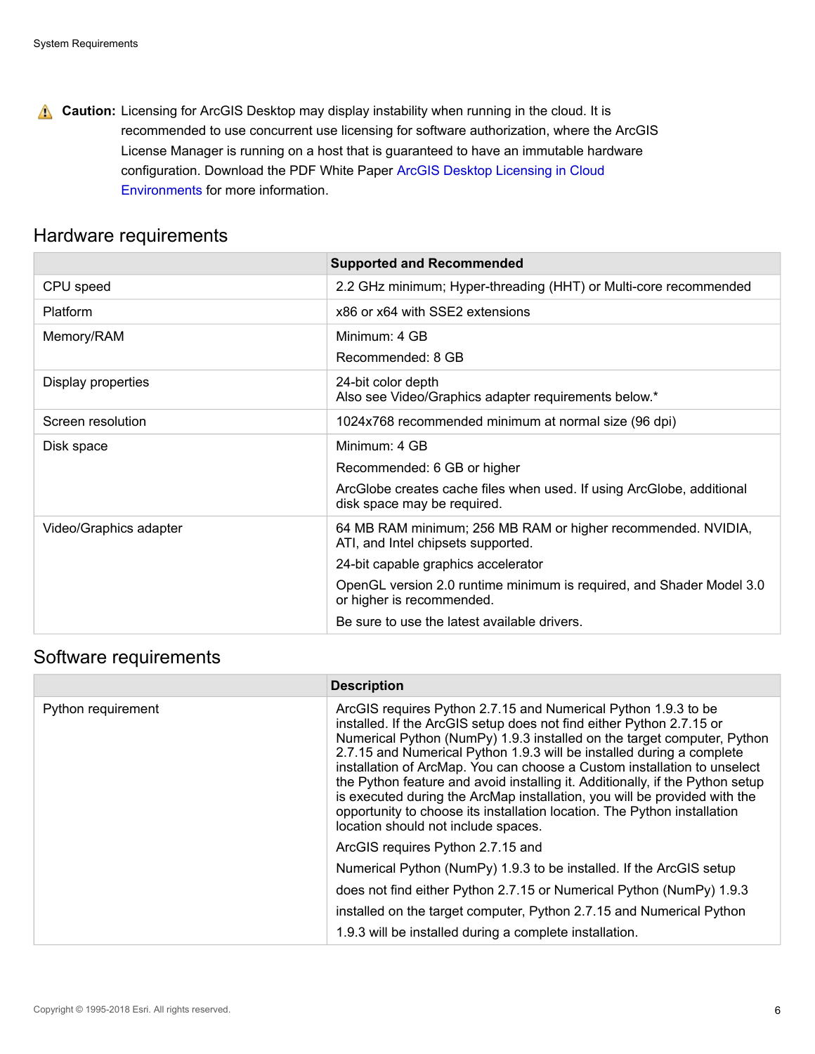**Caution:** Licensing for ArcGIS Desktop may display instability when running in the cloud. It is recommended to use concurrent use licensing for software authorization, where the ArcGIS License Manager is running on a host that is guaranteed to have an immutable hardware configuration. Download the PDF White Paper ArcGIS Desktop Licensing in Cloud Environments for more information.

## Hardware requirements

| | Supported and Recommended |
|---|---|
| CPU speed | 2.2 GHz minimum; Hyper-threading (HHT) or Multi-core recommended |
| Platform | x86 or x64 with SSE2 extensions |
| Memory/RAM | Minimum: 4 GB<br>Recommended: 8 GB |
| Display properties | 24-bit color depth<br>Also see Video/Graphics adapter requirements below.* |
| Screen resolution | 1024x768 recommended minimum at normal size (96 dpi) |
| Disk space | Minimum: 4 GB<br>Recommended: 6 GB or higher<br>ArcGlobe creates cache files when used. If using ArcGlobe, additional disk space may be required. |
| Video/Graphics adapter | 64 MB RAM minimum; 256 MB RAM or higher recommended. NVIDIA, ATI, and Intel chipsets supported.<br>24-bit capable graphics accelerator<br>OpenGL version 2.0 runtime minimum is required, and Shader Model 3.0 or higher is recommended.<br>Be sure to use the latest available drivers. |

## Software requirements

| | Description |
|---|---|
| Python requirement | ArcGIS requires Python 2.7.15 and Numerical Python 1.9.3 to be installed. If the ArcGIS setup does not find either Python 2.7.15 or Numerical Python (NumPy) 1.9.3 installed on the target computer, Python 2.7.15 and Numerical Python 1.9.3 will be installed during a complete installation of ArcMap. You can choose a Custom installation to unselect the Python feature and avoid installing it. Additionally, if the Python setup is executed during the ArcMap installation, you will be provided with the opportunity to choose its installation location. The Python installation location should not include spaces.<br>ArcGIS requires Python 2.7.15 and<br>Numerical Python (NumPy) 1.9.3 to be installed. If the ArcGIS setup<br>does not find either Python 2.7.15 or Numerical Python (NumPy) 1.9.3<br>installed on the target computer, Python 2.7.15 and Numerical Python<br>1.9.3 will be installed during a complete installation. |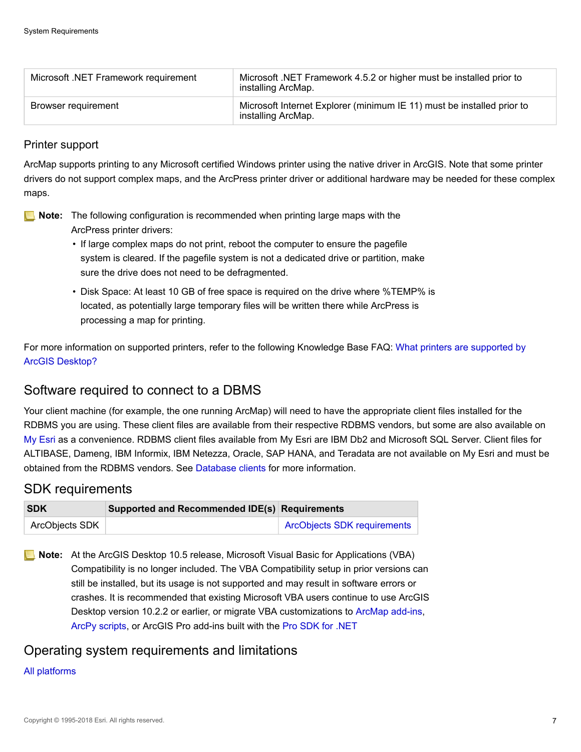| Microsoft .NET Framework requirement | Microsoft .NET Framework 4.5.2 or higher must be installed prior to installing ArcMap. |
|---|---|
| Browser requirement | Microsoft Internet Explorer (minimum IE 11) must be installed prior to installing ArcMap. |

### Printer support

ArcMap supports printing to any Microsoft certified Windows printer using the native driver in ArcGIS. Note that some printer drivers do not support complex maps, and the ArcPress printer driver or additional hardware may be needed for these complex maps.

**Note:** The following configuration is recommended when printing large maps with the ArcPress printer drivers:

- If large complex maps do not print, reboot the computer to ensure the pagefile system is cleared. If the pagefile system is not a dedicated drive or partition, make sure the drive does not need to be defragmented.
- Disk Space: At least 10 GB of free space is required on the drive where %TEMP% is located, as potentially large temporary files will be written there while ArcPress is processing a map for printing.

For more information on supported printers, refer to the following Knowledge Base FAQ: What printers are supported by ArcGIS Desktop?

## Software required to connect to a DBMS

Your client machine (for example, the one running ArcMap) will need to have the appropriate client files installed for the RDBMS you are using. These client files are available from their respective RDBMS vendors, but some are also available on My Esri as a convenience. RDBMS client files available from My Esri are IBM Db2 and Microsoft SQL Server. Client files for ALTIBASE, Dameng, IBM Informix, IBM Netezza, Oracle, SAP HANA, and Teradata are not available on My Esri and must be obtained from the RDBMS vendors. See Database clients for more information.

## SDK requirements

| SDK | Supported and Recommended IDE(s) | Requirements |
|---|---|---|
| ArcObjects SDK | | ArcObjects SDK requirements |

**Note:** At the ArcGIS Desktop 10.5 release, Microsoft Visual Basic for Applications (VBA) Compatibility is no longer included. The VBA Compatibility setup in prior versions can still be installed, but its usage is not supported and may result in software errors or crashes. It is recommended that existing Microsoft VBA users continue to use ArcGIS Desktop version 10.2.2 or earlier, or migrate VBA customizations to ArcMap add-ins, ArcPy scripts, or ArcGIS Pro add-ins built with the Pro SDK for .NET

## Operating system requirements and limitations

All platforms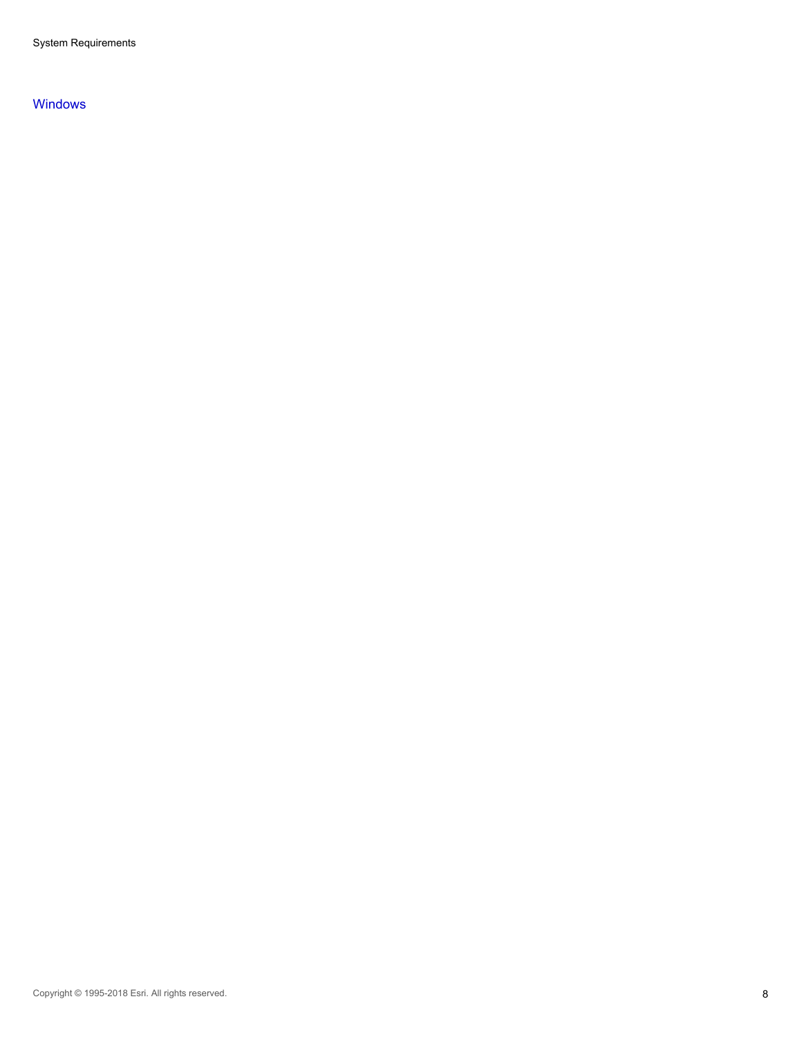## Windows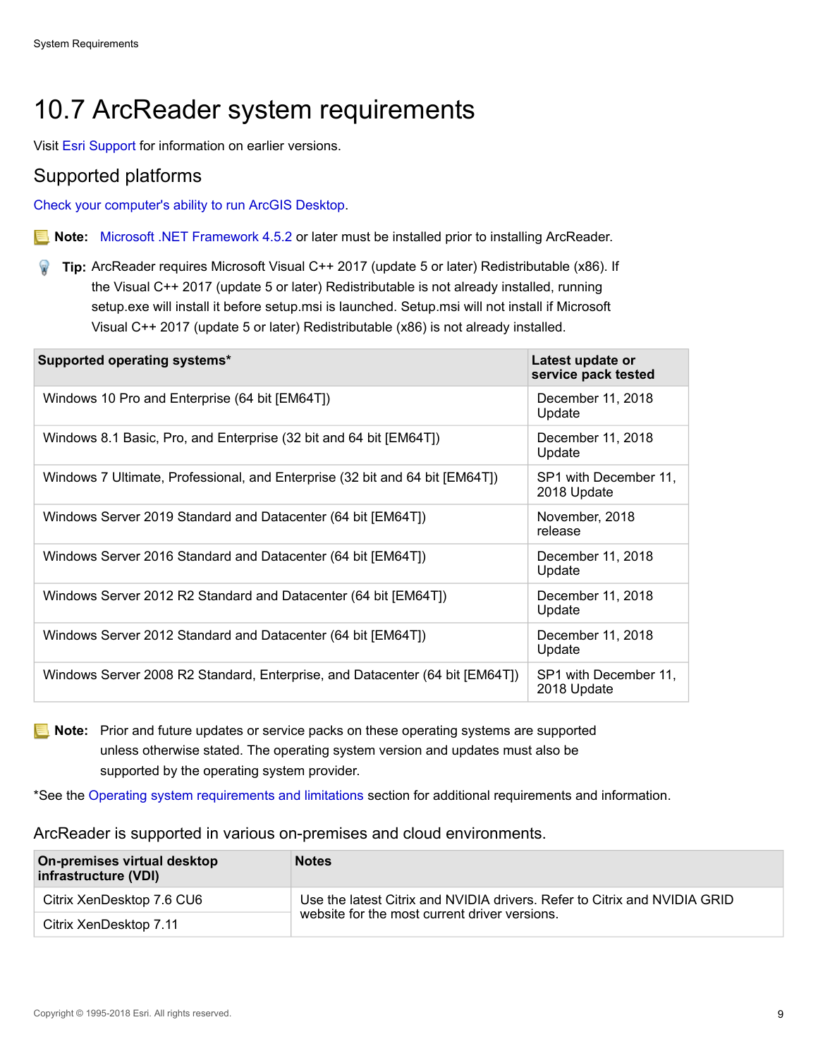# 10.7 ArcReader system requirements

Visit Esri Support for information on earlier versions.

## Supported platforms

Check your computer's ability to run ArcGIS Desktop.

**Note:** Microsoft .NET Framework 4.5.2 or later must be installed prior to installing ArcReader.

**Tip:** ArcReader requires Microsoft Visual C++ 2017 (update 5 or later) Redistributable (x86). If the Visual C++ 2017 (update 5 or later) Redistributable is not already installed, running setup.exe will install it before setup.msi is launched. Setup.msi will not install if Microsoft Visual C++ 2017 (update 5 or later) Redistributable (x86) is not already installed.

| Supported operating systems* | Latest update or service pack tested |
|---|---|
| Windows 10 Pro and Enterprise (64 bit [EM64T]) | December 11, 2018 Update |
| Windows 8.1 Basic, Pro, and Enterprise (32 bit and 64 bit [EM64T]) | December 11, 2018 Update |
| Windows 7 Ultimate, Professional, and Enterprise (32 bit and 64 bit [EM64T]) | SP1 with December 11, 2018 Update |
| Windows Server 2019 Standard and Datacenter (64 bit [EM64T]) | November, 2018 release |
| Windows Server 2016 Standard and Datacenter (64 bit [EM64T]) | December 11, 2018 Update |
| Windows Server 2012 R2 Standard and Datacenter (64 bit [EM64T]) | December 11, 2018 Update |
| Windows Server 2012 Standard and Datacenter (64 bit [EM64T]) | December 11, 2018 Update |
| Windows Server 2008 R2 Standard, Enterprise, and Datacenter (64 bit [EM64T]) | SP1 with December 11, 2018 Update |

**Note:** Prior and future updates or service packs on these operating systems are supported unless otherwise stated. The operating system version and updates must also be supported by the operating system provider.

*See the Operating system requirements and limitations section for additional requirements and information.

### ArcReader is supported in various on-premises and cloud environments.

| On-premises virtual desktop infrastructure (VDI) | Notes |
|---|---|
| Citrix XenDesktop 7.6 CU6 | Use the latest Citrix and NVIDIA drivers. Refer to Citrix and NVIDIA GRID website for the most current driver versions. |
| Citrix XenDesktop 7.11 | |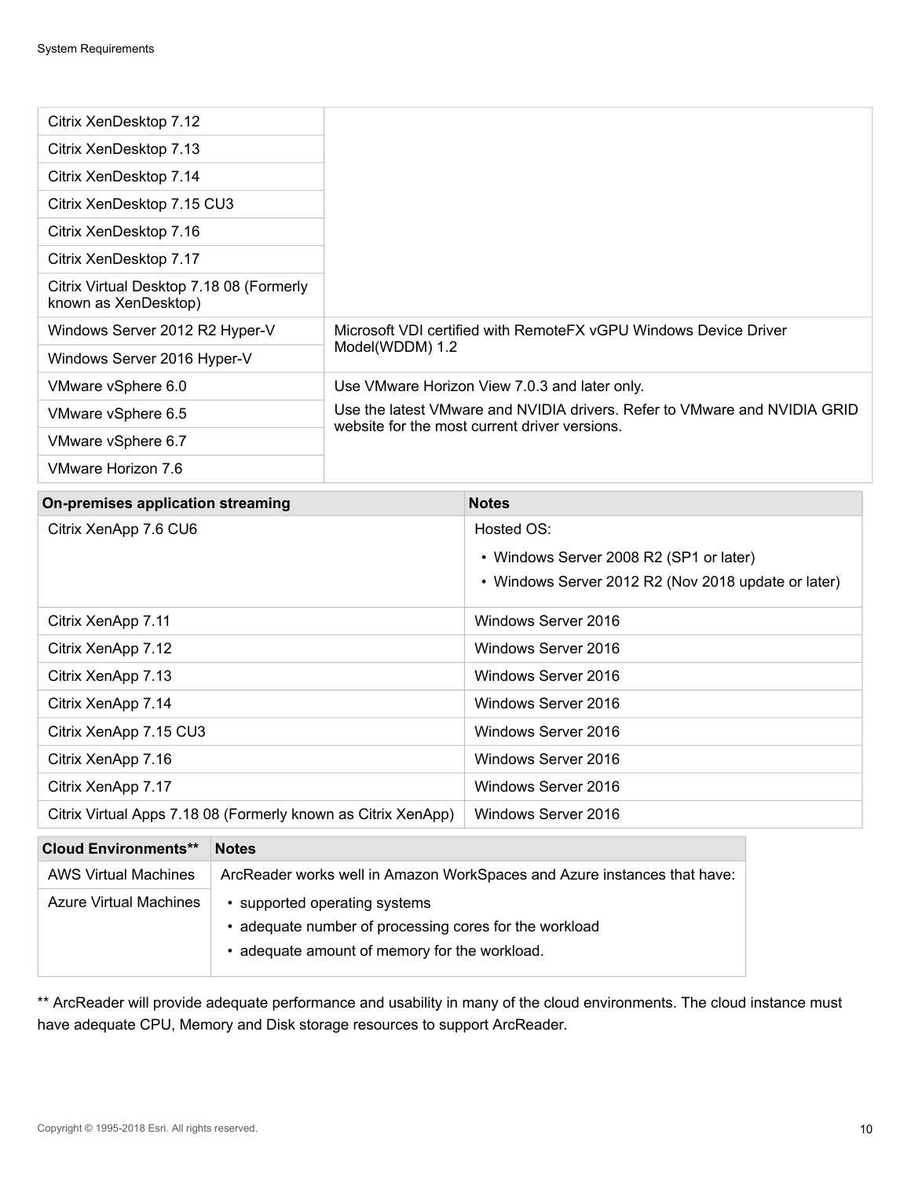| | |
|---|---|
| Citrix XenDesktop 7.12 | |
| Citrix XenDesktop 7.13 | |
| Citrix XenDesktop 7.14 | |
| Citrix XenDesktop 7.15 CU3 | |
| Citrix XenDesktop 7.16 | |
| Citrix XenDesktop 7.17 | |
| Citrix Virtual Desktop 7.18 08 (Formerly known as XenDesktop) | |
| Windows Server 2012 R2 Hyper-V | Microsoft VDI certified with RemoteFX vGPU Windows Device Driver Model(WDDM) 1.2 |
| Windows Server 2016 Hyper-V | |
| VMware vSphere 6.0 | Use VMware Horizon View 7.0.3 and later only. Use the latest VMware and NVIDIA drivers. Refer to VMware and NVIDIA GRID website for the most current driver versions. |
| VMware vSphere 6.5 | |
| VMware vSphere 6.7 | |
| VMware Horizon 7.6 | |

| On-premises application streaming | Notes |
|---|---|
| Citrix XenApp 7.6 CU6 | Hosted OS: <br>• Windows Server 2008 R2 (SP1 or later)<br>• Windows Server 2012 R2 (Nov 2018 update or later) |
| Citrix XenApp 7.11 | Windows Server 2016 |
| Citrix XenApp 7.12 | Windows Server 2016 |
| Citrix XenApp 7.13 | Windows Server 2016 |
| Citrix XenApp 7.14 | Windows Server 2016 |
| Citrix XenApp 7.15 CU3 | Windows Server 2016 |
| Citrix XenApp 7.16 | Windows Server 2016 |
| Citrix XenApp 7.17 | Windows Server 2016 |
| Citrix Virtual Apps 7.18 08 (Formerly known as Citrix XenApp) | Windows Server 2016 |

| Cloud Environments** | Notes |
|---|---|
| AWS Virtual Machines | ArcReader works well in Amazon WorkSpaces and Azure instances that have:<br>• supported operating systems<br>• adequate number of processing cores for the workload<br>• adequate amount of memory for the workload. |
| Azure Virtual Machines | |

** ArcReader will provide adequate performance and usability in many of the cloud environments. The cloud instance must have adequate CPU, Memory and Disk storage resources to support ArcReader.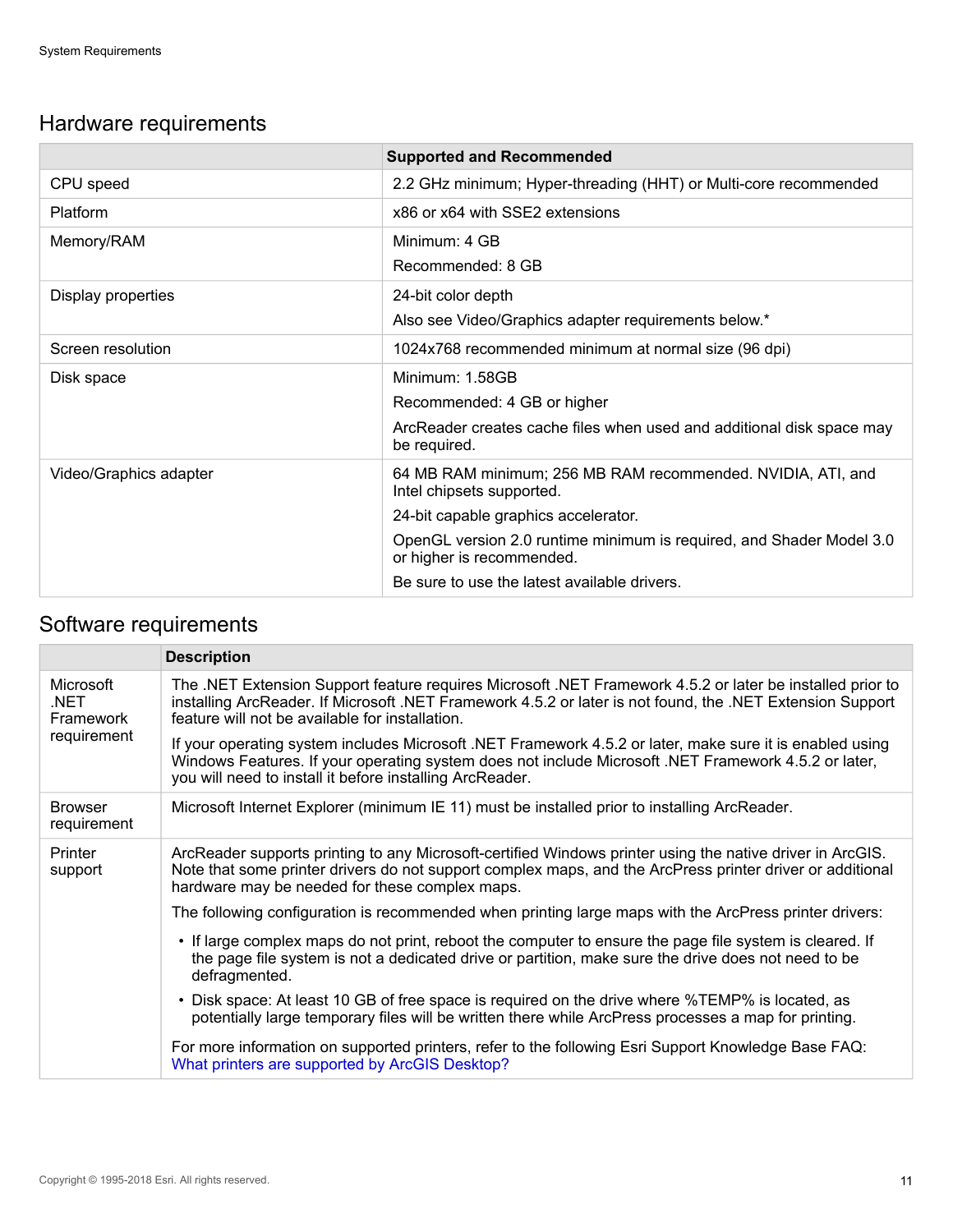## Hardware requirements

| | Supported and Recommended |
|---|---|
| CPU speed | 2.2 GHz minimum; Hyper-threading (HHT) or Multi-core recommended |
| Platform | x86 or x64 with SSE2 extensions |
| Memory/RAM | Minimum: 4 GB<br>Recommended: 8 GB |
| Display properties | 24-bit color depth<br>Also see Video/Graphics adapter requirements below.* |
| Screen resolution | 1024x768 recommended minimum at normal size (96 dpi) |
| Disk space | Minimum: 1.58GB<br>Recommended: 4 GB or higher<br>ArcReader creates cache files when used and additional disk space may be required. |
| Video/Graphics adapter | 64 MB RAM minimum; 256 MB RAM recommended. NVIDIA, ATI, and Intel chipsets supported.<br>24-bit capable graphics accelerator.<br>OpenGL version 2.0 runtime minimum is required, and Shader Model 3.0 or higher is recommended.<br>Be sure to use the latest available drivers. |

## Software requirements

| | Description |
|---|---|
| Microsoft .NET Framework requirement | The .NET Extension Support feature requires Microsoft .NET Framework 4.5.2 or later be installed prior to installing ArcReader. If Microsoft .NET Framework 4.5.2 or later is not found, the .NET Extension Support feature will not be available for installation.<br>If your operating system includes Microsoft .NET Framework 4.5.2 or later, make sure it is enabled using Windows Features. If your operating system does not include Microsoft .NET Framework 4.5.2 or later, you will need to install it before installing ArcReader. |
| Browser requirement | Microsoft Internet Explorer (minimum IE 11) must be installed prior to installing ArcReader. |
| Printer support | ArcReader supports printing to any Microsoft-certified Windows printer using the native driver in ArcGIS. Note that some printer drivers do not support complex maps, and the ArcPress printer driver or additional hardware may be needed for these complex maps.<br>The following configuration is recommended when printing large maps with the ArcPress printer drivers:<br>• If large complex maps do not print, reboot the computer to ensure the page file system is cleared. If the page file system is not a dedicated drive or partition, make sure the drive does not need to be defragmented.<br>• Disk space: At least 10 GB of free space is required on the drive where %TEMP% is located, as potentially large temporary files will be written there while ArcPress processes a map for printing.<br>For more information on supported printers, refer to the following Esri Support Knowledge Base FAQ: What printers are supported by ArcGIS Desktop? |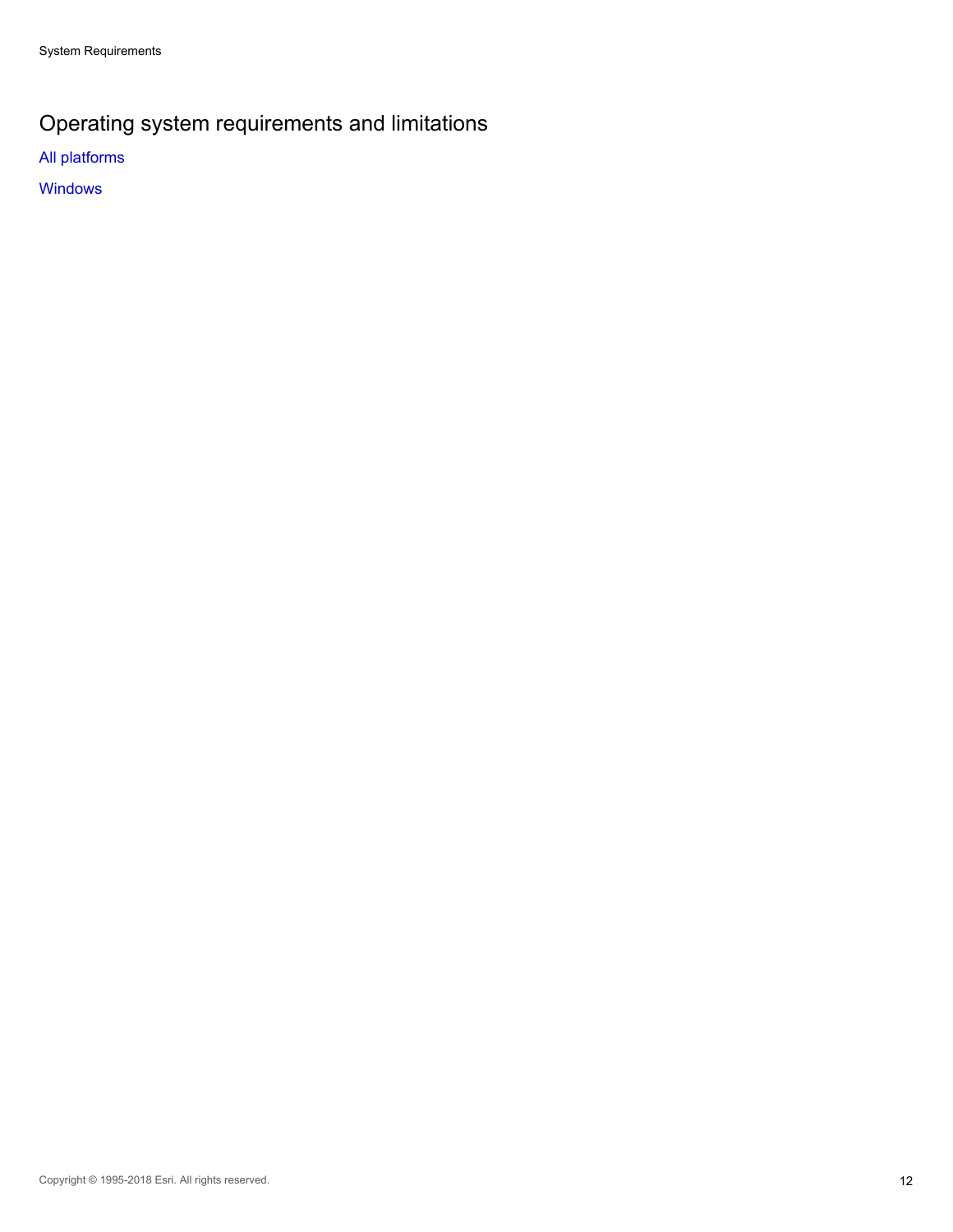# Operating system requirements and limitations

All platforms

Windows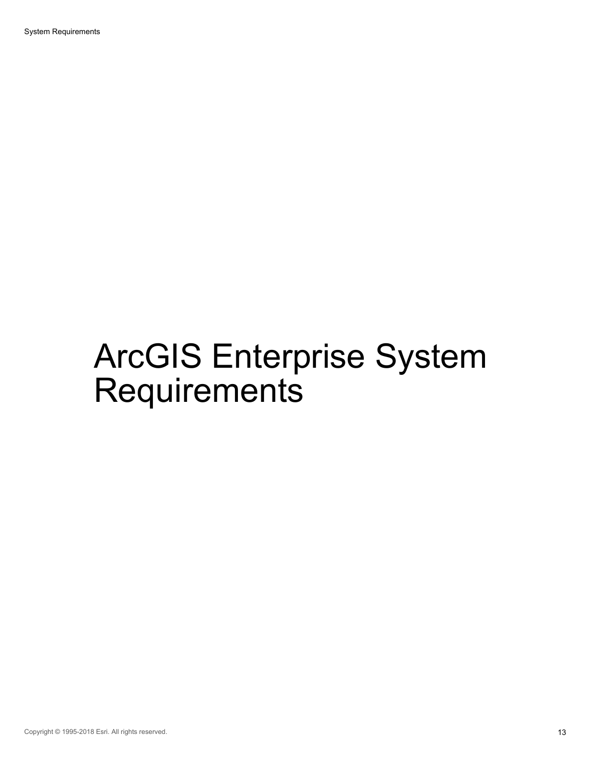# ArcGIS Enterprise System Requirements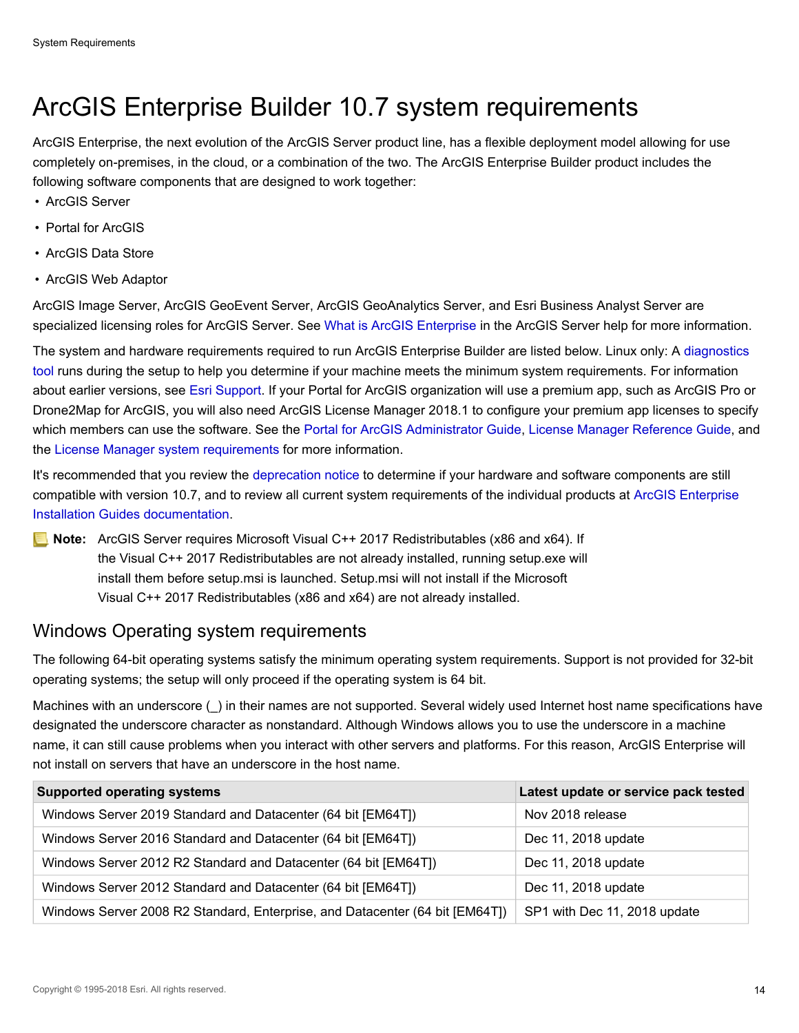# ArcGIS Enterprise Builder 10.7 system requirements

ArcGIS Enterprise, the next evolution of the ArcGIS Server product line, has a flexible deployment model allowing for use completely on-premises, in the cloud, or a combination of the two. The ArcGIS Enterprise Builder product includes the following software components that are designed to work together:

- ArcGIS Server
- Portal for ArcGIS
- ArcGIS Data Store
- ArcGIS Web Adaptor

ArcGIS Image Server, ArcGIS GeoEvent Server, ArcGIS GeoAnalytics Server, and Esri Business Analyst Server are specialized licensing roles for ArcGIS Server. See What is ArcGIS Enterprise in the ArcGIS Server help for more information.

The system and hardware requirements required to run ArcGIS Enterprise Builder are listed below. Linux only: A diagnostics tool runs during the setup to help you determine if your machine meets the minimum system requirements. For information about earlier versions, see Esri Support. If your Portal for ArcGIS organization will use a premium app, such as ArcGIS Pro or Drone2Map for ArcGIS, you will also need ArcGIS License Manager 2018.1 to configure your premium app licenses to specify which members can use the software. See the Portal for ArcGIS Administrator Guide, License Manager Reference Guide, and the License Manager system requirements for more information.

It's recommended that you review the deprecation notice to determine if your hardware and software components are still compatible with version 10.7, and to review all current system requirements of the individual products at ArcGIS Enterprise Installation Guides documentation.

**Note:** ArcGIS Server requires Microsoft Visual C++ 2017 Redistributables (x86 and x64). If the Visual C++ 2017 Redistributables are not already installed, running setup.exe will install them before setup.msi is launched. Setup.msi will not install if the Microsoft Visual C++ 2017 Redistributables (x86 and x64) are not already installed.

## Windows Operating system requirements

The following 64-bit operating systems satisfy the minimum operating system requirements. Support is not provided for 32-bit operating systems; the setup will only proceed if the operating system is 64 bit.

Machines with an underscore (_) in their names are not supported. Several widely used Internet host name specifications have designated the underscore character as nonstandard. Although Windows allows you to use the underscore in a machine name, it can still cause problems when you interact with other servers and platforms. For this reason, ArcGIS Enterprise will not install on servers that have an underscore in the host name.

| Supported operating systems | Latest update or service pack tested |
|---|---|
| Windows Server 2019 Standard and Datacenter (64 bit [EM64T]) | Nov 2018 release |
| Windows Server 2016 Standard and Datacenter (64 bit [EM64T]) | Dec 11, 2018 update |
| Windows Server 2012 R2 Standard and Datacenter (64 bit [EM64T]) | Dec 11, 2018 update |
| Windows Server 2012 Standard and Datacenter (64 bit [EM64T]) | Dec 11, 2018 update |
| Windows Server 2008 R2 Standard, Enterprise, and Datacenter (64 bit [EM64T]) | SP1 with Dec 11, 2018 update |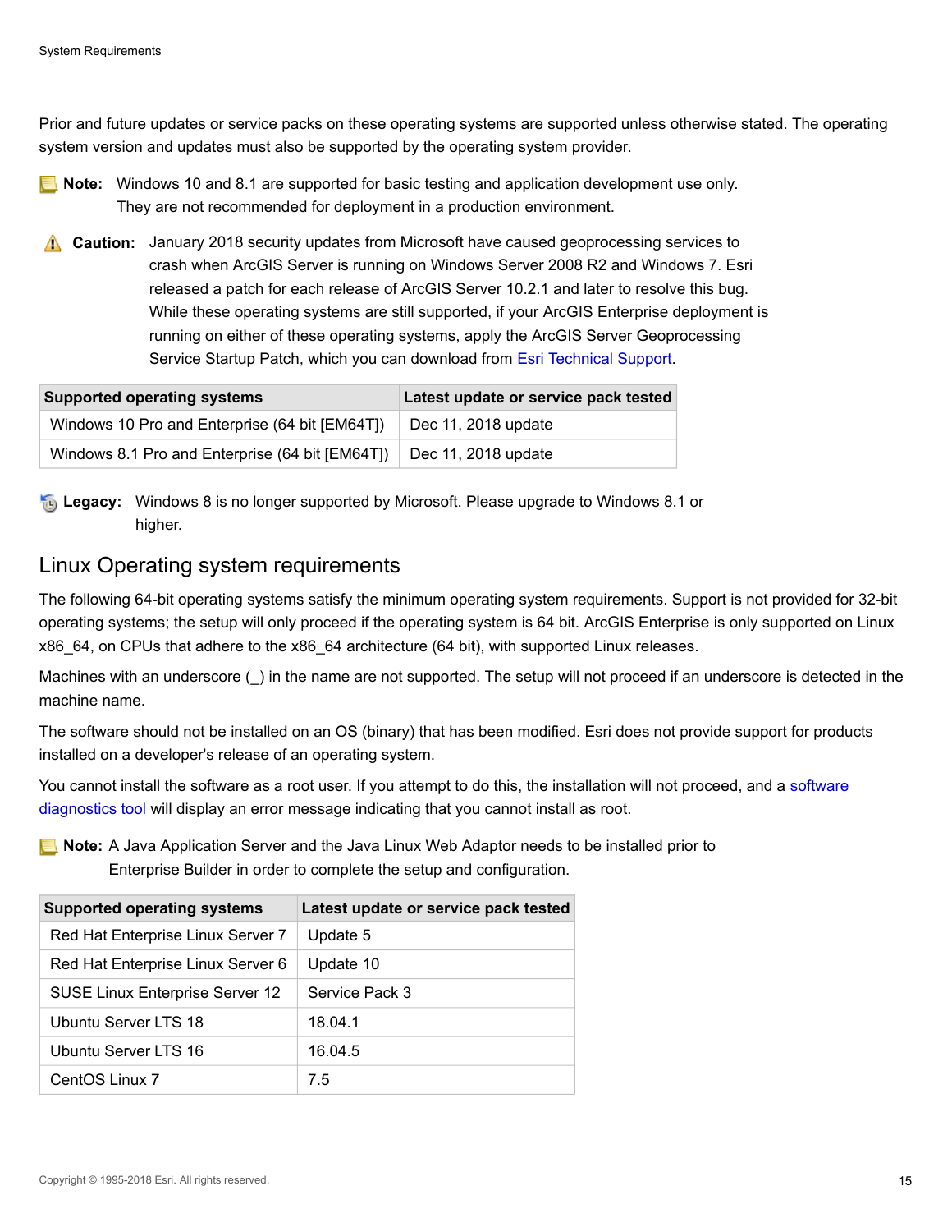Prior and future updates or service packs on these operating systems are supported unless otherwise stated. The operating system version and updates must also be supported by the operating system provider.

**Note:** Windows 10 and 8.1 are supported for basic testing and application development use only. They are not recommended for deployment in a production environment.

**Caution:** January 2018 security updates from Microsoft have caused geoprocessing services to crash when ArcGIS Server is running on Windows Server 2008 R2 and Windows 7. Esri released a patch for each release of ArcGIS Server 10.2.1 and later to resolve this bug. While these operating systems are still supported, if your ArcGIS Enterprise deployment is running on either of these operating systems, apply the ArcGIS Server Geoprocessing Service Startup Patch, which you can download from Esri Technical Support.

| Supported operating systems | Latest update or service pack tested |
|---|---|
| Windows 10 Pro and Enterprise (64 bit [EM64T]) | Dec 11, 2018 update |
| Windows 8.1 Pro and Enterprise (64 bit [EM64T]) | Dec 11, 2018 update |

**Legacy:** Windows 8 is no longer supported by Microsoft. Please upgrade to Windows 8.1 or higher.

## Linux Operating system requirements

The following 64-bit operating systems satisfy the minimum operating system requirements. Support is not provided for 32-bit operating systems; the setup will only proceed if the operating system is 64 bit. ArcGIS Enterprise is only supported on Linux x86_64, on CPUs that adhere to the x86_64 architecture (64 bit), with supported Linux releases.

Machines with an underscore (_) in the name are not supported. The setup will not proceed if an underscore is detected in the machine name.

The software should not be installed on an OS (binary) that has been modified. Esri does not provide support for products installed on a developer's release of an operating system.

You cannot install the software as a root user. If you attempt to do this, the installation will not proceed, and a software diagnostics tool will display an error message indicating that you cannot install as root.

**Note:** A Java Application Server and the Java Linux Web Adaptor needs to be installed prior to Enterprise Builder in order to complete the setup and configuration.

| Supported operating systems | Latest update or service pack tested |
|---|---|
| Red Hat Enterprise Linux Server 7 | Update 5 |
| Red Hat Enterprise Linux Server 6 | Update 10 |
| SUSE Linux Enterprise Server 12 | Service Pack 3 |
| Ubuntu Server LTS 18 | 18.04.1 |
| Ubuntu Server LTS 16 | 16.04.5 |
| CentOS Linux 7 | 7.5 |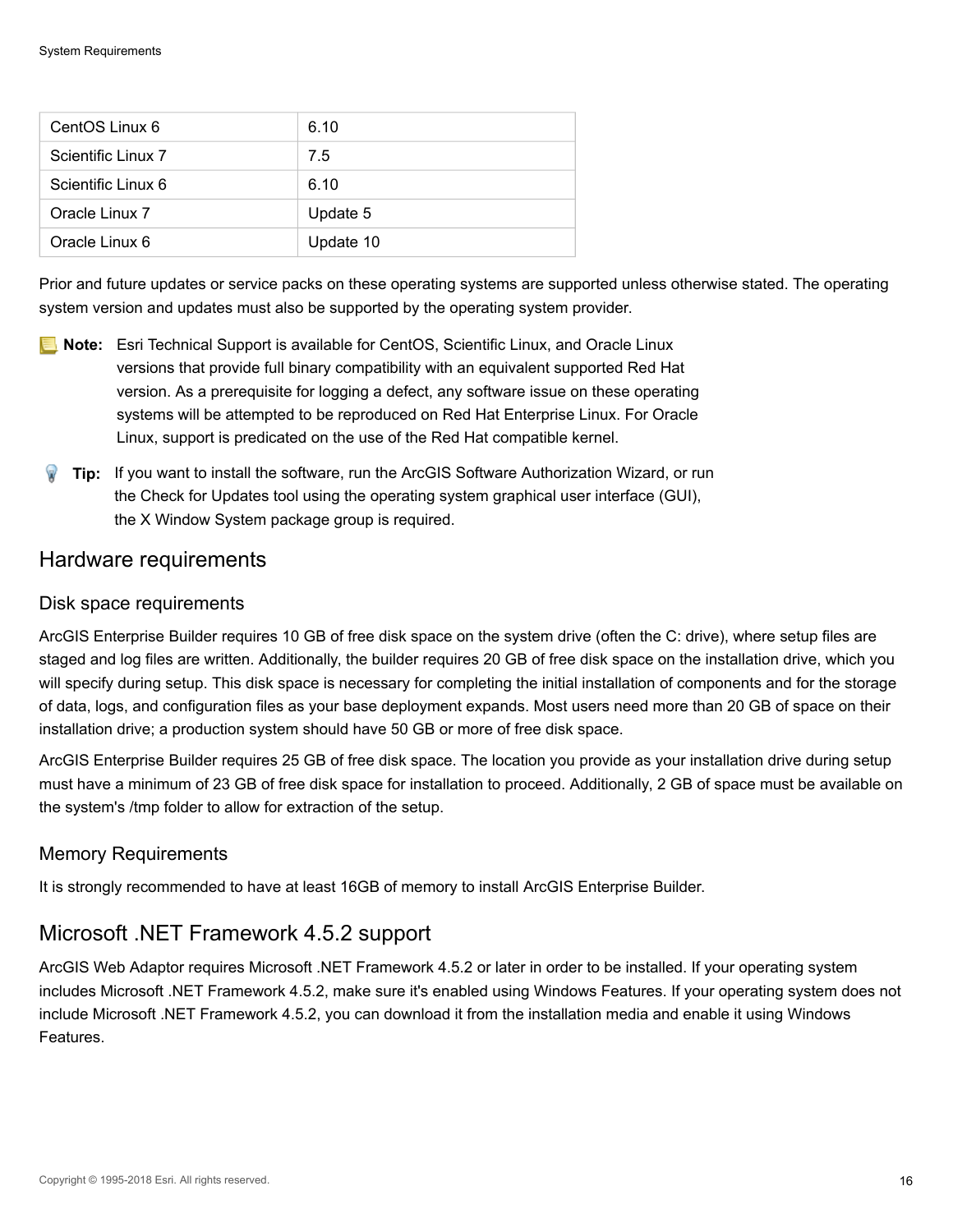| CentOS Linux 6 | 6.10 |
| --- | --- |
| Scientific Linux 7 | 7.5 |
| Scientific Linux 6 | 6.10 |
| Oracle Linux 7 | Update 5 |
| Oracle Linux 6 | Update 10 |

Prior and future updates or service packs on these operating systems are supported unless otherwise stated. The operating system version and updates must also be supported by the operating system provider.

**Note:** Esri Technical Support is available for CentOS, Scientific Linux, and Oracle Linux versions that provide full binary compatibility with an equivalent supported Red Hat version. As a prerequisite for logging a defect, any software issue on these operating systems will be attempted to be reproduced on Red Hat Enterprise Linux. For Oracle Linux, support is predicated on the use of the Red Hat compatible kernel.

**Tip:** If you want to install the software, run the ArcGIS Software Authorization Wizard, or run the Check for Updates tool using the operating system graphical user interface (GUI), the X Window System package group is required.

## Hardware requirements

### Disk space requirements

ArcGIS Enterprise Builder requires 10 GB of free disk space on the system drive (often the C: drive), where setup files are staged and log files are written. Additionally, the builder requires 20 GB of free disk space on the installation drive, which you will specify during setup. This disk space is necessary for completing the initial installation of components and for the storage of data, logs, and configuration files as your base deployment expands. Most users need more than 20 GB of space on their installation drive; a production system should have 50 GB or more of free disk space.

ArcGIS Enterprise Builder requires 25 GB of free disk space. The location you provide as your installation drive during setup must have a minimum of 23 GB of free disk space for installation to proceed. Additionally, 2 GB of space must be available on the system's /tmp folder to allow for extraction of the setup.

### Memory Requirements

It is strongly recommended to have at least 16GB of memory to install ArcGIS Enterprise Builder.

## Microsoft .NET Framework 4.5.2 support

ArcGIS Web Adaptor requires Microsoft .NET Framework 4.5.2 or later in order to be installed. If your operating system includes Microsoft .NET Framework 4.5.2, make sure it's enabled using Windows Features. If your operating system does not include Microsoft .NET Framework 4.5.2, you can download it from the installation media and enable it using Windows Features.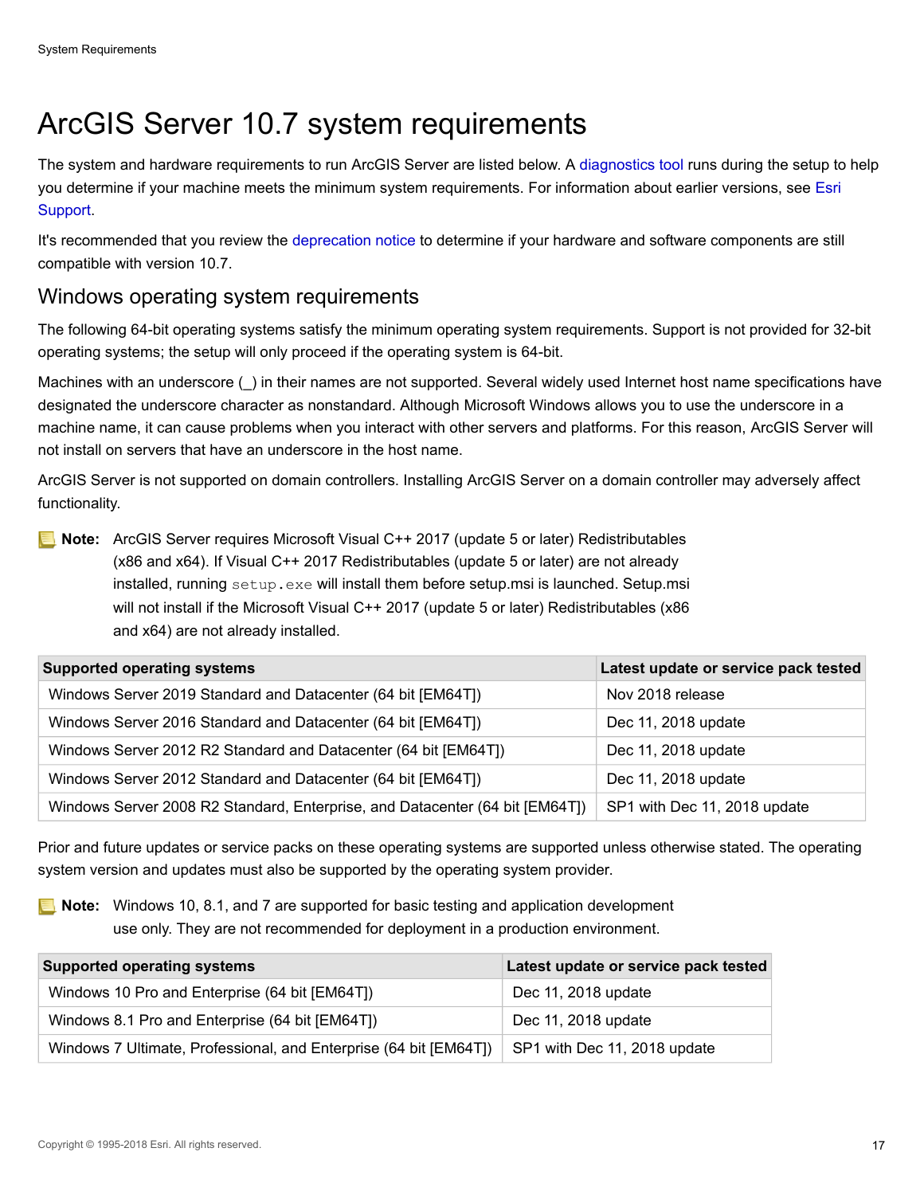# ArcGIS Server 10.7 system requirements

The system and hardware requirements to run ArcGIS Server are listed below. A diagnostics tool runs during the setup to help you determine if your machine meets the minimum system requirements. For information about earlier versions, see Esri Support.

It's recommended that you review the deprecation notice to determine if your hardware and software components are still compatible with version 10.7.

## Windows operating system requirements

The following 64-bit operating systems satisfy the minimum operating system requirements. Support is not provided for 32-bit operating systems; the setup will only proceed if the operating system is 64-bit.

Machines with an underscore (_) in their names are not supported. Several widely used Internet host name specifications have designated the underscore character as nonstandard. Although Microsoft Windows allows you to use the underscore in a machine name, it can cause problems when you interact with other servers and platforms. For this reason, ArcGIS Server will not install on servers that have an underscore in the host name.

ArcGIS Server is not supported on domain controllers. Installing ArcGIS Server on a domain controller may adversely affect functionality.

**Note:** ArcGIS Server requires Microsoft Visual C++ 2017 (update 5 or later) Redistributables (x86 and x64). If Visual C++ 2017 Redistributables (update 5 or later) are not already installed, running `setup.exe` will install them before setup.msi is launched. Setup.msi will not install if the Microsoft Visual C++ 2017 (update 5 or later) Redistributables (x86 and x64) are not already installed.

| Supported operating systems | Latest update or service pack tested |
| --- | --- |
| Windows Server 2019 Standard and Datacenter (64 bit [EM64T]) | Nov 2018 release |
| Windows Server 2016 Standard and Datacenter (64 bit [EM64T]) | Dec 11, 2018 update |
| Windows Server 2012 R2 Standard and Datacenter (64 bit [EM64T]) | Dec 11, 2018 update |
| Windows Server 2012 Standard and Datacenter (64 bit [EM64T]) | Dec 11, 2018 update |
| Windows Server 2008 R2 Standard, Enterprise, and Datacenter (64 bit [EM64T]) | SP1 with Dec 11, 2018 update |

Prior and future updates or service packs on these operating systems are supported unless otherwise stated. The operating system version and updates must also be supported by the operating system provider.

**Note:** Windows 10, 8.1, and 7 are supported for basic testing and application development use only. They are not recommended for deployment in a production environment.

| Supported operating systems | Latest update or service pack tested |
| --- | --- |
| Windows 10 Pro and Enterprise (64 bit [EM64T]) | Dec 11, 2018 update |
| Windows 8.1 Pro and Enterprise (64 bit [EM64T]) | Dec 11, 2018 update |
| Windows 7 Ultimate, Professional, and Enterprise (64 bit [EM64T]) | SP1 with Dec 11, 2018 update |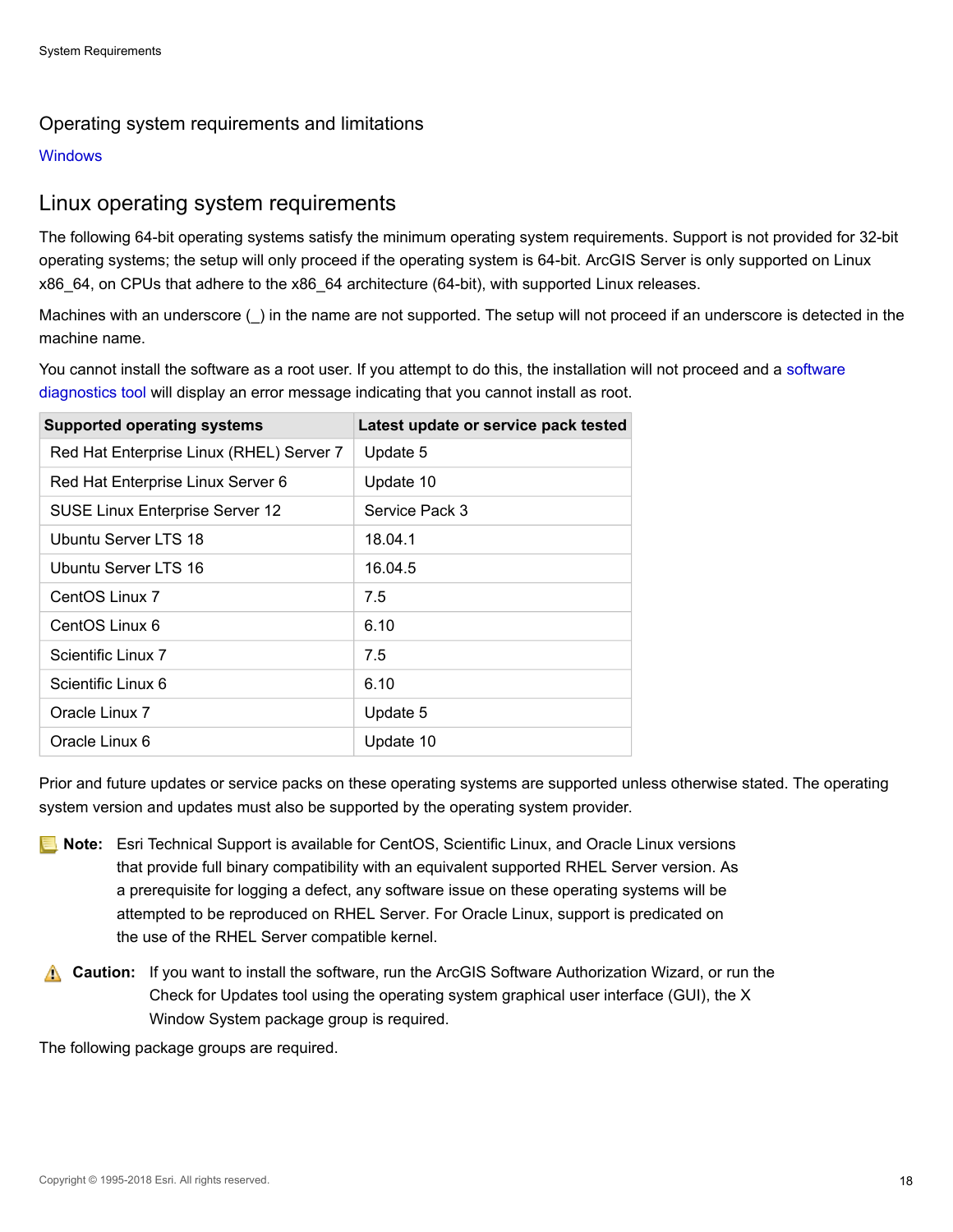## Operating system requirements and limitations

Windows

## Linux operating system requirements

The following 64-bit operating systems satisfy the minimum operating system requirements. Support is not provided for 32-bit operating systems; the setup will only proceed if the operating system is 64-bit. ArcGIS Server is only supported on Linux x86_64, on CPUs that adhere to the x86_64 architecture (64-bit), with supported Linux releases.

Machines with an underscore (_) in the name are not supported. The setup will not proceed if an underscore is detected in the machine name.

You cannot install the software as a root user. If you attempt to do this, the installation will not proceed and a software diagnostics tool will display an error message indicating that you cannot install as root.

| Supported operating systems | Latest update or service pack tested |
| --- | --- |
| Red Hat Enterprise Linux (RHEL) Server 7 | Update 5 |
| Red Hat Enterprise Linux Server 6 | Update 10 |
| SUSE Linux Enterprise Server 12 | Service Pack 3 |
| Ubuntu Server LTS 18 | 18.04.1 |
| Ubuntu Server LTS 16 | 16.04.5 |
| CentOS Linux 7 | 7.5 |
| CentOS Linux 6 | 6.10 |
| Scientific Linux 7 | 7.5 |
| Scientific Linux 6 | 6.10 |
| Oracle Linux 7 | Update 5 |
| Oracle Linux 6 | Update 10 |

Prior and future updates or service packs on these operating systems are supported unless otherwise stated. The operating system version and updates must also be supported by the operating system provider.

**Note:** Esri Technical Support is available for CentOS, Scientific Linux, and Oracle Linux versions that provide full binary compatibility with an equivalent supported RHEL Server version. As a prerequisite for logging a defect, any software issue on these operating systems will be attempted to be reproduced on RHEL Server. For Oracle Linux, support is predicated on the use of the RHEL Server compatible kernel.

**Caution:** If you want to install the software, run the ArcGIS Software Authorization Wizard, or run the Check for Updates tool using the operating system graphical user interface (GUI), the X Window System package group is required.

The following package groups are required.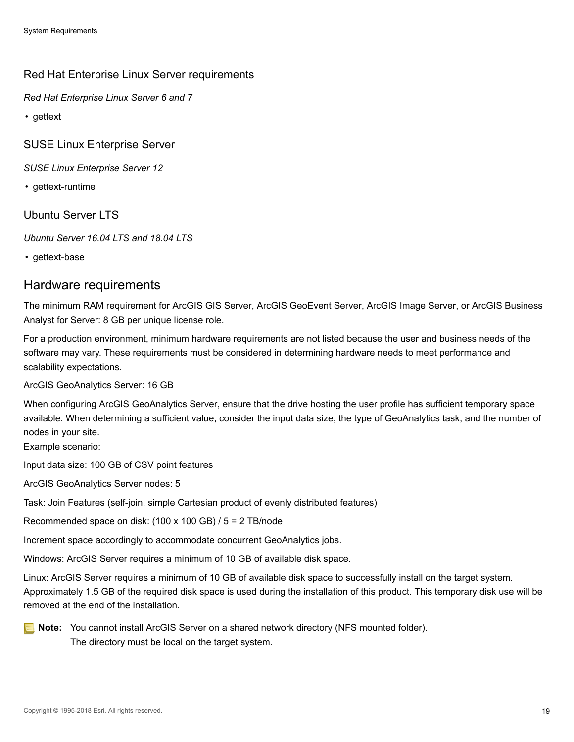### Red Hat Enterprise Linux Server requirements

*Red Hat Enterprise Linux Server 6 and 7*

- gettext

### SUSE Linux Enterprise Server

*SUSE Linux Enterprise Server 12*

- gettext-runtime

### Ubuntu Server LTS

*Ubuntu Server 16.04 LTS and 18.04 LTS*

- gettext-base

## Hardware requirements

The minimum RAM requirement for ArcGIS GIS Server, ArcGIS GeoEvent Server, ArcGIS Image Server, or ArcGIS Business Analyst for Server: 8 GB per unique license role.

For a production environment, minimum hardware requirements are not listed because the user and business needs of the software may vary. These requirements must be considered in determining hardware needs to meet performance and scalability expectations.

ArcGIS GeoAnalytics Server: 16 GB

When configuring ArcGIS GeoAnalytics Server, ensure that the drive hosting the user profile has sufficient temporary space available. When determining a sufficient value, consider the input data size, the type of GeoAnalytics task, and the number of nodes in your site.
Example scenario:

Input data size: 100 GB of CSV point features

ArcGIS GeoAnalytics Server nodes: 5

Task: Join Features (self-join, simple Cartesian product of evenly distributed features)

Recommended space on disk: (100 x 100 GB) / 5 = 2 TB/node

Increment space accordingly to accommodate concurrent GeoAnalytics jobs.

Windows: ArcGIS Server requires a minimum of 10 GB of available disk space.

Linux: ArcGIS Server requires a minimum of 10 GB of available disk space to successfully install on the target system. Approximately 1.5 GB of the required disk space is used during the installation of this product. This temporary disk use will be removed at the end of the installation.

**Note:** You cannot install ArcGIS Server on a shared network directory (NFS mounted folder). The directory must be local on the target system.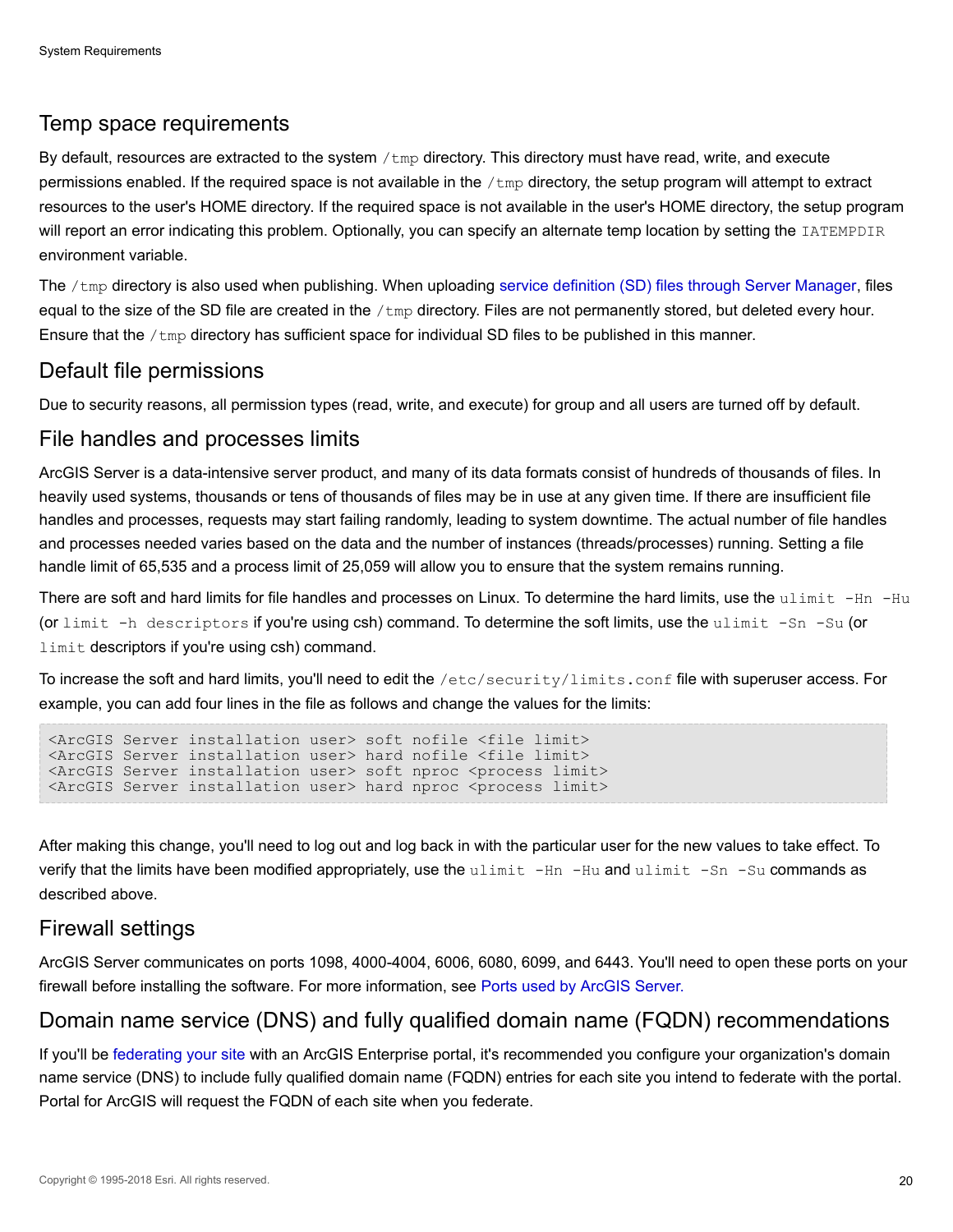## Temp space requirements

By default, resources are extracted to the system `/tmp` directory. This directory must have read, write, and execute permissions enabled. If the required space is not available in the `/tmp` directory, the setup program will attempt to extract resources to the user's HOME directory. If the required space is not available in the user's HOME directory, the setup program will report an error indicating this problem. Optionally, you can specify an alternate temp location by setting the `IATEMPDIR` environment variable.

The `/tmp` directory is also used when publishing. When uploading service definition (SD) files through Server Manager, files equal to the size of the SD file are created in the `/tmp` directory. Files are not permanently stored, but deleted every hour. Ensure that the `/tmp` directory has sufficient space for individual SD files to be published in this manner.

## Default file permissions

Due to security reasons, all permission types (read, write, and execute) for group and all users are turned off by default.

## File handles and processes limits

ArcGIS Server is a data-intensive server product, and many of its data formats consist of hundreds of thousands of files. In heavily used systems, thousands or tens of thousands of files may be in use at any given time. If there are insufficient file handles and processes, requests may start failing randomly, leading to system downtime. The actual number of file handles and processes needed varies based on the data and the number of instances (threads/processes) running. Setting a file handle limit of 65,535 and a process limit of 25,059 will allow you to ensure that the system remains running.

There are soft and hard limits for file handles and processes on Linux. To determine the hard limits, use the `ulimit -Hn -Hu` (or `limit -h descriptors` if you're using csh) command. To determine the soft limits, use the `ulimit -Sn -Su` (or `limit` descriptors if you're using csh) command.

To increase the soft and hard limits, you'll need to edit the `/etc/security/limits.conf` file with superuser access. For example, you can add four lines in the file as follows and change the values for the limits:

```
<ArcGIS Server installation user> soft nofile <file limit>
<ArcGIS Server installation user> hard nofile <file limit>
<ArcGIS Server installation user> soft nproc <process limit>
<ArcGIS Server installation user> hard nproc <process limit>
```

After making this change, you'll need to log out and log back in with the particular user for the new values to take effect. To verify that the limits have been modified appropriately, use the `ulimit -Hn -Hu` and `ulimit -Sn -Su` commands as described above.

## Firewall settings

ArcGIS Server communicates on ports 1098, 4000-4004, 6006, 6080, 6099, and 6443. You'll need to open these ports on your firewall before installing the software. For more information, see Ports used by ArcGIS Server.

## Domain name service (DNS) and fully qualified domain name (FQDN) recommendations

If you'll be federating your site with an ArcGIS Enterprise portal, it's recommended you configure your organization's domain name service (DNS) to include fully qualified domain name (FQDN) entries for each site you intend to federate with the portal. Portal for ArcGIS will request the FQDN of each site when you federate.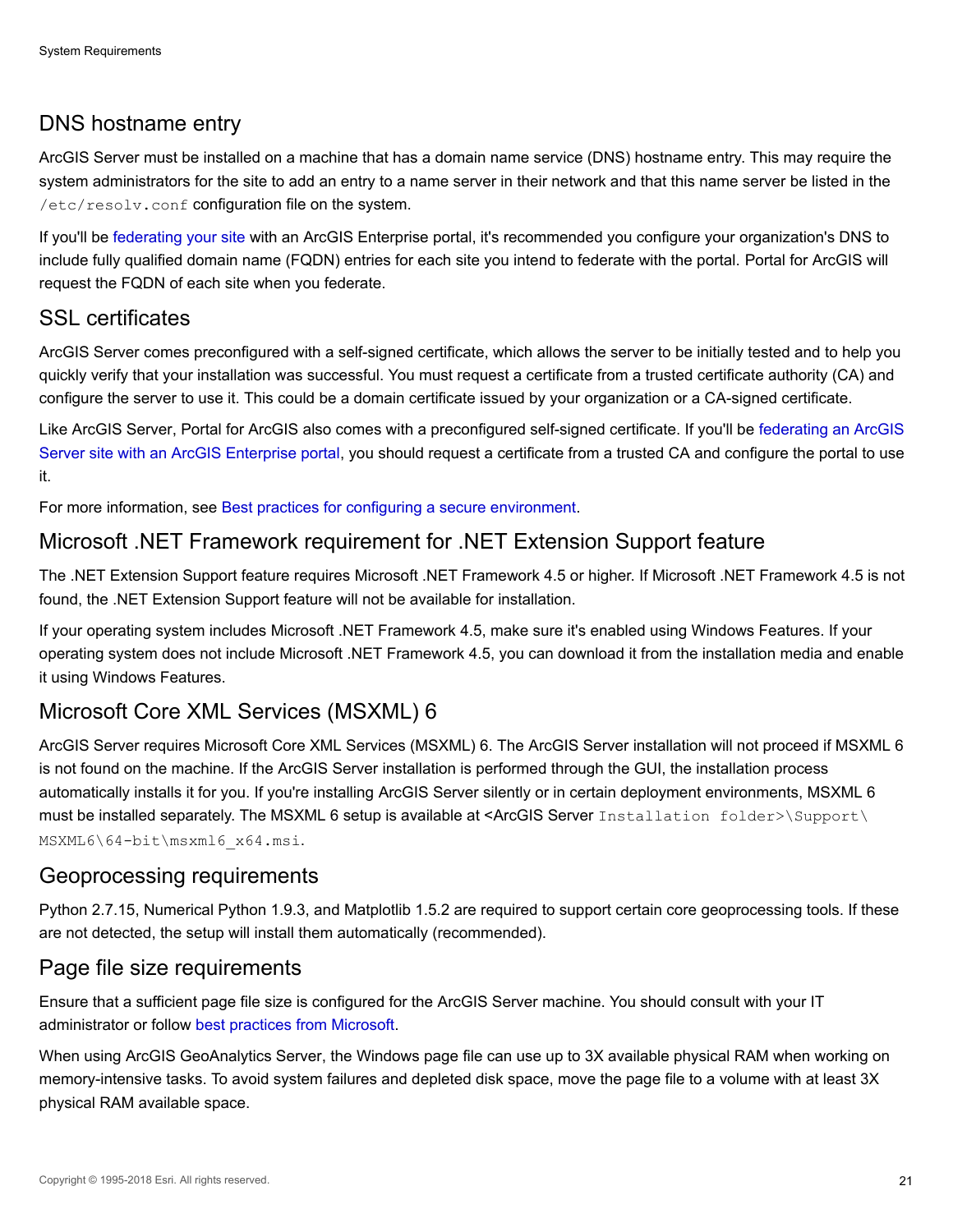## DNS hostname entry

ArcGIS Server must be installed on a machine that has a domain name service (DNS) hostname entry. This may require the system administrators for the site to add an entry to a name server in their network and that this name server be listed in the `/etc/resolv.conf` configuration file on the system.

If you'll be federating your site with an ArcGIS Enterprise portal, it's recommended you configure your organization's DNS to include fully qualified domain name (FQDN) entries for each site you intend to federate with the portal. Portal for ArcGIS will request the FQDN of each site when you federate.

## SSL certificates

ArcGIS Server comes preconfigured with a self-signed certificate, which allows the server to be initially tested and to help you quickly verify that your installation was successful. You must request a certificate from a trusted certificate authority (CA) and configure the server to use it. This could be a domain certificate issued by your organization or a CA-signed certificate.

Like ArcGIS Server, Portal for ArcGIS also comes with a preconfigured self-signed certificate. If you'll be federating an ArcGIS Server site with an ArcGIS Enterprise portal, you should request a certificate from a trusted CA and configure the portal to use it.

For more information, see Best practices for configuring a secure environment.

## Microsoft .NET Framework requirement for .NET Extension Support feature

The .NET Extension Support feature requires Microsoft .NET Framework 4.5 or higher. If Microsoft .NET Framework 4.5 is not found, the .NET Extension Support feature will not be available for installation.

If your operating system includes Microsoft .NET Framework 4.5, make sure it's enabled using Windows Features. If your operating system does not include Microsoft .NET Framework 4.5, you can download it from the installation media and enable it using Windows Features.

## Microsoft Core XML Services (MSXML) 6

ArcGIS Server requires Microsoft Core XML Services (MSXML) 6. The ArcGIS Server installation will not proceed if MSXML 6 is not found on the machine. If the ArcGIS Server installation is performed through the GUI, the installation process automatically installs it for you. If you're installing ArcGIS Server silently or in certain deployment environments, MSXML 6 must be installed separately. The MSXML 6 setup is available at <ArcGIS Server `Installation folder>\Support\MSXML6\64-bit\msxml6_x64.msi`.

## Geoprocessing requirements

Python 2.7.15, Numerical Python 1.9.3, and Matplotlib 1.5.2 are required to support certain core geoprocessing tools. If these are not detected, the setup will install them automatically (recommended).

## Page file size requirements

Ensure that a sufficient page file size is configured for the ArcGIS Server machine. You should consult with your IT administrator or follow best practices from Microsoft.

When using ArcGIS GeoAnalytics Server, the Windows page file can use up to 3X available physical RAM when working on memory-intensive tasks. To avoid system failures and depleted disk space, move the page file to a volume with at least 3X physical RAM available space.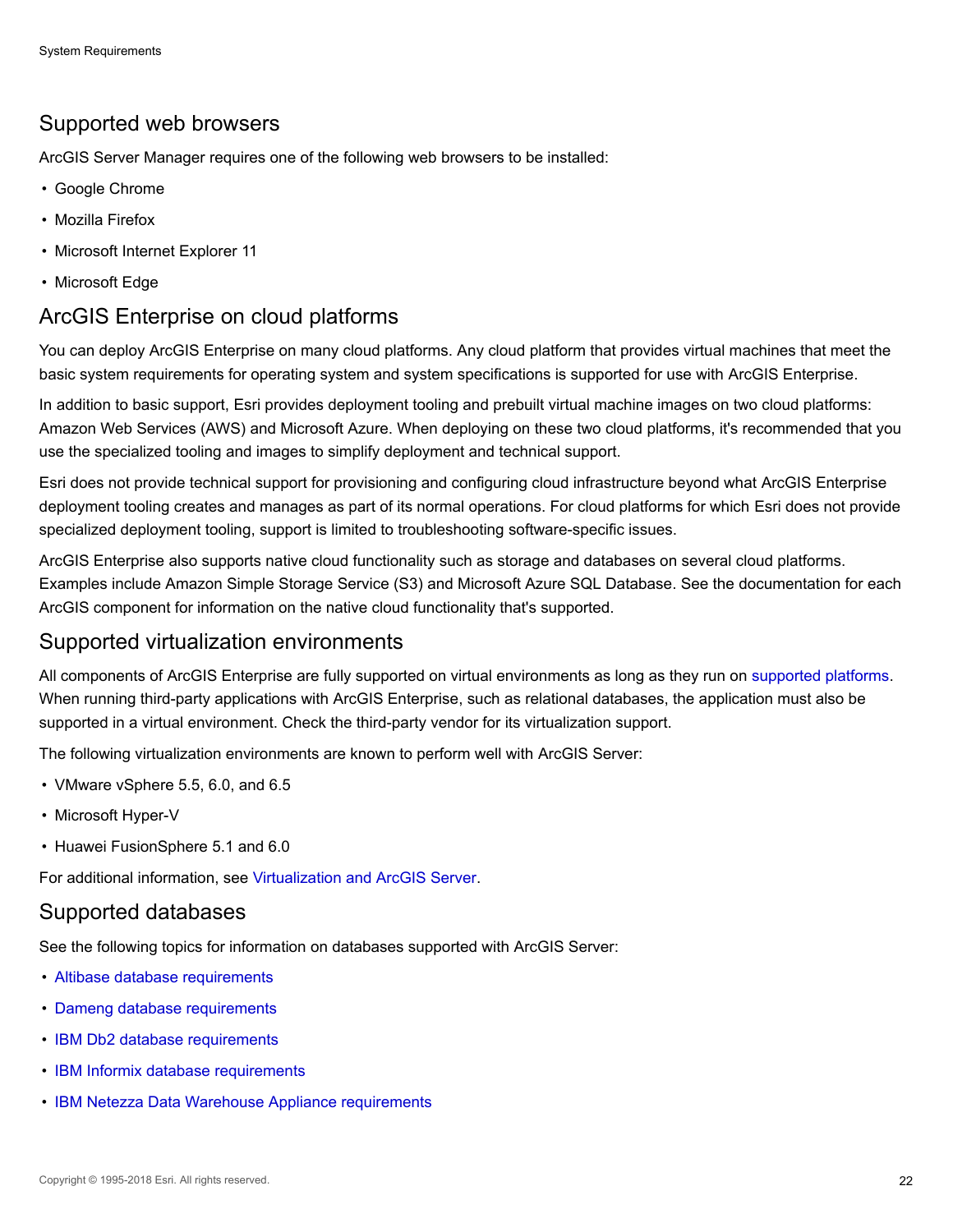## Supported web browsers

ArcGIS Server Manager requires one of the following web browsers to be installed:

- Google Chrome
- Mozilla Firefox
- Microsoft Internet Explorer 11
- Microsoft Edge

## ArcGIS Enterprise on cloud platforms

You can deploy ArcGIS Enterprise on many cloud platforms. Any cloud platform that provides virtual machines that meet the basic system requirements for operating system and system specifications is supported for use with ArcGIS Enterprise.

In addition to basic support, Esri provides deployment tooling and prebuilt virtual machine images on two cloud platforms: Amazon Web Services (AWS) and Microsoft Azure. When deploying on these two cloud platforms, it's recommended that you use the specialized tooling and images to simplify deployment and technical support.

Esri does not provide technical support for provisioning and configuring cloud infrastructure beyond what ArcGIS Enterprise deployment tooling creates and manages as part of its normal operations. For cloud platforms for which Esri does not provide specialized deployment tooling, support is limited to troubleshooting software-specific issues.

ArcGIS Enterprise also supports native cloud functionality such as storage and databases on several cloud platforms. Examples include Amazon Simple Storage Service (S3) and Microsoft Azure SQL Database. See the documentation for each ArcGIS component for information on the native cloud functionality that's supported.

## Supported virtualization environments

All components of ArcGIS Enterprise are fully supported on virtual environments as long as they run on supported platforms. When running third-party applications with ArcGIS Enterprise, such as relational databases, the application must also be supported in a virtual environment. Check the third-party vendor for its virtualization support.

The following virtualization environments are known to perform well with ArcGIS Server:

- VMware vSphere 5.5, 6.0, and 6.5
- Microsoft Hyper-V
- Huawei FusionSphere 5.1 and 6.0

For additional information, see Virtualization and ArcGIS Server.

## Supported databases

See the following topics for information on databases supported with ArcGIS Server:

- Altibase database requirements
- Dameng database requirements
- IBM Db2 database requirements
- IBM Informix database requirements
- IBM Netezza Data Warehouse Appliance requirements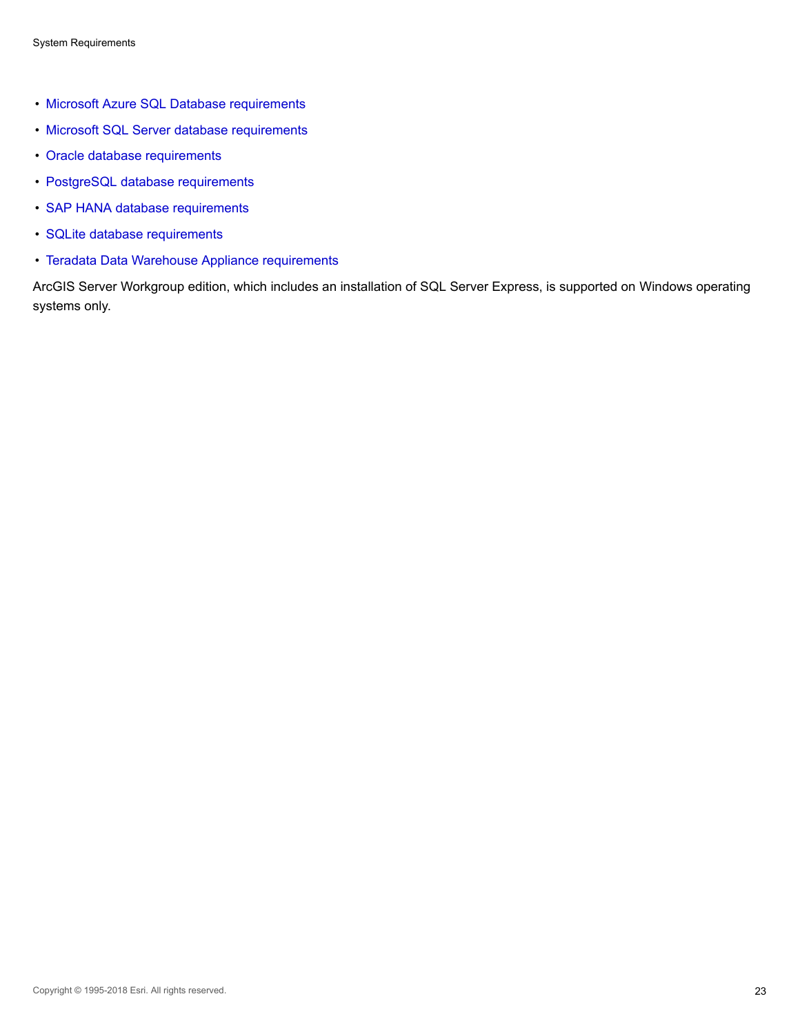- Microsoft Azure SQL Database requirements
- Microsoft SQL Server database requirements
- Oracle database requirements
- PostgreSQL database requirements
- SAP HANA database requirements
- SQLite database requirements
- Teradata Data Warehouse Appliance requirements

ArcGIS Server Workgroup edition, which includes an installation of SQL Server Express, is supported on Windows operating systems only.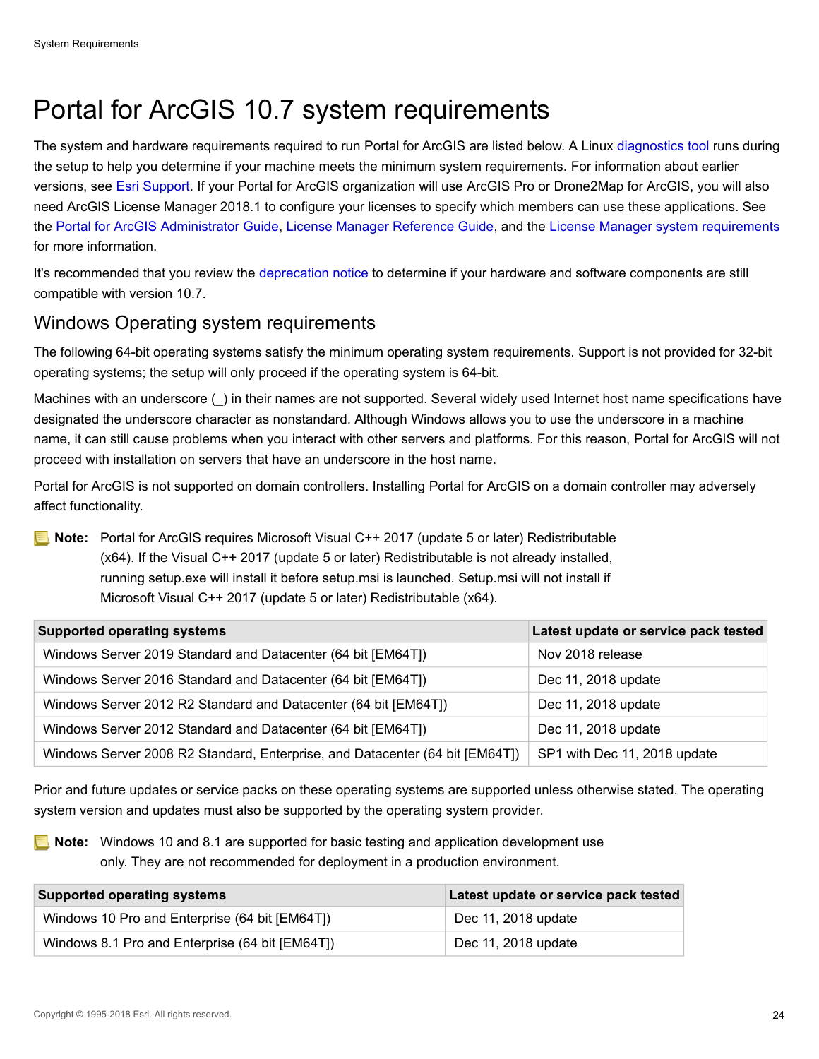# Portal for ArcGIS 10.7 system requirements

The system and hardware requirements required to run Portal for ArcGIS are listed below. A Linux diagnostics tool runs during the setup to help you determine if your machine meets the minimum system requirements. For information about earlier versions, see Esri Support. If your Portal for ArcGIS organization will use ArcGIS Pro or Drone2Map for ArcGIS, you will also need ArcGIS License Manager 2018.1 to configure your licenses to specify which members can use these applications. See the Portal for ArcGIS Administrator Guide, License Manager Reference Guide, and the License Manager system requirements for more information.

It's recommended that you review the deprecation notice to determine if your hardware and software components are still compatible with version 10.7.

## Windows Operating system requirements

The following 64-bit operating systems satisfy the minimum operating system requirements. Support is not provided for 32-bit operating systems; the setup will only proceed if the operating system is 64-bit.

Machines with an underscore (_) in their names are not supported. Several widely used Internet host name specifications have designated the underscore character as nonstandard. Although Windows allows you to use the underscore in a machine name, it can still cause problems when you interact with other servers and platforms. For this reason, Portal for ArcGIS will not proceed with installation on servers that have an underscore in the host name.

Portal for ArcGIS is not supported on domain controllers. Installing Portal for ArcGIS on a domain controller may adversely affect functionality.

**Note:** Portal for ArcGIS requires Microsoft Visual C++ 2017 (update 5 or later) Redistributable (x64). If the Visual C++ 2017 (update 5 or later) Redistributable is not already installed, running setup.exe will install it before setup.msi is launched. Setup.msi will not install if Microsoft Visual C++ 2017 (update 5 or later) Redistributable (x64).

| Supported operating systems | Latest update or service pack tested |
|---|---|
| Windows Server 2019 Standard and Datacenter (64 bit [EM64T]) | Nov 2018 release |
| Windows Server 2016 Standard and Datacenter (64 bit [EM64T]) | Dec 11, 2018 update |
| Windows Server 2012 R2 Standard and Datacenter (64 bit [EM64T]) | Dec 11, 2018 update |
| Windows Server 2012 Standard and Datacenter (64 bit [EM64T]) | Dec 11, 2018 update |
| Windows Server 2008 R2 Standard, Enterprise, and Datacenter (64 bit [EM64T]) | SP1 with Dec 11, 2018 update |

Prior and future updates or service packs on these operating systems are supported unless otherwise stated. The operating system version and updates must also be supported by the operating system provider.

**Note:** Windows 10 and 8.1 are supported for basic testing and application development use only. They are not recommended for deployment in a production environment.

| Supported operating systems | Latest update or service pack tested |
|---|---|
| Windows 10 Pro and Enterprise (64 bit [EM64T]) | Dec 11, 2018 update |
| Windows 8.1 Pro and Enterprise (64 bit [EM64T]) | Dec 11, 2018 update |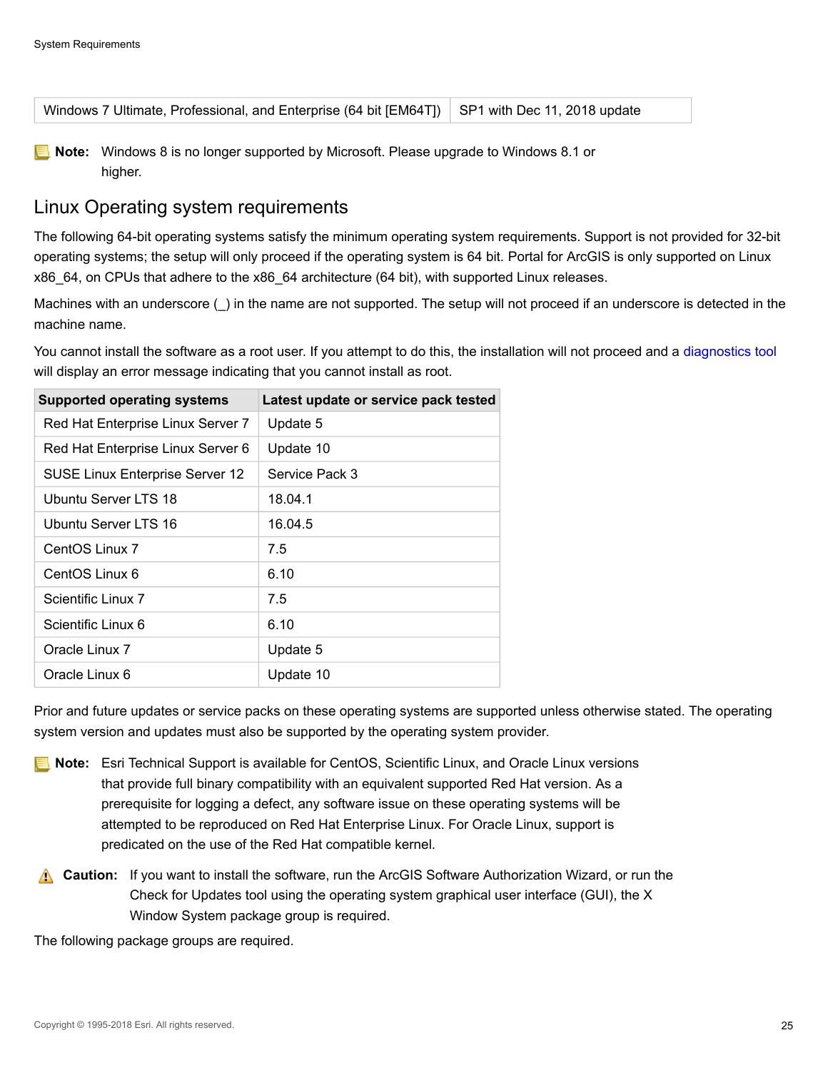| Windows 7 Ultimate, Professional, and Enterprise (64 bit [EM64T]) | SP1 with Dec 11, 2018 update |
|---|---|

**Note:** Windows 8 is no longer supported by Microsoft. Please upgrade to Windows 8.1 or higher.

## Linux Operating system requirements

The following 64-bit operating systems satisfy the minimum operating system requirements. Support is not provided for 32-bit operating systems; the setup will only proceed if the operating system is 64 bit. Portal for ArcGIS is only supported on Linux x86_64, on CPUs that adhere to the x86_64 architecture (64 bit), with supported Linux releases.

Machines with an underscore (_) in the name are not supported. The setup will not proceed if an underscore is detected in the machine name.

You cannot install the software as a root user. If you attempt to do this, the installation will not proceed and a diagnostics tool will display an error message indicating that you cannot install as root.

| Supported operating systems | Latest update or service pack tested |
|---|---|
| Red Hat Enterprise Linux Server 7 | Update 5 |
| Red Hat Enterprise Linux Server 6 | Update 10 |
| SUSE Linux Enterprise Server 12 | Service Pack 3 |
| Ubuntu Server LTS 18 | 18.04.1 |
| Ubuntu Server LTS 16 | 16.04.5 |
| CentOS Linux 7 | 7.5 |
| CentOS Linux 6 | 6.10 |
| Scientific Linux 7 | 7.5 |
| Scientific Linux 6 | 6.10 |
| Oracle Linux 7 | Update 5 |
| Oracle Linux 6 | Update 10 |

Prior and future updates or service packs on these operating systems are supported unless otherwise stated. The operating system version and updates must also be supported by the operating system provider.

**Note:** Esri Technical Support is available for CentOS, Scientific Linux, and Oracle Linux versions that provide full binary compatibility with an equivalent supported Red Hat version. As a prerequisite for logging a defect, any software issue on these operating systems will be attempted to be reproduced on Red Hat Enterprise Linux. For Oracle Linux, support is predicated on the use of the Red Hat compatible kernel.

**Caution:** If you want to install the software, run the ArcGIS Software Authorization Wizard, or run the Check for Updates tool using the operating system graphical user interface (GUI), the X Window System package group is required.

The following package groups are required.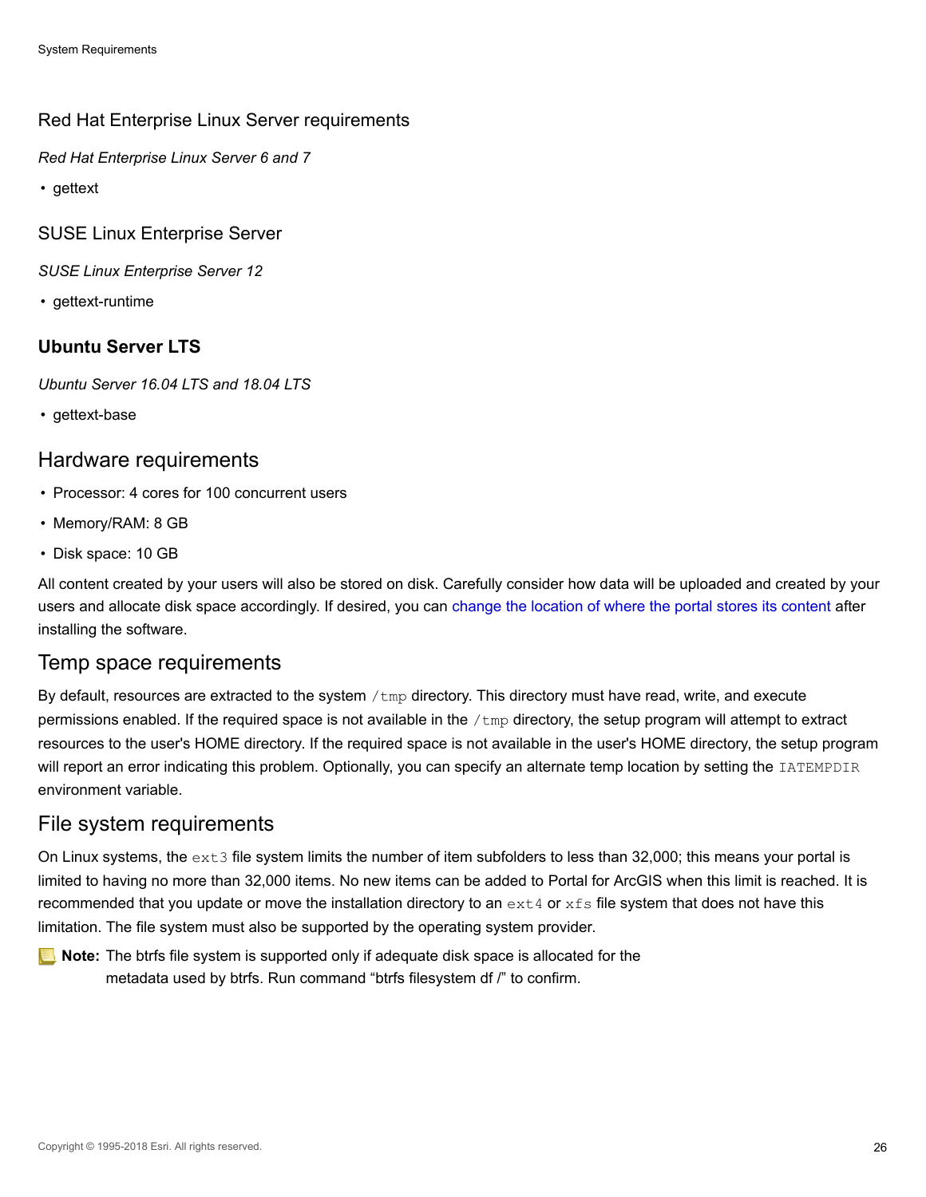### Red Hat Enterprise Linux Server requirements

*Red Hat Enterprise Linux Server 6 and 7*

- gettext

### SUSE Linux Enterprise Server

*SUSE Linux Enterprise Server 12*

- gettext-runtime

### **Ubuntu Server LTS**

*Ubuntu Server 16.04 LTS and 18.04 LTS*

- gettext-base

## Hardware requirements

- Processor: 4 cores for 100 concurrent users
- Memory/RAM: 8 GB
- Disk space: 10 GB

All content created by your users will also be stored on disk. Carefully consider how data will be uploaded and created by your users and allocate disk space accordingly. If desired, you can change the location of where the portal stores its content after installing the software.

## Temp space requirements

By default, resources are extracted to the system `/tmp` directory. This directory must have read, write, and execute permissions enabled. If the required space is not available in the `/tmp` directory, the setup program will attempt to extract resources to the user's HOME directory. If the required space is not available in the user's HOME directory, the setup program will report an error indicating this problem. Optionally, you can specify an alternate temp location by setting the `IATEMPDIR` environment variable.

## File system requirements

On Linux systems, the `ext3` file system limits the number of item subfolders to less than 32,000; this means your portal is limited to having no more than 32,000 items. No new items can be added to Portal for ArcGIS when this limit is reached. It is recommended that you update or move the installation directory to an `ext4` or `xfs` file system that does not have this limitation. The file system must also be supported by the operating system provider.

**Note:** The btrfs file system is supported only if adequate disk space is allocated for the metadata used by btrfs. Run command “btrfs filesystem df /” to confirm.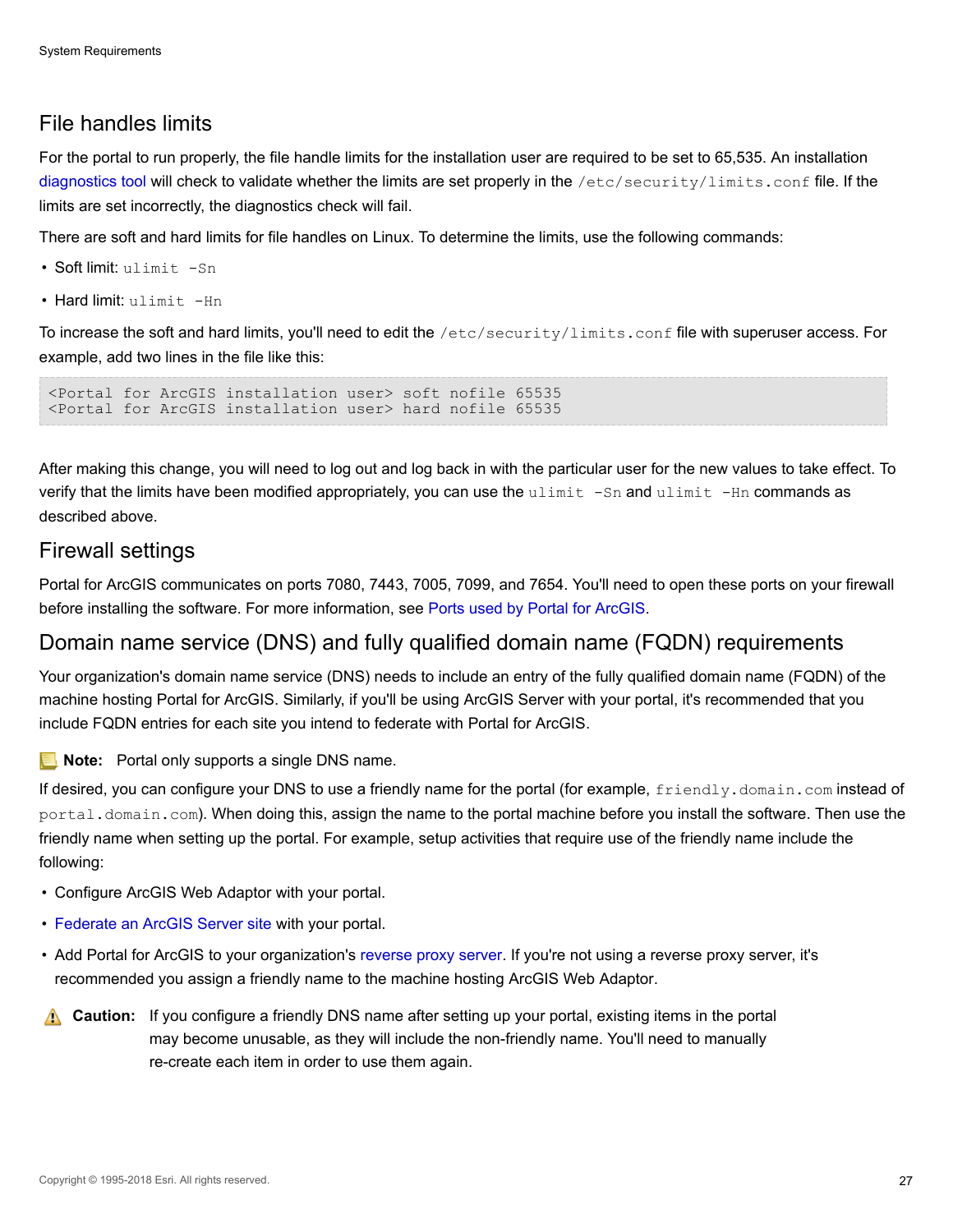## File handles limits

For the portal to run properly, the file handle limits for the installation user are required to be set to 65,535. An installation diagnostics tool will check to validate whether the limits are set properly in the `/etc/security/limits.conf` file. If the limits are set incorrectly, the diagnostics check will fail.

There are soft and hard limits for file handles on Linux. To determine the limits, use the following commands:

- Soft limit: `ulimit -Sn`
- Hard limit: `ulimit -Hn`

To increase the soft and hard limits, you'll need to edit the `/etc/security/limits.conf` file with superuser access. For example, add two lines in the file like this:

```
<Portal for ArcGIS installation user> soft nofile 65535
<Portal for ArcGIS installation user> hard nofile 65535
```

After making this change, you will need to log out and log back in with the particular user for the new values to take effect. To verify that the limits have been modified appropriately, you can use the `ulimit -Sn` and `ulimit -Hn` commands as described above.

## Firewall settings

Portal for ArcGIS communicates on ports 7080, 7443, 7005, 7099, and 7654. You'll need to open these ports on your firewall before installing the software. For more information, see Ports used by Portal for ArcGIS.

## Domain name service (DNS) and fully qualified domain name (FQDN) requirements

Your organization's domain name service (DNS) needs to include an entry of the fully qualified domain name (FQDN) of the machine hosting Portal for ArcGIS. Similarly, if you'll be using ArcGIS Server with your portal, it's recommended that you include FQDN entries for each site you intend to federate with Portal for ArcGIS.

**Note:** Portal only supports a single DNS name.

If desired, you can configure your DNS to use a friendly name for the portal (for example, `friendly.domain.com` instead of `portal.domain.com`). When doing this, assign the name to the portal machine before you install the software. Then use the friendly name when setting up the portal. For example, setup activities that require use of the friendly name include the following:

- Configure ArcGIS Web Adaptor with your portal.
- Federate an ArcGIS Server site with your portal.
- Add Portal for ArcGIS to your organization's reverse proxy server. If you're not using a reverse proxy server, it's recommended you assign a friendly name to the machine hosting ArcGIS Web Adaptor.

**Caution:** If you configure a friendly DNS name after setting up your portal, existing items in the portal may become unusable, as they will include the non-friendly name. You'll need to manually re-create each item in order to use them again.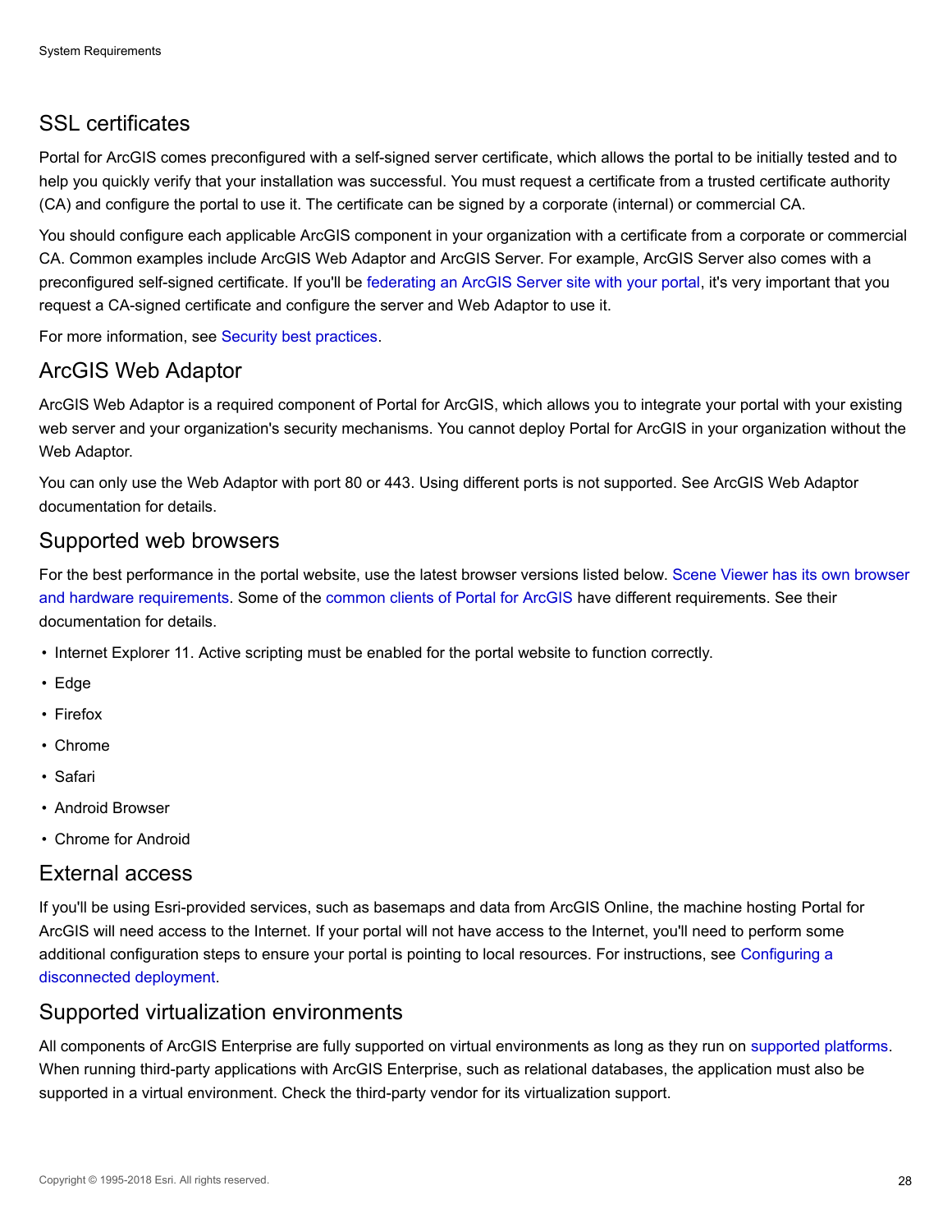## SSL certificates

Portal for ArcGIS comes preconfigured with a self-signed server certificate, which allows the portal to be initially tested and to help you quickly verify that your installation was successful. You must request a certificate from a trusted certificate authority (CA) and configure the portal to use it. The certificate can be signed by a corporate (internal) or commercial CA.

You should configure each applicable ArcGIS component in your organization with a certificate from a corporate or commercial CA. Common examples include ArcGIS Web Adaptor and ArcGIS Server. For example, ArcGIS Server also comes with a preconfigured self-signed certificate. If you'll be federating an ArcGIS Server site with your portal, it's very important that you request a CA-signed certificate and configure the server and Web Adaptor to use it.

For more information, see Security best practices.

## ArcGIS Web Adaptor

ArcGIS Web Adaptor is a required component of Portal for ArcGIS, which allows you to integrate your portal with your existing web server and your organization's security mechanisms. You cannot deploy Portal for ArcGIS in your organization without the Web Adaptor.

You can only use the Web Adaptor with port 80 or 443. Using different ports is not supported. See ArcGIS Web Adaptor documentation for details.

## Supported web browsers

For the best performance in the portal website, use the latest browser versions listed below. Scene Viewer has its own browser and hardware requirements. Some of the common clients of Portal for ArcGIS have different requirements. See their documentation for details.

- Internet Explorer 11. Active scripting must be enabled for the portal website to function correctly.
- Edge
- Firefox
- Chrome
- Safari
- Android Browser
- Chrome for Android

## External access

If you'll be using Esri-provided services, such as basemaps and data from ArcGIS Online, the machine hosting Portal for ArcGIS will need access to the Internet. If your portal will not have access to the Internet, you'll need to perform some additional configuration steps to ensure your portal is pointing to local resources. For instructions, see Configuring a disconnected deployment.

## Supported virtualization environments

All components of ArcGIS Enterprise are fully supported on virtual environments as long as they run on supported platforms. When running third-party applications with ArcGIS Enterprise, such as relational databases, the application must also be supported in a virtual environment. Check the third-party vendor for its virtualization support.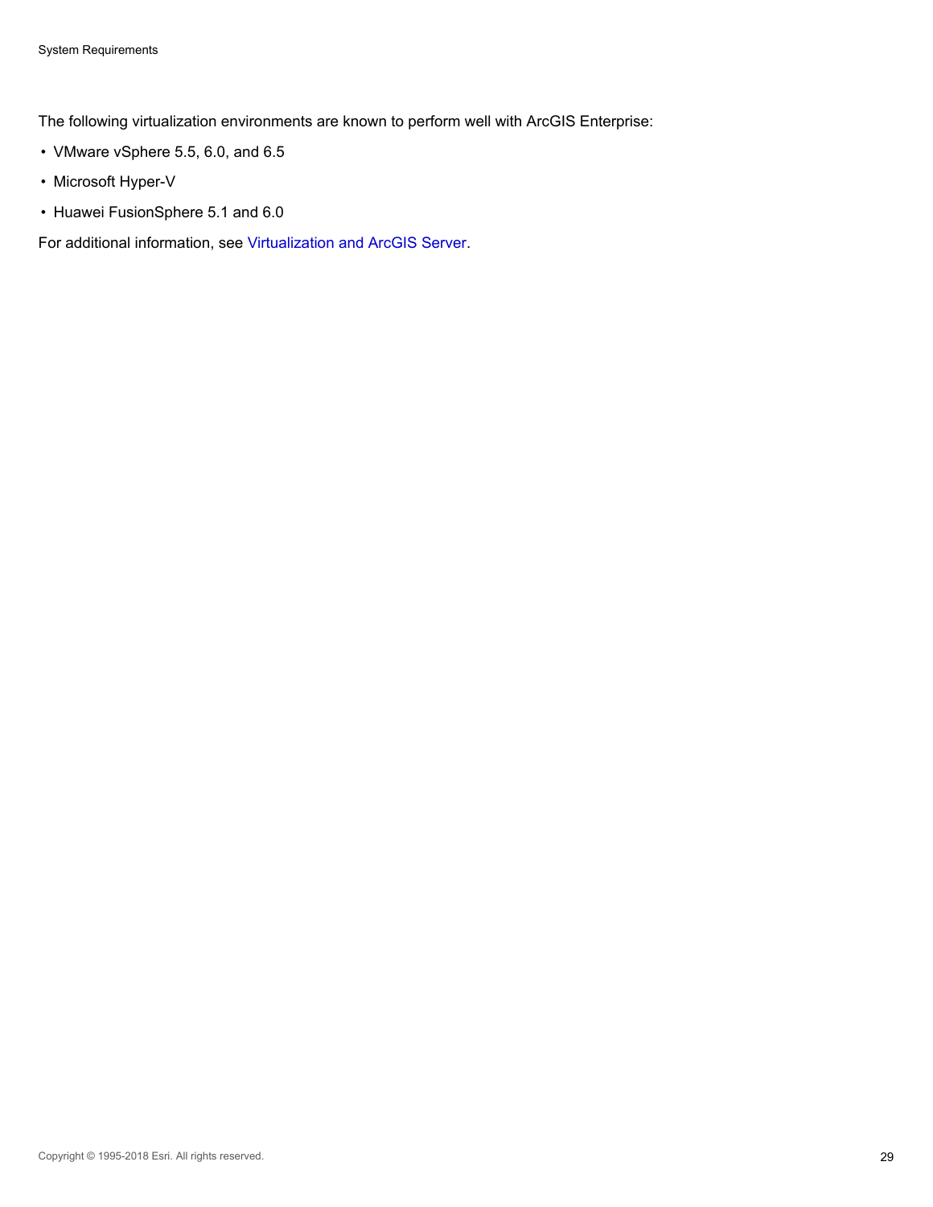The following virtualization environments are known to perform well with ArcGIS Enterprise:

- VMware vSphere 5.5, 6.0, and 6.5
- Microsoft Hyper-V
- Huawei FusionSphere 5.1 and 6.0

For additional information, see Virtualization and ArcGIS Server.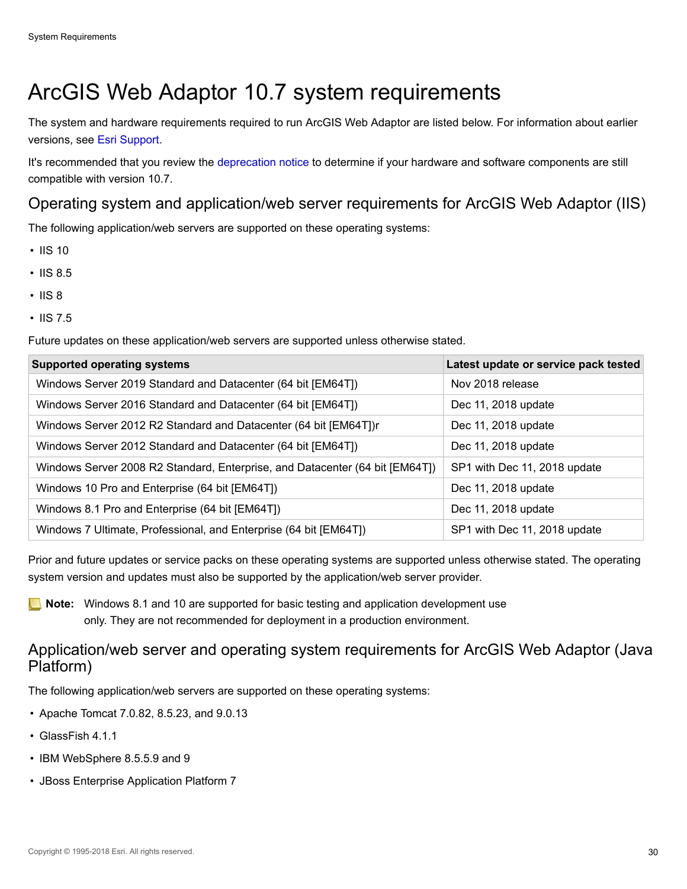# ArcGIS Web Adaptor 10.7 system requirements

The system and hardware requirements required to run ArcGIS Web Adaptor are listed below. For information about earlier versions, see Esri Support.

It's recommended that you review the deprecation notice to determine if your hardware and software components are still compatible with version 10.7.

## Operating system and application/web server requirements for ArcGIS Web Adaptor (IIS)

The following application/web servers are supported on these operating systems:

- IIS 10
- IIS 8.5
- IIS 8
- IIS 7.5

Future updates on these application/web servers are supported unless otherwise stated.

| Supported operating systems | Latest update or service pack tested |
| --- | --- |
| Windows Server 2019 Standard and Datacenter (64 bit [EM64T]) | Nov 2018 release |
| Windows Server 2016 Standard and Datacenter (64 bit [EM64T]) | Dec 11, 2018 update |
| Windows Server 2012 R2 Standard and Datacenter (64 bit [EM64T])r | Dec 11, 2018 update |
| Windows Server 2012 Standard and Datacenter (64 bit [EM64T]) | Dec 11, 2018 update |
| Windows Server 2008 R2 Standard, Enterprise, and Datacenter (64 bit [EM64T]) | SP1 with Dec 11, 2018 update |
| Windows 10 Pro and Enterprise (64 bit [EM64T]) | Dec 11, 2018 update |
| Windows 8.1 Pro and Enterprise (64 bit [EM64T]) | Dec 11, 2018 update |
| Windows 7 Ultimate, Professional, and Enterprise (64 bit [EM64T]) | SP1 with Dec 11, 2018 update |

Prior and future updates or service packs on these operating systems are supported unless otherwise stated. The operating system version and updates must also be supported by the application/web server provider.

**Note:** Windows 8.1 and 10 are supported for basic testing and application development use only. They are not recommended for deployment in a production environment.

## Application/web server and operating system requirements for ArcGIS Web Adaptor (Java Platform)

The following application/web servers are supported on these operating systems:

- Apache Tomcat 7.0.82, 8.5.23, and 9.0.13
- GlassFish 4.1.1
- IBM WebSphere 8.5.5.9 and 9
- JBoss Enterprise Application Platform 7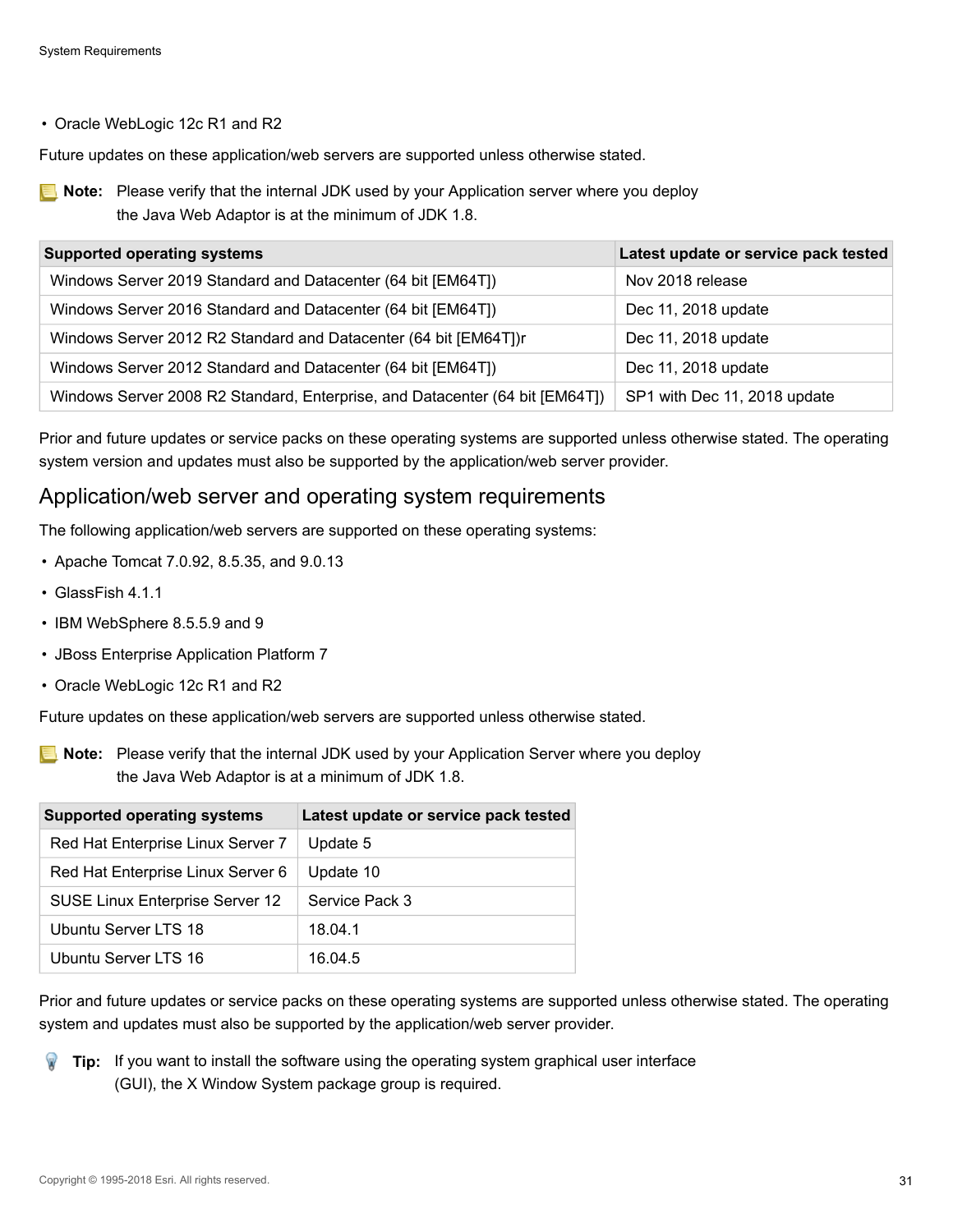- Oracle WebLogic 12c R1 and R2

Future updates on these application/web servers are supported unless otherwise stated.

**Note:** Please verify that the internal JDK used by your Application server where you deploy the Java Web Adaptor is at the minimum of JDK 1.8.

| Supported operating systems | Latest update or service pack tested |
| --- | --- |
| Windows Server 2019 Standard and Datacenter (64 bit [EM64T]) | Nov 2018 release |
| Windows Server 2016 Standard and Datacenter (64 bit [EM64T]) | Dec 11, 2018 update |
| Windows Server 2012 R2 Standard and Datacenter (64 bit [EM64T])r | Dec 11, 2018 update |
| Windows Server 2012 Standard and Datacenter (64 bit [EM64T]) | Dec 11, 2018 update |
| Windows Server 2008 R2 Standard, Enterprise, and Datacenter (64 bit [EM64T]) | SP1 with Dec 11, 2018 update |

Prior and future updates or service packs on these operating systems are supported unless otherwise stated. The operating system version and updates must also be supported by the application/web server provider.

## Application/web server and operating system requirements

The following application/web servers are supported on these operating systems:

- Apache Tomcat 7.0.92, 8.5.35, and 9.0.13
- GlassFish 4.1.1
- IBM WebSphere 8.5.5.9 and 9
- JBoss Enterprise Application Platform 7
- Oracle WebLogic 12c R1 and R2

Future updates on these application/web servers are supported unless otherwise stated.

**Note:** Please verify that the internal JDK used by your Application Server where you deploy the Java Web Adaptor is at a minimum of JDK 1.8.

| Supported operating systems | Latest update or service pack tested |
| --- | --- |
| Red Hat Enterprise Linux Server 7 | Update 5 |
| Red Hat Enterprise Linux Server 6 | Update 10 |
| SUSE Linux Enterprise Server 12 | Service Pack 3 |
| Ubuntu Server LTS 18 | 18.04.1 |
| Ubuntu Server LTS 16 | 16.04.5 |

Prior and future updates or service packs on these operating systems are supported unless otherwise stated. The operating system and updates must also be supported by the application/web server provider.

**Tip:** If you want to install the software using the operating system graphical user interface (GUI), the X Window System package group is required.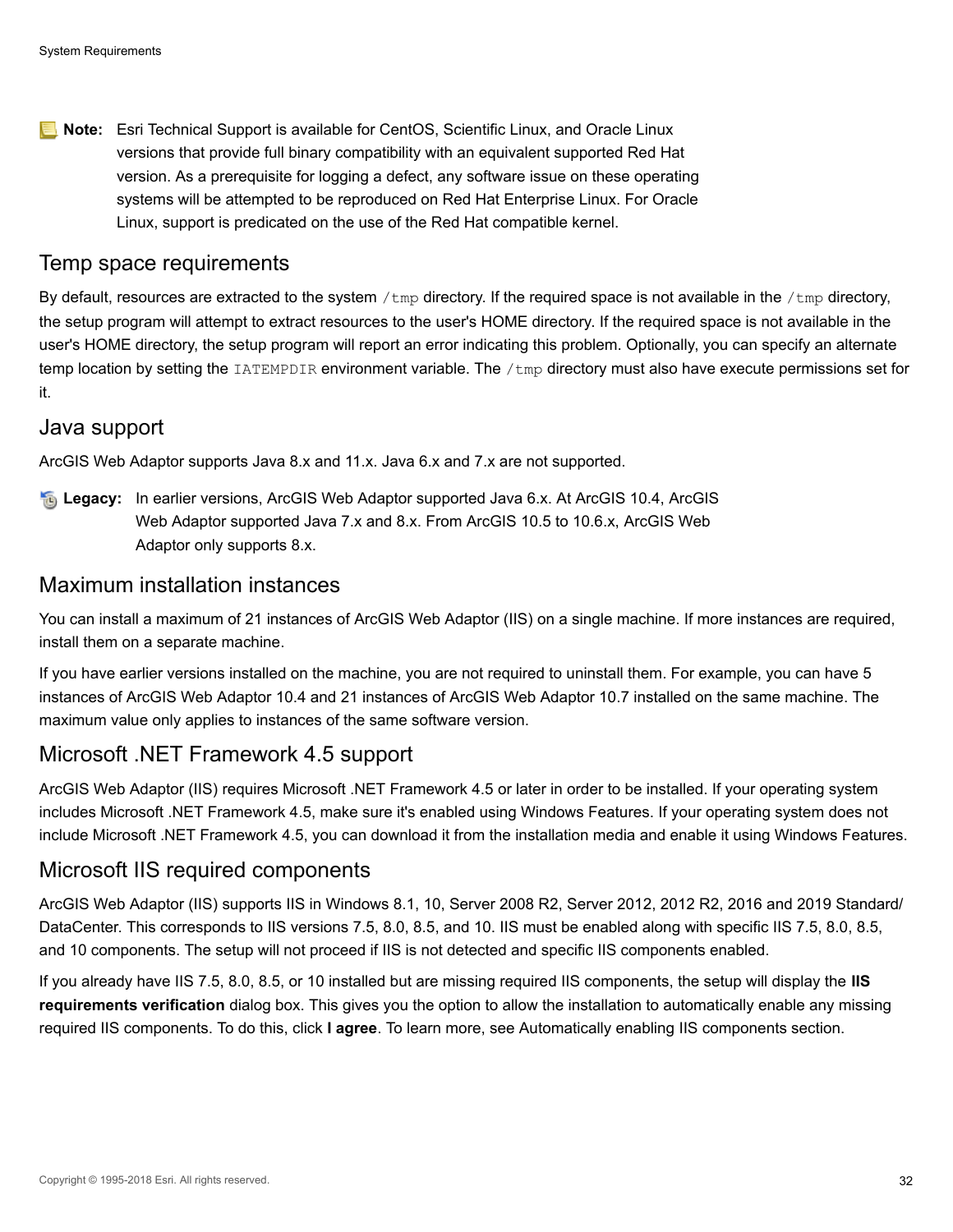**Note:** Esri Technical Support is available for CentOS, Scientific Linux, and Oracle Linux versions that provide full binary compatibility with an equivalent supported Red Hat version. As a prerequisite for logging a defect, any software issue on these operating systems will be attempted to be reproduced on Red Hat Enterprise Linux. For Oracle Linux, support is predicated on the use of the Red Hat compatible kernel.

## Temp space requirements

By default, resources are extracted to the system `/tmp` directory. If the required space is not available in the `/tmp` directory, the setup program will attempt to extract resources to the user's HOME directory. If the required space is not available in the user's HOME directory, the setup program will report an error indicating this problem. Optionally, you can specify an alternate temp location by setting the `IATEMPDIR` environment variable. The `/tmp` directory must also have execute permissions set for it.

## Java support

ArcGIS Web Adaptor supports Java 8.x and 11.x. Java 6.x and 7.x are not supported.

**Legacy:** In earlier versions, ArcGIS Web Adaptor supported Java 6.x. At ArcGIS 10.4, ArcGIS Web Adaptor supported Java 7.x and 8.x. From ArcGIS 10.5 to 10.6.x, ArcGIS Web Adaptor only supports 8.x.

## Maximum installation instances

You can install a maximum of 21 instances of ArcGIS Web Adaptor (IIS) on a single machine. If more instances are required, install them on a separate machine.

If you have earlier versions installed on the machine, you are not required to uninstall them. For example, you can have 5 instances of ArcGIS Web Adaptor 10.4 and 21 instances of ArcGIS Web Adaptor 10.7 installed on the same machine. The maximum value only applies to instances of the same software version.

## Microsoft .NET Framework 4.5 support

ArcGIS Web Adaptor (IIS) requires Microsoft .NET Framework 4.5 or later in order to be installed. If your operating system includes Microsoft .NET Framework 4.5, make sure it's enabled using Windows Features. If your operating system does not include Microsoft .NET Framework 4.5, you can download it from the installation media and enable it using Windows Features.

## Microsoft IIS required components

ArcGIS Web Adaptor (IIS) supports IIS in Windows 8.1, 10, Server 2008 R2, Server 2012, 2012 R2, 2016 and 2019 Standard/DataCenter. This corresponds to IIS versions 7.5, 8.0, 8.5, and 10. IIS must be enabled along with specific IIS 7.5, 8.0, 8.5, and 10 components. The setup will not proceed if IIS is not detected and specific IIS components enabled.

If you already have IIS 7.5, 8.0, 8.5, or 10 installed but are missing required IIS components, the setup will display the **IIS requirements verification** dialog box. This gives you the option to allow the installation to automatically enable any missing required IIS components. To do this, click **I agree**. To learn more, see Automatically enabling IIS components section.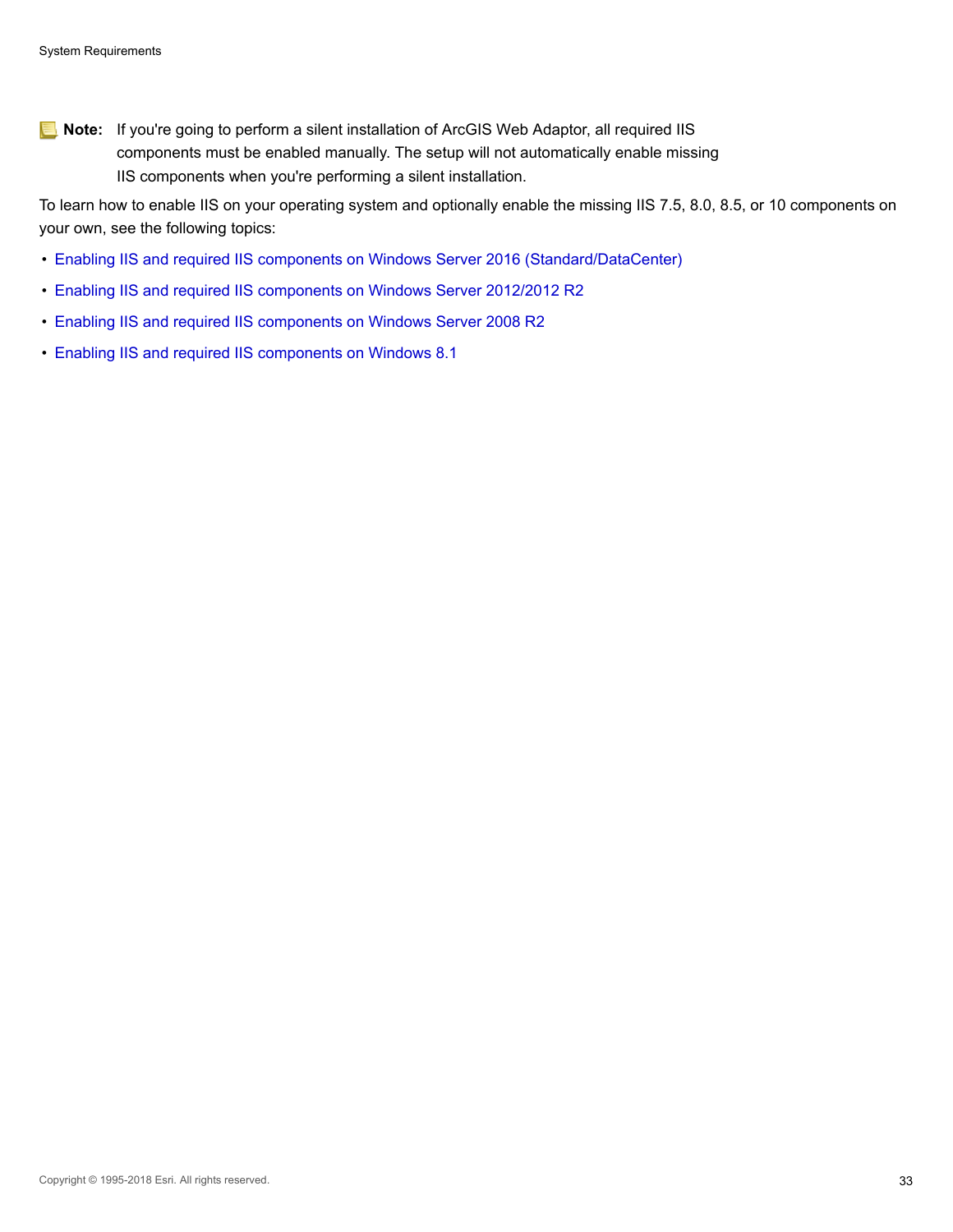**Note:** If you're going to perform a silent installation of ArcGIS Web Adaptor, all required IIS components must be enabled manually. The setup will not automatically enable missing IIS components when you're performing a silent installation.

To learn how to enable IIS on your operating system and optionally enable the missing IIS 7.5, 8.0, 8.5, or 10 components on your own, see the following topics:

- Enabling IIS and required IIS components on Windows Server 2016 (Standard/DataCenter)
- Enabling IIS and required IIS components on Windows Server 2012/2012 R2
- Enabling IIS and required IIS components on Windows Server 2008 R2
- Enabling IIS and required IIS components on Windows 8.1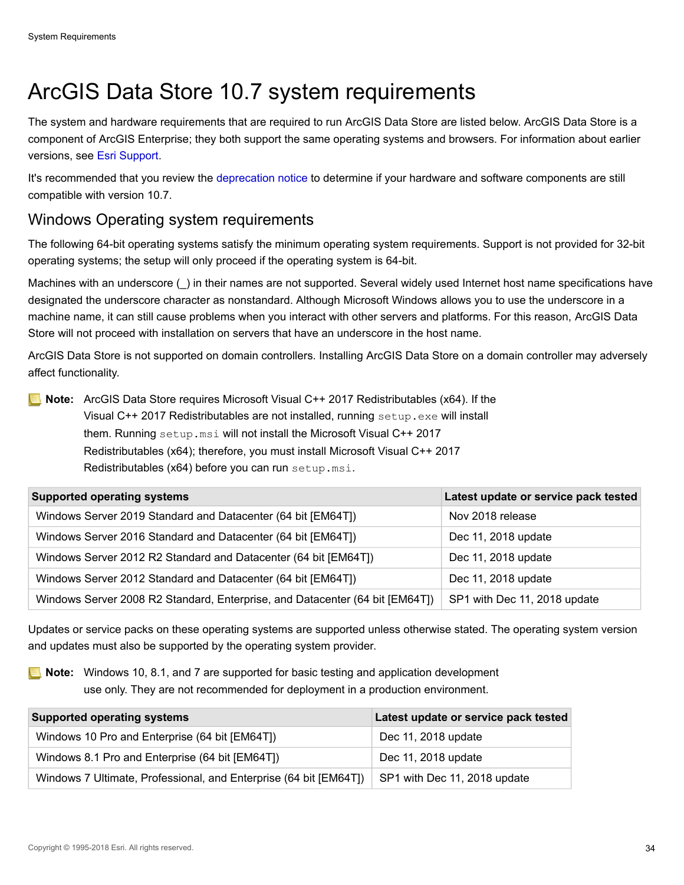# ArcGIS Data Store 10.7 system requirements

The system and hardware requirements that are required to run ArcGIS Data Store are listed below. ArcGIS Data Store is a component of ArcGIS Enterprise; they both support the same operating systems and browsers. For information about earlier versions, see Esri Support.

It's recommended that you review the deprecation notice to determine if your hardware and software components are still compatible with version 10.7.

## Windows Operating system requirements

The following 64-bit operating systems satisfy the minimum operating system requirements. Support is not provided for 32-bit operating systems; the setup will only proceed if the operating system is 64-bit.

Machines with an underscore (_) in their names are not supported. Several widely used Internet host name specifications have designated the underscore character as nonstandard. Although Microsoft Windows allows you to use the underscore in a machine name, it can still cause problems when you interact with other servers and platforms. For this reason, ArcGIS Data Store will not proceed with installation on servers that have an underscore in the host name.

ArcGIS Data Store is not supported on domain controllers. Installing ArcGIS Data Store on a domain controller may adversely affect functionality.

**Note:** ArcGIS Data Store requires Microsoft Visual C++ 2017 Redistributables (x64). If the Visual C++ 2017 Redistributables are not installed, running `setup.exe` will install them. Running `setup.msi` will not install the Microsoft Visual C++ 2017 Redistributables (x64); therefore, you must install Microsoft Visual C++ 2017 Redistributables (x64) before you can run `setup.msi`.

| Supported operating systems | Latest update or service pack tested |
|---|---|
| Windows Server 2019 Standard and Datacenter (64 bit [EM64T]) | Nov 2018 release |
| Windows Server 2016 Standard and Datacenter (64 bit [EM64T]) | Dec 11, 2018 update |
| Windows Server 2012 R2 Standard and Datacenter (64 bit [EM64T]) | Dec 11, 2018 update |
| Windows Server 2012 Standard and Datacenter (64 bit [EM64T]) | Dec 11, 2018 update |
| Windows Server 2008 R2 Standard, Enterprise, and Datacenter (64 bit [EM64T]) | SP1 with Dec 11, 2018 update |

Updates or service packs on these operating systems are supported unless otherwise stated. The operating system version and updates must also be supported by the operating system provider.

**Note:** Windows 10, 8.1, and 7 are supported for basic testing and application development use only. They are not recommended for deployment in a production environment.

| Supported operating systems | Latest update or service pack tested |
|---|---|
| Windows 10 Pro and Enterprise (64 bit [EM64T]) | Dec 11, 2018 update |
| Windows 8.1 Pro and Enterprise (64 bit [EM64T]) | Dec 11, 2018 update |
| Windows 7 Ultimate, Professional, and Enterprise (64 bit [EM64T]) | SP1 with Dec 11, 2018 update |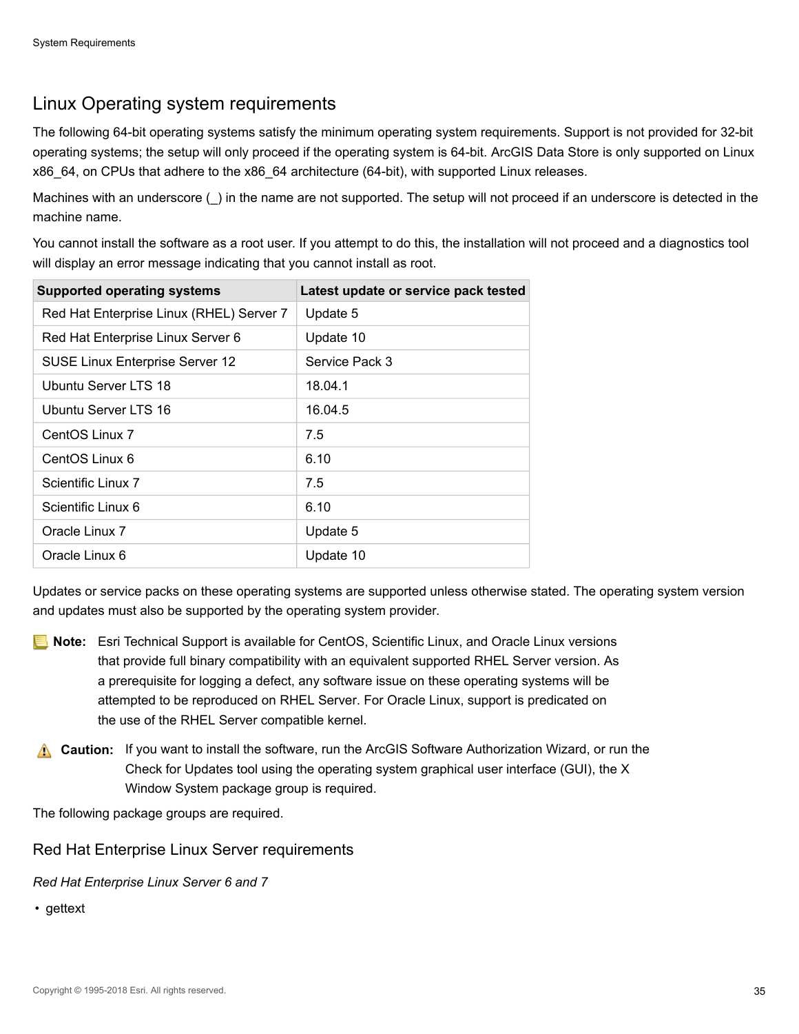## Linux Operating system requirements

The following 64-bit operating systems satisfy the minimum operating system requirements. Support is not provided for 32-bit operating systems; the setup will only proceed if the operating system is 64-bit. ArcGIS Data Store is only supported on Linux x86_64, on CPUs that adhere to the x86_64 architecture (64-bit), with supported Linux releases.

Machines with an underscore (_) in the name are not supported. The setup will not proceed if an underscore is detected in the machine name.

You cannot install the software as a root user. If you attempt to do this, the installation will not proceed and a diagnostics tool will display an error message indicating that you cannot install as root.

| Supported operating systems | Latest update or service pack tested |
| --- | --- |
| Red Hat Enterprise Linux (RHEL) Server 7 | Update 5 |
| Red Hat Enterprise Linux Server 6 | Update 10 |
| SUSE Linux Enterprise Server 12 | Service Pack 3 |
| Ubuntu Server LTS 18 | 18.04.1 |
| Ubuntu Server LTS 16 | 16.04.5 |
| CentOS Linux 7 | 7.5 |
| CentOS Linux 6 | 6.10 |
| Scientific Linux 7 | 7.5 |
| Scientific Linux 6 | 6.10 |
| Oracle Linux 7 | Update 5 |
| Oracle Linux 6 | Update 10 |

Updates or service packs on these operating systems are supported unless otherwise stated. The operating system version and updates must also be supported by the operating system provider.

**Note:** Esri Technical Support is available for CentOS, Scientific Linux, and Oracle Linux versions that provide full binary compatibility with an equivalent supported RHEL Server version. As a prerequisite for logging a defect, any software issue on these operating systems will be attempted to be reproduced on RHEL Server. For Oracle Linux, support is predicated on the use of the RHEL Server compatible kernel.

**Caution:** If you want to install the software, run the ArcGIS Software Authorization Wizard, or run the Check for Updates tool using the operating system graphical user interface (GUI), the X Window System package group is required.

The following package groups are required.

### Red Hat Enterprise Linux Server requirements

*Red Hat Enterprise Linux Server 6 and 7*

- gettext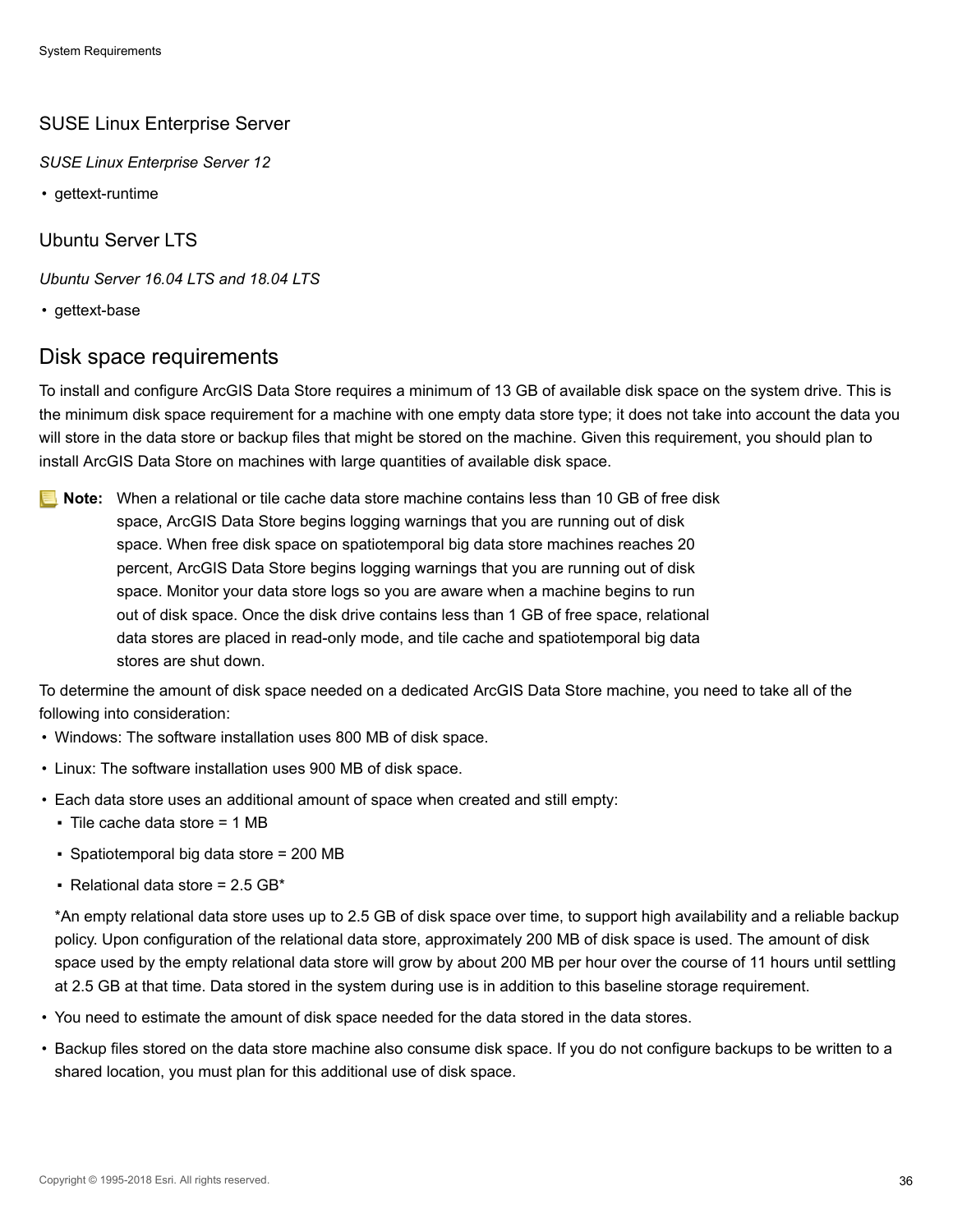### SUSE Linux Enterprise Server

*SUSE Linux Enterprise Server 12*

- gettext-runtime

### Ubuntu Server LTS

*Ubuntu Server 16.04 LTS and 18.04 LTS*

- gettext-base

## Disk space requirements

To install and configure ArcGIS Data Store requires a minimum of 13 GB of available disk space on the system drive. This is the minimum disk space requirement for a machine with one empty data store type; it does not take into account the data you will store in the data store or backup files that might be stored on the machine. Given this requirement, you should plan to install ArcGIS Data Store on machines with large quantities of available disk space.

**Note:** When a relational or tile cache data store machine contains less than 10 GB of free disk space, ArcGIS Data Store begins logging warnings that you are running out of disk space. When free disk space on spatiotemporal big data store machines reaches 20 percent, ArcGIS Data Store begins logging warnings that you are running out of disk space. Monitor your data store logs so you are aware when a machine begins to run out of disk space. Once the disk drive contains less than 1 GB of free space, relational data stores are placed in read-only mode, and tile cache and spatiotemporal big data stores are shut down.

To determine the amount of disk space needed on a dedicated ArcGIS Data Store machine, you need to take all of the following into consideration:

- Windows: The software installation uses 800 MB of disk space.
- Linux: The software installation uses 900 MB of disk space.
- Each data store uses an additional amount of space when created and still empty:
  - Tile cache data store = 1 MB
  - Spatiotemporal big data store = 200 MB
  - Relational data store = 2.5 GB*

  *An empty relational data store uses up to 2.5 GB of disk space over time, to support high availability and a reliable backup policy. Upon configuration of the relational data store, approximately 200 MB of disk space is used. The amount of disk space used by the empty relational data store will grow by about 200 MB per hour over the course of 11 hours until settling at 2.5 GB at that time. Data stored in the system during use is in addition to this baseline storage requirement.
- You need to estimate the amount of disk space needed for the data stored in the data stores.
- Backup files stored on the data store machine also consume disk space. If you do not configure backups to be written to a shared location, you must plan for this additional use of disk space.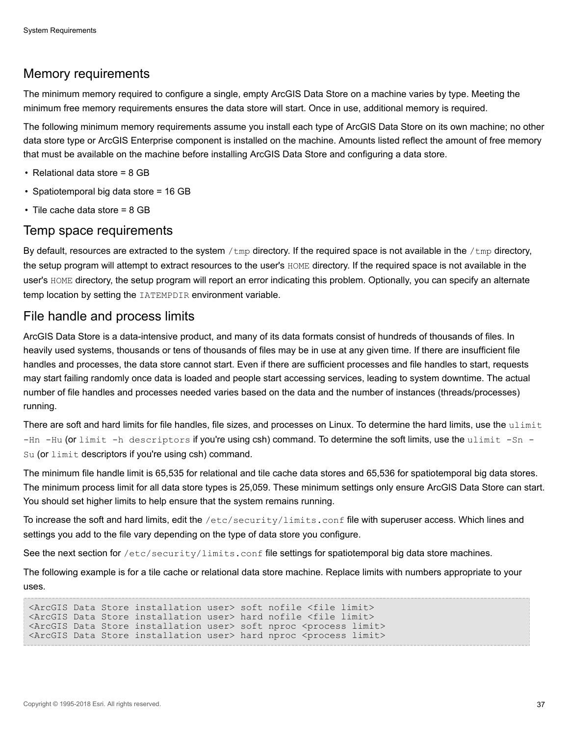## Memory requirements

The minimum memory required to configure a single, empty ArcGIS Data Store on a machine varies by type. Meeting the minimum free memory requirements ensures the data store will start. Once in use, additional memory is required.

The following minimum memory requirements assume you install each type of ArcGIS Data Store on its own machine; no other data store type or ArcGIS Enterprise component is installed on the machine. Amounts listed reflect the amount of free memory that must be available on the machine before installing ArcGIS Data Store and configuring a data store.

- Relational data store = 8 GB
- Spatiotemporal big data store = 16 GB
- Tile cache data store = 8 GB

## Temp space requirements

By default, resources are extracted to the system `/tmp` directory. If the required space is not available in the `/tmp` directory, the setup program will attempt to extract resources to the user's `HOME` directory. If the required space is not available in the user's `HOME` directory, the setup program will report an error indicating this problem. Optionally, you can specify an alternate temp location by setting the `IATEMPDIR` environment variable.

## File handle and process limits

ArcGIS Data Store is a data-intensive product, and many of its data formats consist of hundreds of thousands of files. In heavily used systems, thousands or tens of thousands of files may be in use at any given time. If there are insufficient file handles and processes, the data store cannot start. Even if there are sufficient processes and file handles to start, requests may start failing randomly once data is loaded and people start accessing services, leading to system downtime. The actual number of file handles and processes needed varies based on the data and the number of instances (threads/processes) running.

There are soft and hard limits for file handles, file sizes, and processes on Linux. To determine the hard limits, use the `ulimit -Hn -Hu` (or `limit -h descriptors` if you're using csh) command. To determine the soft limits, use the `ulimit -Sn -Su` (or `limit` descriptors if you're using csh) command.

The minimum file handle limit is 65,535 for relational and tile cache data stores and 65,536 for spatiotemporal big data stores. The minimum process limit for all data store types is 25,059. These minimum settings only ensure ArcGIS Data Store can start. You should set higher limits to help ensure that the system remains running.

To increase the soft and hard limits, edit the `/etc/security/limits.conf` file with superuser access. Which lines and settings you add to the file vary depending on the type of data store you configure.

See the next section for `/etc/security/limits.conf` file settings for spatiotemporal big data store machines.

The following example is for a tile cache or relational data store machine. Replace limits with numbers appropriate to your uses.

```
<ArcGIS Data Store installation user> soft nofile <file limit>
<ArcGIS Data Store installation user> hard nofile <file limit>
<ArcGIS Data Store installation user> soft nproc <process limit>
<ArcGIS Data Store installation user> hard nproc <process limit>
```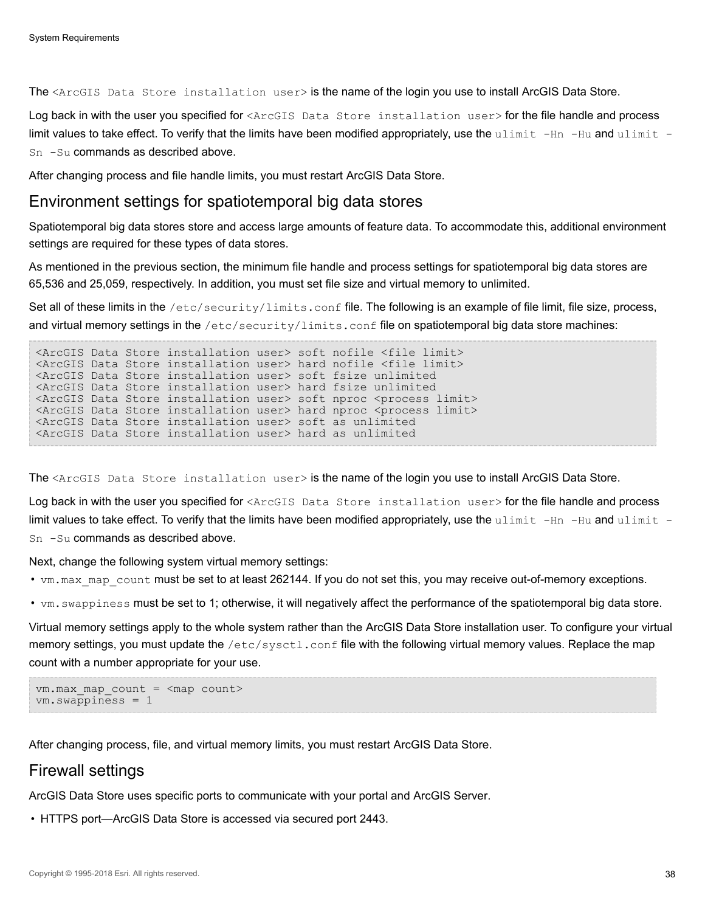The `<ArcGIS Data Store installation user>` is the name of the login you use to install ArcGIS Data Store.

Log back in with the user you specified for `<ArcGIS Data Store installation user>` for the file handle and process limit values to take effect. To verify that the limits have been modified appropriately, use the `ulimit -Hn -Hu` and `ulimit -Sn -Su` commands as described above.

After changing process and file handle limits, you must restart ArcGIS Data Store.

## Environment settings for spatiotemporal big data stores

Spatiotemporal big data stores store and access large amounts of feature data. To accommodate this, additional environment settings are required for these types of data stores.

As mentioned in the previous section, the minimum file handle and process settings for spatiotemporal big data stores are 65,536 and 25,059, respectively. In addition, you must set file size and virtual memory to unlimited.

Set all of these limits in the `/etc/security/limits.conf` file. The following is an example of file limit, file size, process, and virtual memory settings in the `/etc/security/limits.conf` file on spatiotemporal big data store machines:

```
<ArcGIS Data Store installation user> soft nofile <file limit>
<ArcGIS Data Store installation user> hard nofile <file limit>
<ArcGIS Data Store installation user> soft fsize unlimited
<ArcGIS Data Store installation user> hard fsize unlimited
<ArcGIS Data Store installation user> soft nproc <process limit>
<ArcGIS Data Store installation user> hard nproc <process limit>
<ArcGIS Data Store installation user> soft as unlimited
<ArcGIS Data Store installation user> hard as unlimited
```

The `<ArcGIS Data Store installation user>` is the name of the login you use to install ArcGIS Data Store.

Log back in with the user you specified for `<ArcGIS Data Store installation user>` for the file handle and process limit values to take effect. To verify that the limits have been modified appropriately, use the `ulimit -Hn -Hu` and `ulimit -Sn -Su` commands as described above.

Next, change the following system virtual memory settings:

- `vm.max_map_count` must be set to at least 262144. If you do not set this, you may receive out-of-memory exceptions.
- `vm.swappiness` must be set to 1; otherwise, it will negatively affect the performance of the spatiotemporal big data store.

Virtual memory settings apply to the whole system rather than the ArcGIS Data Store installation user. To configure your virtual memory settings, you must update the `/etc/sysctl.conf` file with the following virtual memory values. Replace the map count with a number appropriate for your use.

```
vm.max_map_count = <map count>
vm.swappiness = 1
```

After changing process, file, and virtual memory limits, you must restart ArcGIS Data Store.

## Firewall settings

ArcGIS Data Store uses specific ports to communicate with your portal and ArcGIS Server.

- HTTPS port—ArcGIS Data Store is accessed via secured port 2443.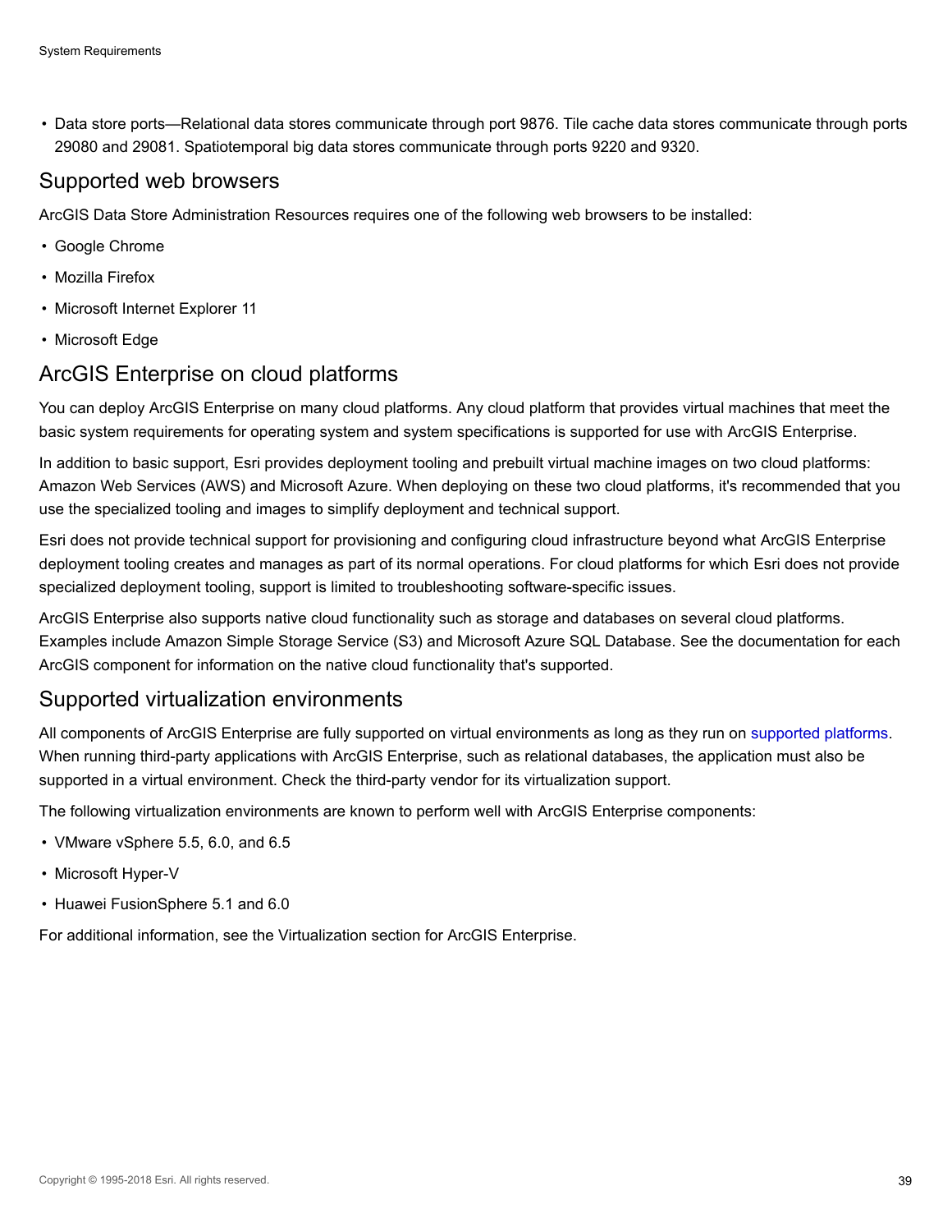- Data store ports—Relational data stores communicate through port 9876. Tile cache data stores communicate through ports 29080 and 29081. Spatiotemporal big data stores communicate through ports 9220 and 9320.

## Supported web browsers

ArcGIS Data Store Administration Resources requires one of the following web browsers to be installed:

- Google Chrome
- Mozilla Firefox
- Microsoft Internet Explorer 11
- Microsoft Edge

## ArcGIS Enterprise on cloud platforms

You can deploy ArcGIS Enterprise on many cloud platforms. Any cloud platform that provides virtual machines that meet the basic system requirements for operating system and system specifications is supported for use with ArcGIS Enterprise.

In addition to basic support, Esri provides deployment tooling and prebuilt virtual machine images on two cloud platforms: Amazon Web Services (AWS) and Microsoft Azure. When deploying on these two cloud platforms, it's recommended that you use the specialized tooling and images to simplify deployment and technical support.

Esri does not provide technical support for provisioning and configuring cloud infrastructure beyond what ArcGIS Enterprise deployment tooling creates and manages as part of its normal operations. For cloud platforms for which Esri does not provide specialized deployment tooling, support is limited to troubleshooting software-specific issues.

ArcGIS Enterprise also supports native cloud functionality such as storage and databases on several cloud platforms. Examples include Amazon Simple Storage Service (S3) and Microsoft Azure SQL Database. See the documentation for each ArcGIS component for information on the native cloud functionality that's supported.

## Supported virtualization environments

All components of ArcGIS Enterprise are fully supported on virtual environments as long as they run on supported platforms. When running third-party applications with ArcGIS Enterprise, such as relational databases, the application must also be supported in a virtual environment. Check the third-party vendor for its virtualization support.

The following virtualization environments are known to perform well with ArcGIS Enterprise components:

- VMware vSphere 5.5, 6.0, and 6.5
- Microsoft Hyper-V
- Huawei FusionSphere 5.1 and 6.0

For additional information, see the Virtualization section for ArcGIS Enterprise.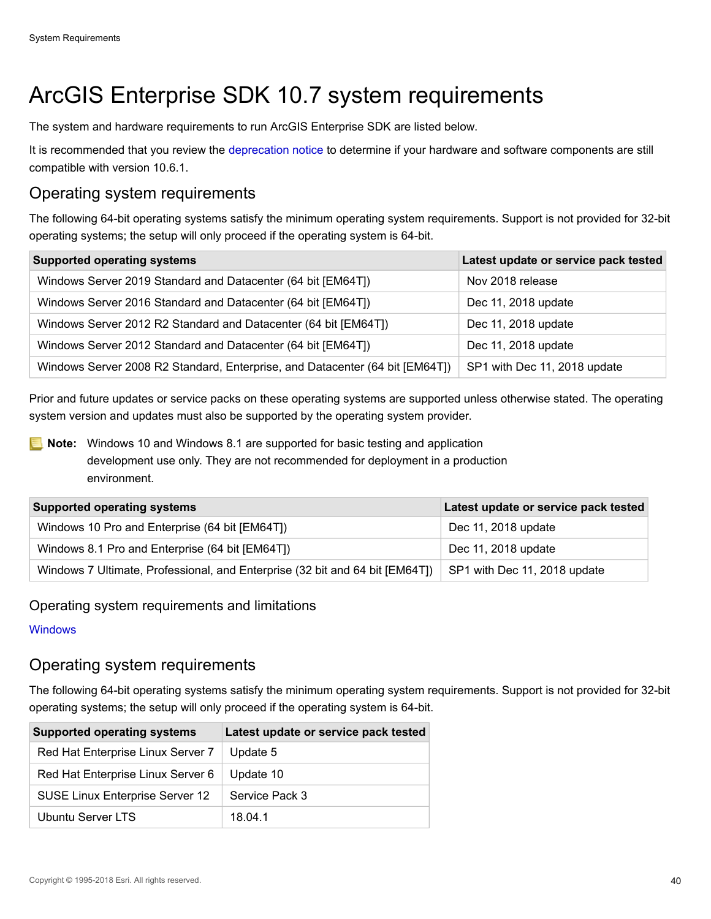# ArcGIS Enterprise SDK 10.7 system requirements

The system and hardware requirements to run ArcGIS Enterprise SDK are listed below.

It is recommended that you review the deprecation notice to determine if your hardware and software components are still compatible with version 10.6.1.

## Operating system requirements

The following 64-bit operating systems satisfy the minimum operating system requirements. Support is not provided for 32-bit operating systems; the setup will only proceed if the operating system is 64-bit.

| Supported operating systems | Latest update or service pack tested |
|---|---|
| Windows Server 2019 Standard and Datacenter (64 bit [EM64T]) | Nov 2018 release |
| Windows Server 2016 Standard and Datacenter (64 bit [EM64T]) | Dec 11, 2018 update |
| Windows Server 2012 R2 Standard and Datacenter (64 bit [EM64T]) | Dec 11, 2018 update |
| Windows Server 2012 Standard and Datacenter (64 bit [EM64T]) | Dec 11, 2018 update |
| Windows Server 2008 R2 Standard, Enterprise, and Datacenter (64 bit [EM64T]) | SP1 with Dec 11, 2018 update |

Prior and future updates or service packs on these operating systems are supported unless otherwise stated. The operating system version and updates must also be supported by the operating system provider.

**Note:** Windows 10 and Windows 8.1 are supported for basic testing and application development use only. They are not recommended for deployment in a production environment.

| Supported operating systems | Latest update or service pack tested |
|---|---|
| Windows 10 Pro and Enterprise (64 bit [EM64T]) | Dec 11, 2018 update |
| Windows 8.1 Pro and Enterprise (64 bit [EM64T]) | Dec 11, 2018 update |
| Windows 7 Ultimate, Professional, and Enterprise (32 bit and 64 bit [EM64T]) | SP1 with Dec 11, 2018 update |

## Operating system requirements and limitations

Windows

## Operating system requirements

The following 64-bit operating systems satisfy the minimum operating system requirements. Support is not provided for 32-bit operating systems; the setup will only proceed if the operating system is 64-bit.

| Supported operating systems | Latest update or service pack tested |
|---|---|
| Red Hat Enterprise Linux Server 7 | Update 5 |
| Red Hat Enterprise Linux Server 6 | Update 10 |
| SUSE Linux Enterprise Server 12 | Service Pack 3 |
| Ubuntu Server LTS | 18.04.1 |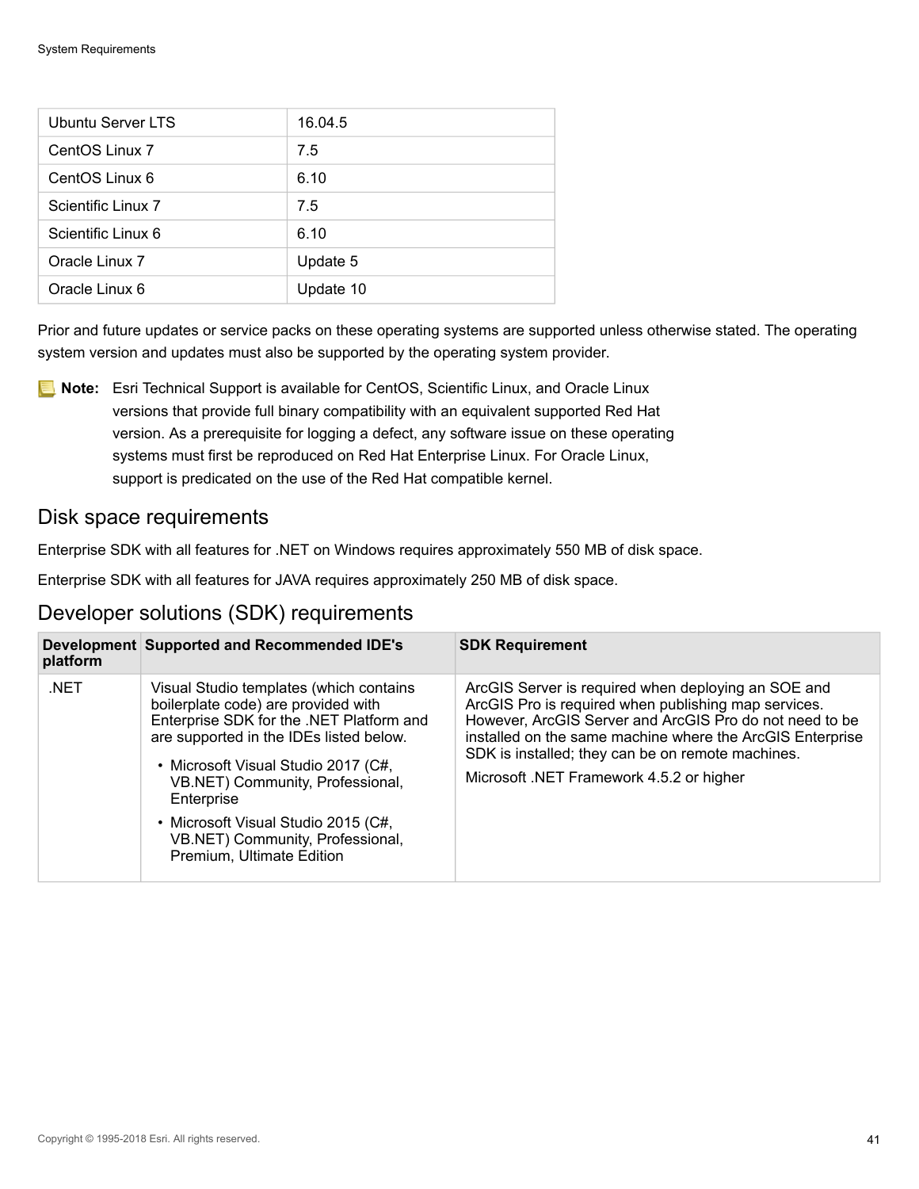| Ubuntu Server LTS | 16.04.5 |
|---|---|
| CentOS Linux 7 | 7.5 |
| CentOS Linux 6 | 6.10 |
| Scientific Linux 7 | 7.5 |
| Scientific Linux 6 | 6.10 |
| Oracle Linux 7 | Update 5 |
| Oracle Linux 6 | Update 10 |

Prior and future updates or service packs on these operating systems are supported unless otherwise stated. The operating system version and updates must also be supported by the operating system provider.

**Note:** Esri Technical Support is available for CentOS, Scientific Linux, and Oracle Linux versions that provide full binary compatibility with an equivalent supported Red Hat version. As a prerequisite for logging a defect, any software issue on these operating systems must first be reproduced on Red Hat Enterprise Linux. For Oracle Linux, support is predicated on the use of the Red Hat compatible kernel.

## Disk space requirements

Enterprise SDK with all features for .NET on Windows requires approximately 550 MB of disk space.

Enterprise SDK with all features for JAVA requires approximately 250 MB of disk space.

## Developer solutions (SDK) requirements

| Development platform | Supported and Recommended IDE's | SDK Requirement |
|---|---|---|
| .NET | Visual Studio templates (which contains boilerplate code) are provided with Enterprise SDK for the .NET Platform and are supported in the IDEs listed below.<br>• Microsoft Visual Studio 2017 (C#, VB.NET) Community, Professional, Enterprise<br>• Microsoft Visual Studio 2015 (C#, VB.NET) Community, Professional, Premium, Ultimate Edition | ArcGIS Server is required when deploying an SOE and ArcGIS Pro is required when publishing map services. However, ArcGIS Server and ArcGIS Pro do not need to be installed on the same machine where the ArcGIS Enterprise SDK is installed; they can be on remote machines.<br>Microsoft .NET Framework 4.5.2 or higher |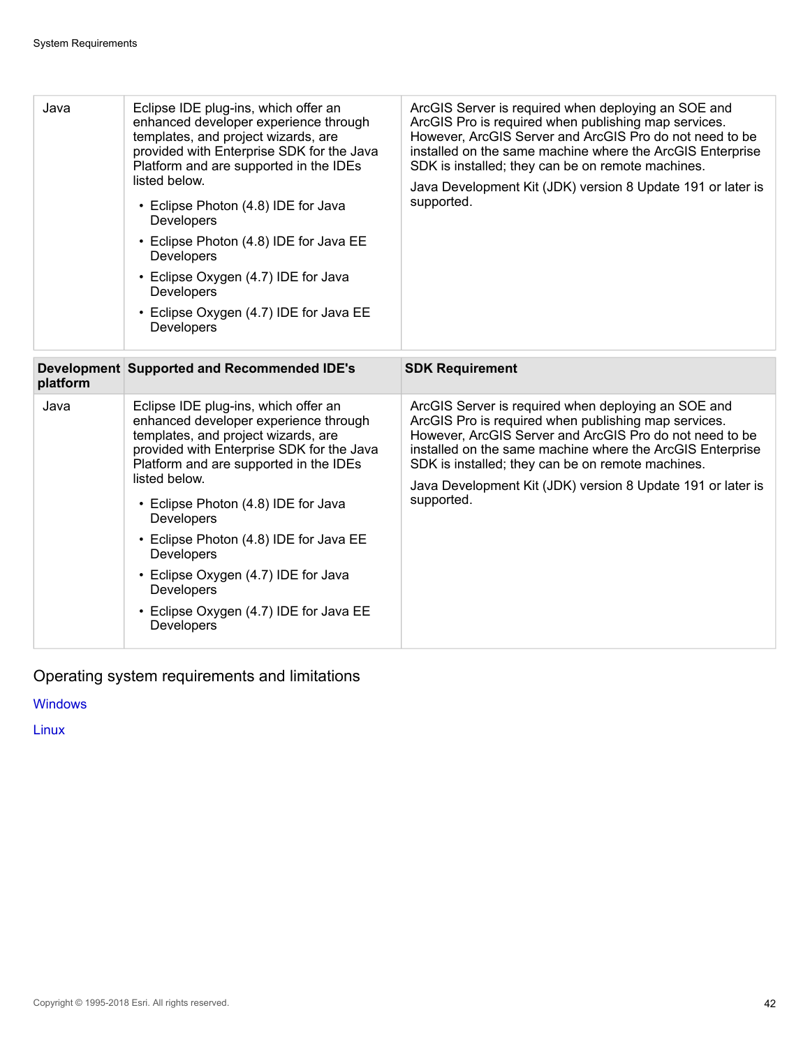| Development platform | Supported and Recommended IDE's | SDK Requirement |
| --- | --- | --- |
| Java | Eclipse IDE plug-ins, which offer an enhanced developer experience through templates, and project wizards, are provided with Enterprise SDK for the Java Platform and are supported in the IDEs listed below.<br>• Eclipse Photon (4.8) IDE for Java Developers<br>• Eclipse Photon (4.8) IDE for Java EE Developers<br>• Eclipse Oxygen (4.7) IDE for Java Developers<br>• Eclipse Oxygen (4.7) IDE for Java EE Developers | ArcGIS Server is required when deploying an SOE and ArcGIS Pro is required when publishing map services. However, ArcGIS Server and ArcGIS Pro do not need to be installed on the same machine where the ArcGIS Enterprise SDK is installed; they can be on remote machines.<br>Java Development Kit (JDK) version 8 Update 191 or later is supported. |

| Development platform | Supported and Recommended IDE's | SDK Requirement |
| --- | --- | --- |
| Java | Eclipse IDE plug-ins, which offer an enhanced developer experience through templates, and project wizards, are provided with Enterprise SDK for the Java Platform and are supported in the IDEs listed below.<br>• Eclipse Photon (4.8) IDE for Java Developers<br>• Eclipse Photon (4.8) IDE for Java EE Developers<br>• Eclipse Oxygen (4.7) IDE for Java Developers<br>• Eclipse Oxygen (4.7) IDE for Java EE Developers | ArcGIS Server is required when deploying an SOE and ArcGIS Pro is required when publishing map services. However, ArcGIS Server and ArcGIS Pro do not need to be installed on the same machine where the ArcGIS Enterprise SDK is installed; they can be on remote machines.<br>Java Development Kit (JDK) version 8 Update 191 or later is supported. |

## Operating system requirements and limitations

Windows

Linux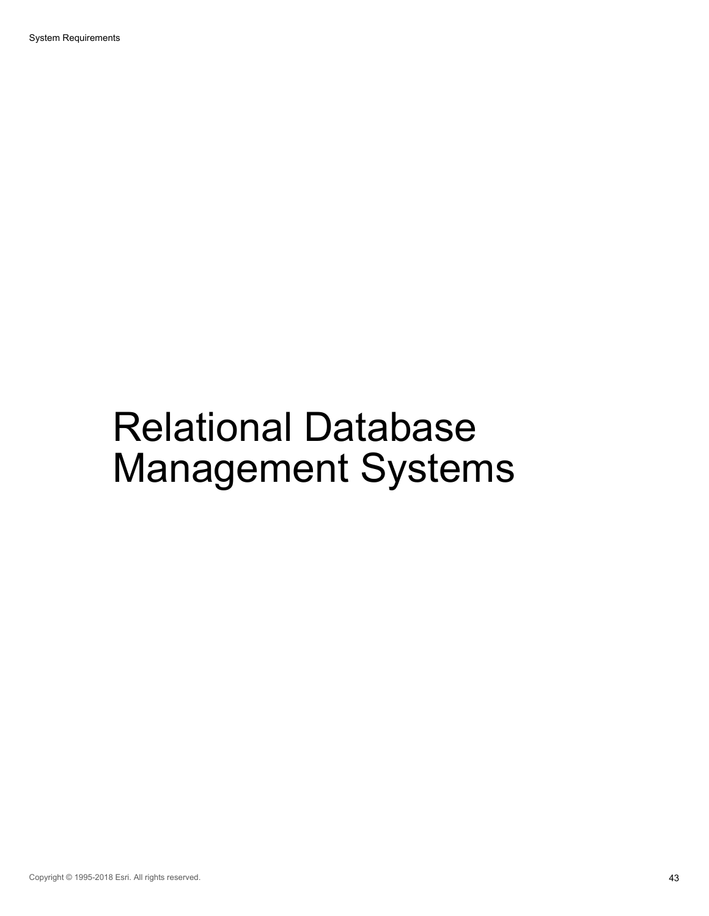# Relational Database Management Systems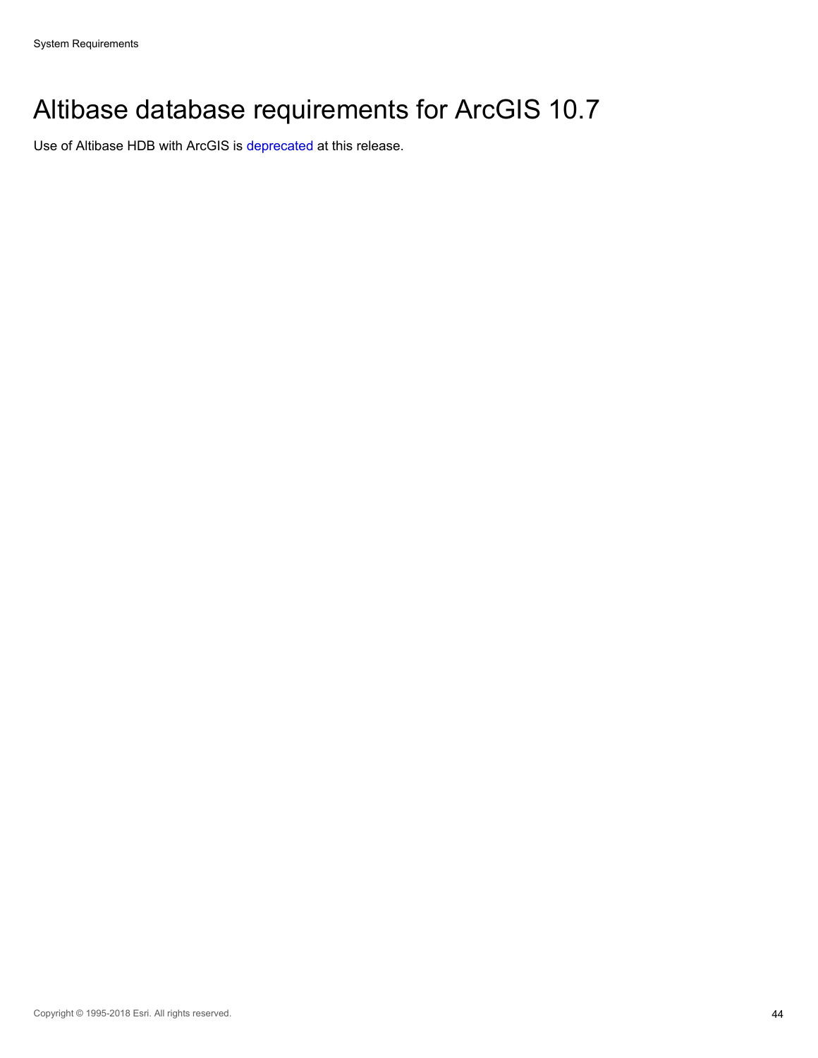# Altibase database requirements for ArcGIS 10.7

Use of Altibase HDB with ArcGIS is deprecated at this release.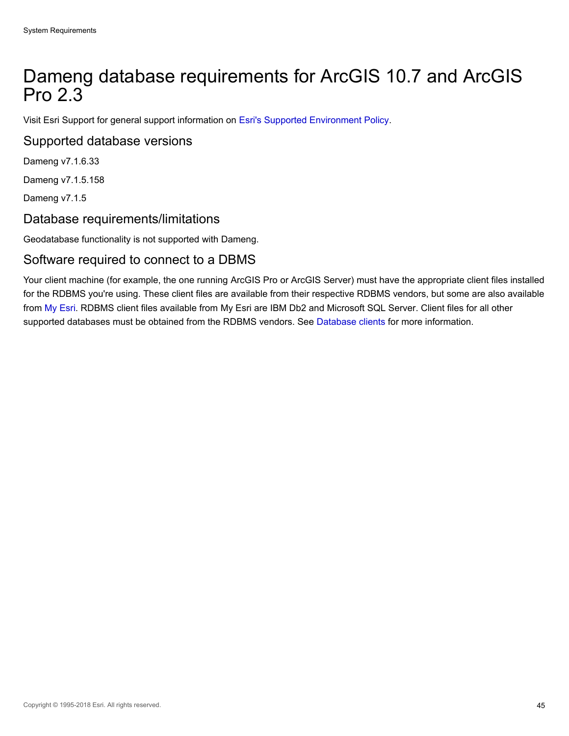# Dameng database requirements for ArcGIS 10.7 and ArcGIS Pro 2.3

Visit Esri Support for general support information on Esri's Supported Environment Policy.

## Supported database versions

Dameng v7.1.6.33

Dameng v7.1.5.158

Dameng v7.1.5

## Database requirements/limitations

Geodatabase functionality is not supported with Dameng.

## Software required to connect to a DBMS

Your client machine (for example, the one running ArcGIS Pro or ArcGIS Server) must have the appropriate client files installed for the RDBMS you're using. These client files are available from their respective RDBMS vendors, but some are also available from My Esri. RDBMS client files available from My Esri are IBM Db2 and Microsoft SQL Server. Client files for all other supported databases must be obtained from the RDBMS vendors. See Database clients for more information.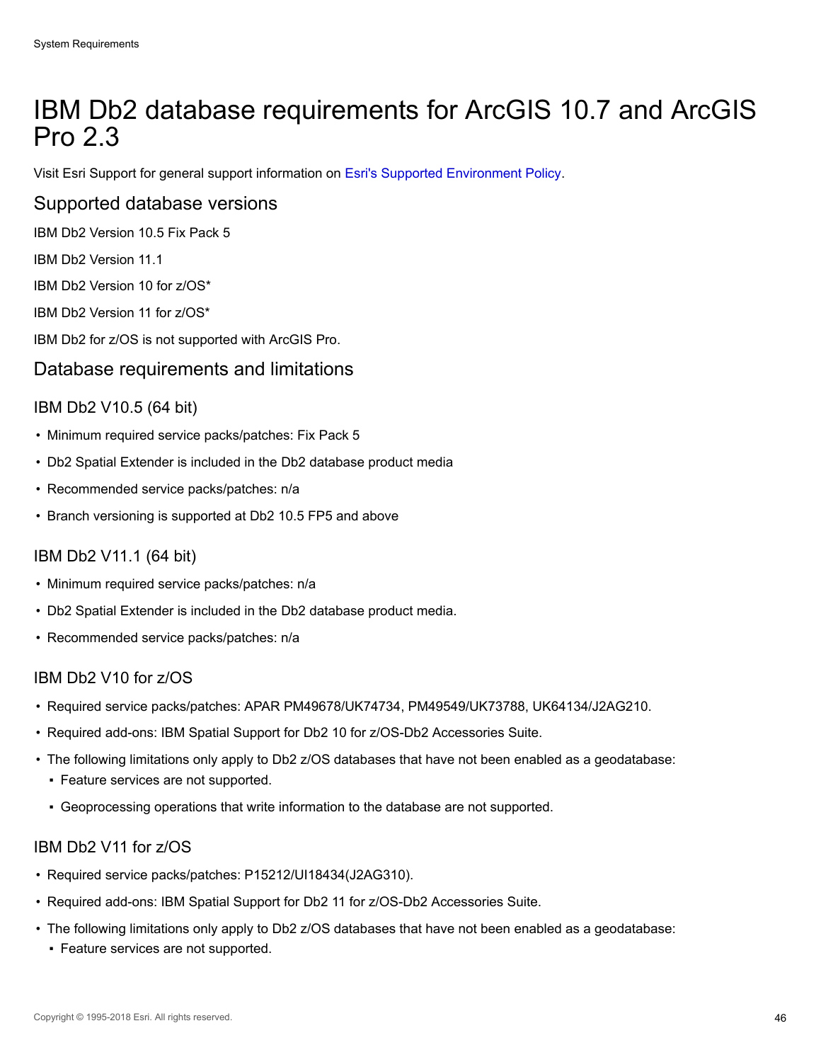# IBM Db2 database requirements for ArcGIS 10.7 and ArcGIS Pro 2.3

Visit Esri Support for general support information on Esri's Supported Environment Policy.

## Supported database versions

IBM Db2 Version 10.5 Fix Pack 5

IBM Db2 Version 11.1

IBM Db2 Version 10 for z/OS*

IBM Db2 Version 11 for z/OS*

IBM Db2 for z/OS is not supported with ArcGIS Pro.

## Database requirements and limitations

### IBM Db2 V10.5 (64 bit)

- Minimum required service packs/patches: Fix Pack 5
- Db2 Spatial Extender is included in the Db2 database product media
- Recommended service packs/patches: n/a
- Branch versioning is supported at Db2 10.5 FP5 and above

### IBM Db2 V11.1 (64 bit)

- Minimum required service packs/patches: n/a
- Db2 Spatial Extender is included in the Db2 database product media.
- Recommended service packs/patches: n/a

### IBM Db2 V10 for z/OS

- Required service packs/patches: APAR PM49678/UK74734, PM49549/UK73788, UK64134/J2AG210.
- Required add-ons: IBM Spatial Support for Db2 10 for z/OS-Db2 Accessories Suite.
- The following limitations only apply to Db2 z/OS databases that have not been enabled as a geodatabase:
  - Feature services are not supported.
  - Geoprocessing operations that write information to the database are not supported.

### IBM Db2 V11 for z/OS

- Required service packs/patches: P15212/UI18434(J2AG310).
- Required add-ons: IBM Spatial Support for Db2 11 for z/OS-Db2 Accessories Suite.
- The following limitations only apply to Db2 z/OS databases that have not been enabled as a geodatabase:
  - Feature services are not supported.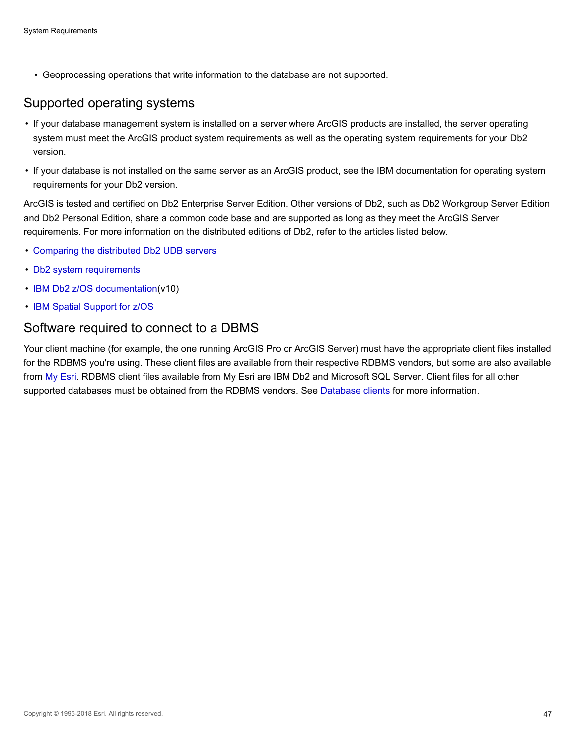- Geoprocessing operations that write information to the database are not supported.

## Supported operating systems

- If your database management system is installed on a server where ArcGIS products are installed, the server operating system must meet the ArcGIS product system requirements as well as the operating system requirements for your Db2 version.
- If your database is not installed on the same server as an ArcGIS product, see the IBM documentation for operating system requirements for your Db2 version.

ArcGIS is tested and certified on Db2 Enterprise Server Edition. Other versions of Db2, such as Db2 Workgroup Server Edition and Db2 Personal Edition, share a common code base and are supported as long as they meet the ArcGIS Server requirements. For more information on the distributed editions of Db2, refer to the articles listed below.

- Comparing the distributed Db2 UDB servers
- Db2 system requirements
- IBM Db2 z/OS documentation(v10)
- IBM Spatial Support for z/OS

## Software required to connect to a DBMS

Your client machine (for example, the one running ArcGIS Pro or ArcGIS Server) must have the appropriate client files installed for the RDBMS you're using. These client files are available from their respective RDBMS vendors, but some are also available from My Esri. RDBMS client files available from My Esri are IBM Db2 and Microsoft SQL Server. Client files for all other supported databases must be obtained from the RDBMS vendors. See Database clients for more information.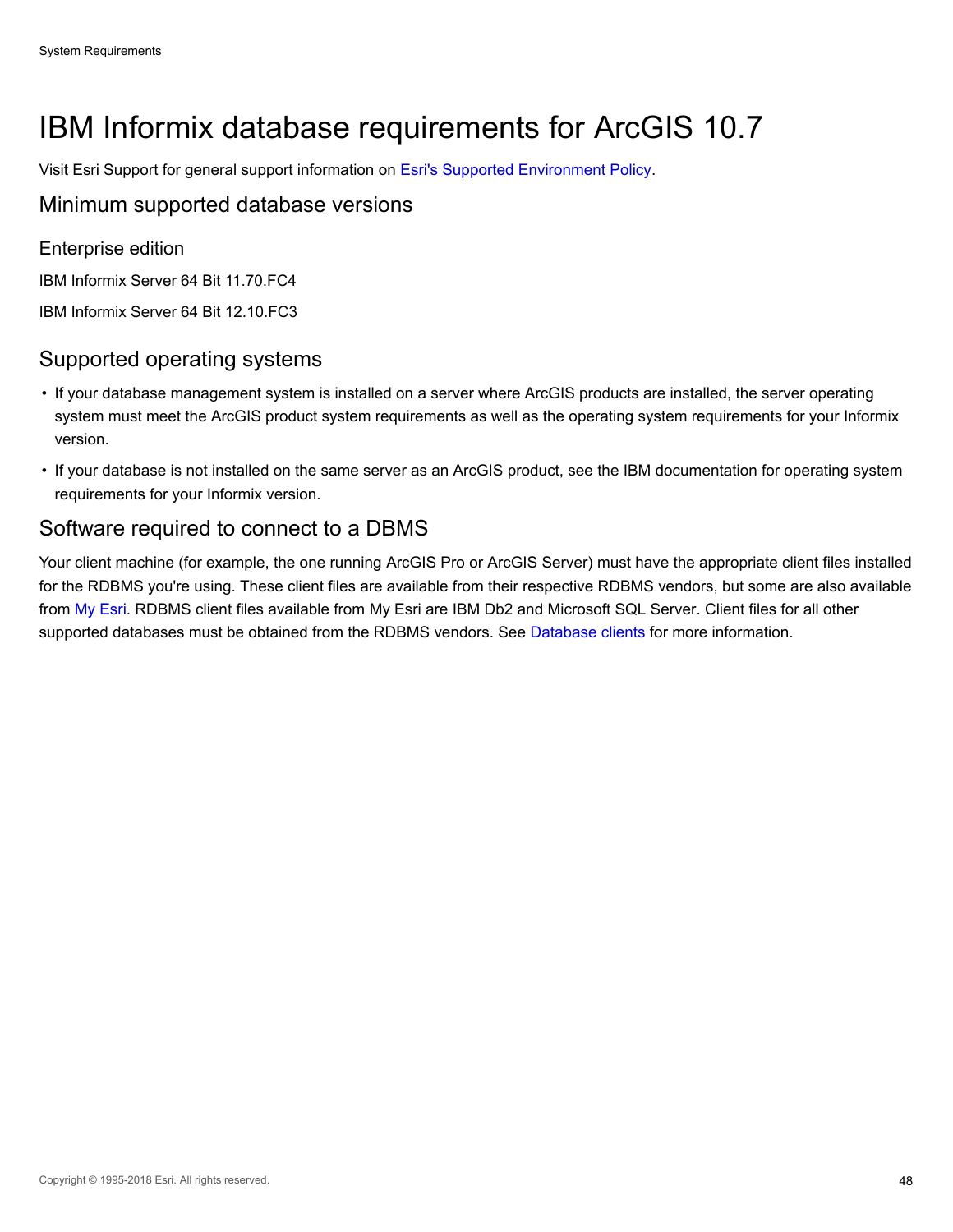# IBM Informix database requirements for ArcGIS 10.7

Visit Esri Support for general support information on Esri's Supported Environment Policy.

## Minimum supported database versions

### Enterprise edition

IBM Informix Server 64 Bit 11.70.FC4

IBM Informix Server 64 Bit 12.10.FC3

## Supported operating systems

- If your database management system is installed on a server where ArcGIS products are installed, the server operating system must meet the ArcGIS product system requirements as well as the operating system requirements for your Informix version.
- If your database is not installed on the same server as an ArcGIS product, see the IBM documentation for operating system requirements for your Informix version.

## Software required to connect to a DBMS

Your client machine (for example, the one running ArcGIS Pro or ArcGIS Server) must have the appropriate client files installed for the RDBMS you're using. These client files are available from their respective RDBMS vendors, but some are also available from My Esri. RDBMS client files available from My Esri are IBM Db2 and Microsoft SQL Server. Client files for all other supported databases must be obtained from the RDBMS vendors. See Database clients for more information.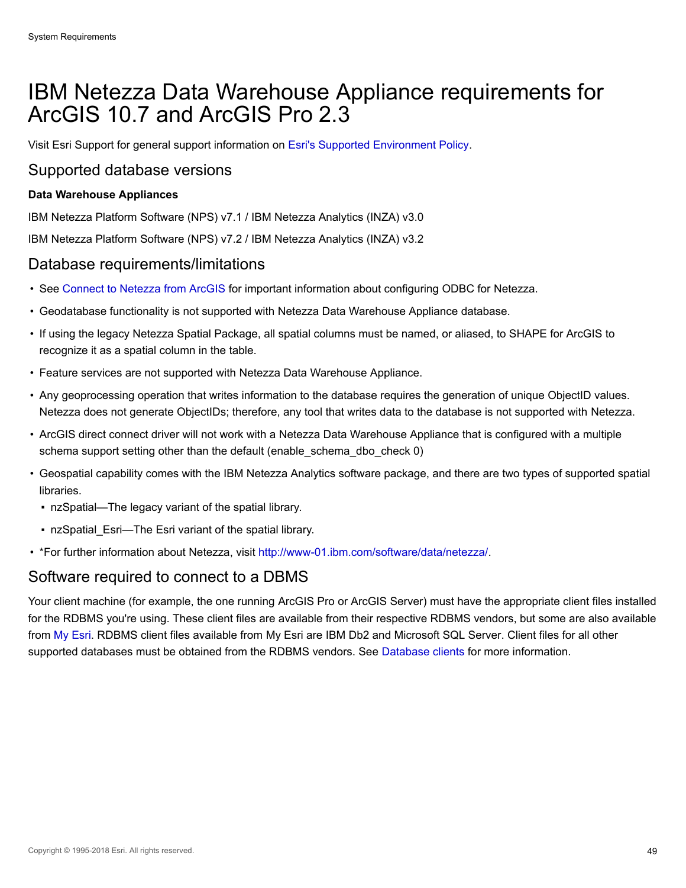# IBM Netezza Data Warehouse Appliance requirements for ArcGIS 10.7 and ArcGIS Pro 2.3

Visit Esri Support for general support information on Esri's Supported Environment Policy.

## Supported database versions

**Data Warehouse Appliances**

IBM Netezza Platform Software (NPS) v7.1 / IBM Netezza Analytics (INZA) v3.0

IBM Netezza Platform Software (NPS) v7.2 / IBM Netezza Analytics (INZA) v3.2

## Database requirements/limitations

- See Connect to Netezza from ArcGIS for important information about configuring ODBC for Netezza.
- Geodatabase functionality is not supported with Netezza Data Warehouse Appliance database.
- If using the legacy Netezza Spatial Package, all spatial columns must be named, or aliased, to SHAPE for ArcGIS to recognize it as a spatial column in the table.
- Feature services are not supported with Netezza Data Warehouse Appliance.
- Any geoprocessing operation that writes information to the database requires the generation of unique ObjectID values. Netezza does not generate ObjectIDs; therefore, any tool that writes data to the database is not supported with Netezza.
- ArcGIS direct connect driver will not work with a Netezza Data Warehouse Appliance that is configured with a multiple schema support setting other than the default (enable_schema_dbo_check 0)
- Geospatial capability comes with the IBM Netezza Analytics software package, and there are two types of supported spatial libraries.
  - nzSpatial—The legacy variant of the spatial library.
  - nzSpatial_Esri—The Esri variant of the spatial library.
- *For further information about Netezza, visit http://www-01.ibm.com/software/data/netezza/.

## Software required to connect to a DBMS

Your client machine (for example, the one running ArcGIS Pro or ArcGIS Server) must have the appropriate client files installed for the RDBMS you're using. These client files are available from their respective RDBMS vendors, but some are also available from My Esri. RDBMS client files available from My Esri are IBM Db2 and Microsoft SQL Server. Client files for all other supported databases must be obtained from the RDBMS vendors. See Database clients for more information.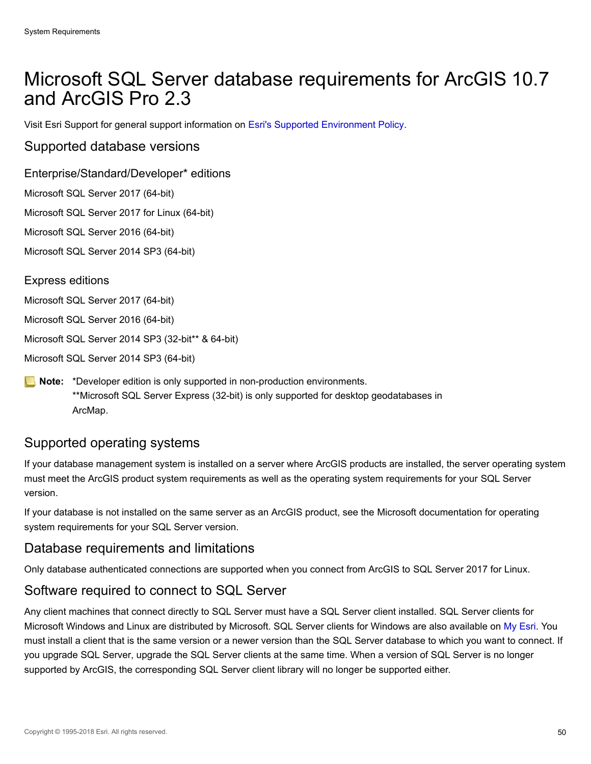# Microsoft SQL Server database requirements for ArcGIS 10.7 and ArcGIS Pro 2.3

Visit Esri Support for general support information on Esri's Supported Environment Policy.

## Supported database versions

### Enterprise/Standard/Developer* editions

Microsoft SQL Server 2017 (64-bit)

Microsoft SQL Server 2017 for Linux (64-bit)

Microsoft SQL Server 2016 (64-bit)

Microsoft SQL Server 2014 SP3 (64-bit)

### Express editions

Microsoft SQL Server 2017 (64-bit)

Microsoft SQL Server 2016 (64-bit)

Microsoft SQL Server 2014 SP3 (32-bit** & 64-bit)

Microsoft SQL Server 2014 SP3 (64-bit)

**Note:** *Developer edition is only supported in non-production environments.
**Microsoft SQL Server Express (32-bit) is only supported for desktop geodatabases in ArcMap.

## Supported operating systems

If your database management system is installed on a server where ArcGIS products are installed, the server operating system must meet the ArcGIS product system requirements as well as the operating system requirements for your SQL Server version.

If your database is not installed on the same server as an ArcGIS product, see the Microsoft documentation for operating system requirements for your SQL Server version.

## Database requirements and limitations

Only database authenticated connections are supported when you connect from ArcGIS to SQL Server 2017 for Linux.

## Software required to connect to SQL Server

Any client machines that connect directly to SQL Server must have a SQL Server client installed. SQL Server clients for Microsoft Windows and Linux are distributed by Microsoft. SQL Server clients for Windows are also available on My Esri. You must install a client that is the same version or a newer version than the SQL Server database to which you want to connect. If you upgrade SQL Server, upgrade the SQL Server clients at the same time. When a version of SQL Server is no longer supported by ArcGIS, the corresponding SQL Server client library will no longer be supported either.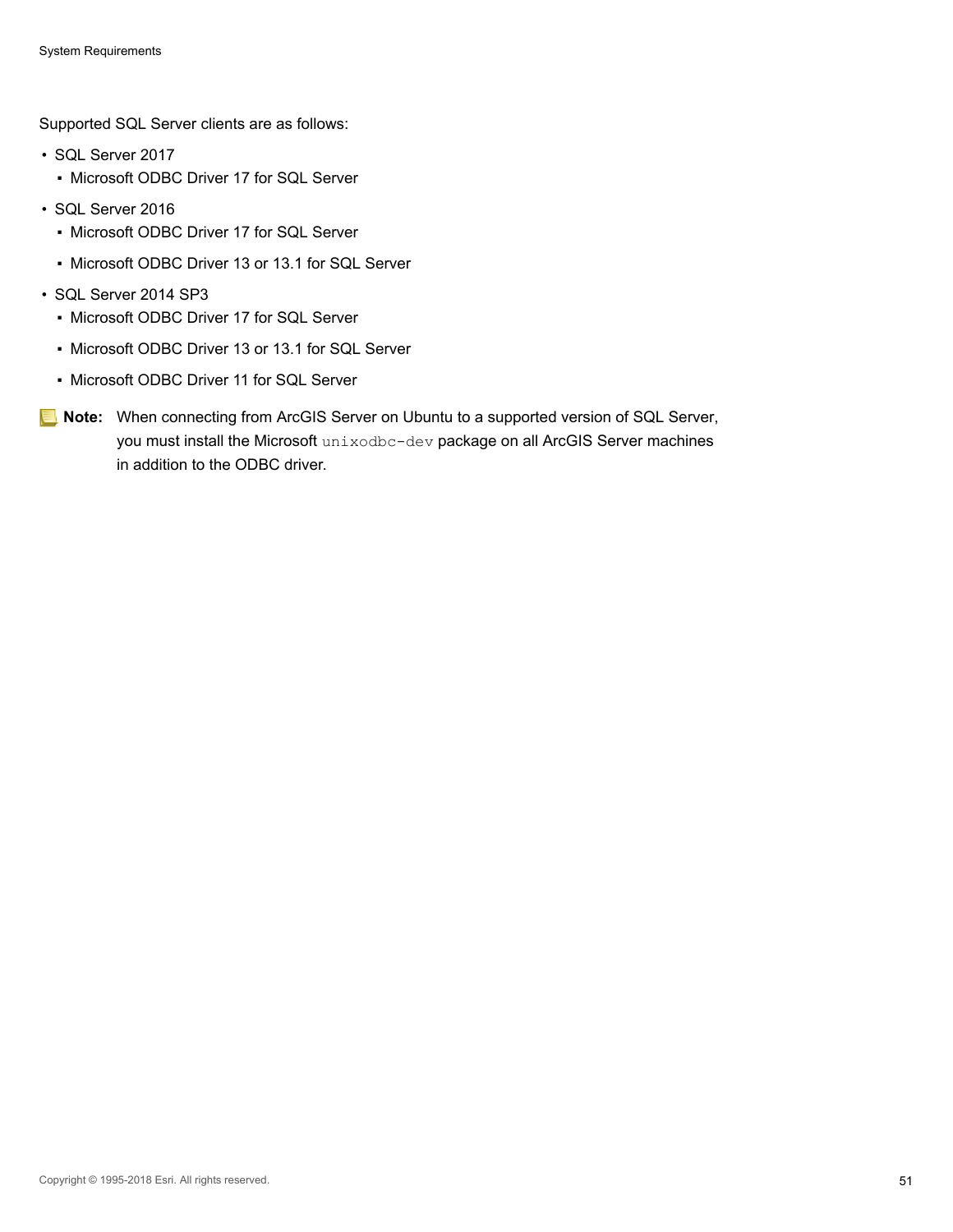Supported SQL Server clients are as follows:

- SQL Server 2017
  - Microsoft ODBC Driver 17 for SQL Server
- SQL Server 2016
  - Microsoft ODBC Driver 17 for SQL Server
  - Microsoft ODBC Driver 13 or 13.1 for SQL Server
- SQL Server 2014 SP3
  - Microsoft ODBC Driver 17 for SQL Server
  - Microsoft ODBC Driver 13 or 13.1 for SQL Server
  - Microsoft ODBC Driver 11 for SQL Server

**Note:** When connecting from ArcGIS Server on Ubuntu to a supported version of SQL Server, you must install the Microsoft `unixodbc-dev` package on all ArcGIS Server machines in addition to the ODBC driver.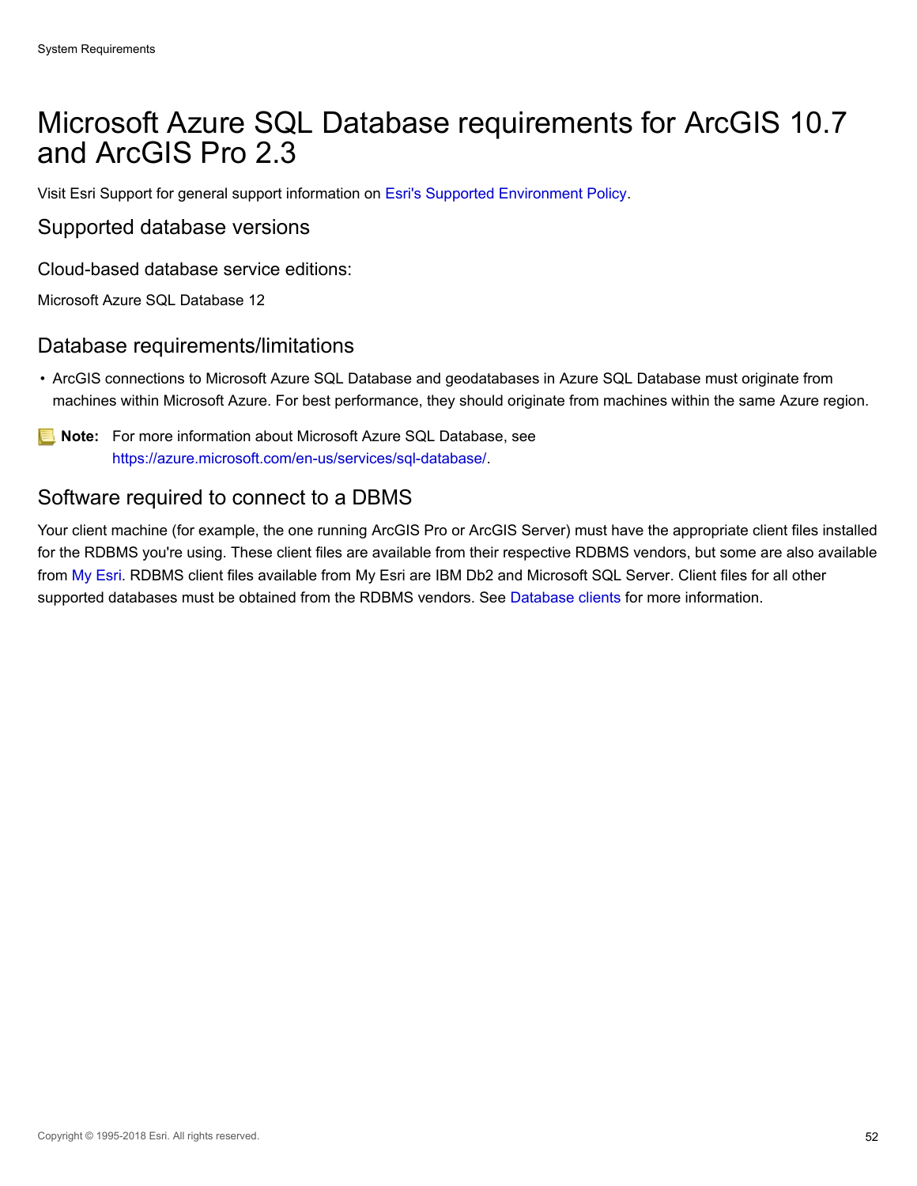# Microsoft Azure SQL Database requirements for ArcGIS 10.7 and ArcGIS Pro 2.3

Visit Esri Support for general support information on Esri's Supported Environment Policy.

## Supported database versions

### Cloud-based database service editions:

Microsoft Azure SQL Database 12

## Database requirements/limitations

- ArcGIS connections to Microsoft Azure SQL Database and geodatabases in Azure SQL Database must originate from machines within Microsoft Azure. For best performance, they should originate from machines within the same Azure region.

**Note:** For more information about Microsoft Azure SQL Database, see https://azure.microsoft.com/en-us/services/sql-database/.

## Software required to connect to a DBMS

Your client machine (for example, the one running ArcGIS Pro or ArcGIS Server) must have the appropriate client files installed for the RDBMS you're using. These client files are available from their respective RDBMS vendors, but some are also available from My Esri. RDBMS client files available from My Esri are IBM Db2 and Microsoft SQL Server. Client files for all other supported databases must be obtained from the RDBMS vendors. See Database clients for more information.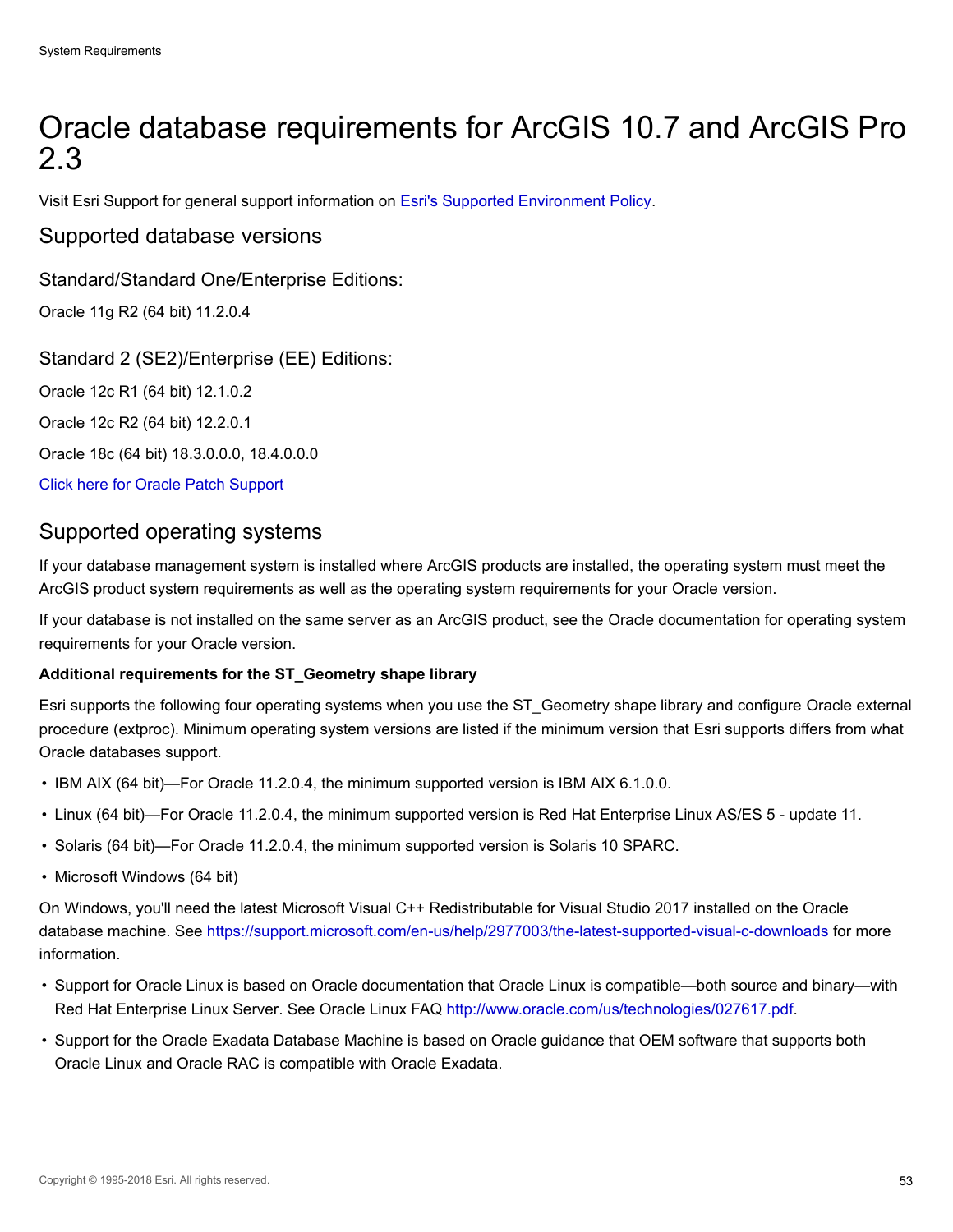# Oracle database requirements for ArcGIS 10.7 and ArcGIS Pro 2.3

Visit Esri Support for general support information on [Esri's Supported Environment Policy](#).

## Supported database versions

### Standard/Standard One/Enterprise Editions:

Oracle 11g R2 (64 bit) 11.2.0.4

### Standard 2 (SE2)/Enterprise (EE) Editions:

Oracle 12c R1 (64 bit) 12.1.0.2

Oracle 12c R2 (64 bit) 12.2.0.1

Oracle 18c (64 bit) 18.3.0.0.0, 18.4.0.0.0

[Click here for Oracle Patch Support](#)

## Supported operating systems

If your database management system is installed where ArcGIS products are installed, the operating system must meet the ArcGIS product system requirements as well as the operating system requirements for your Oracle version.

If your database is not installed on the same server as an ArcGIS product, see the Oracle documentation for operating system requirements for your Oracle version.

**Additional requirements for the ST_Geometry shape library**

Esri supports the following four operating systems when you use the ST_Geometry shape library and configure Oracle external procedure (extproc). Minimum operating system versions are listed if the minimum version that Esri supports differs from what Oracle databases support.

- IBM AIX (64 bit)—For Oracle 11.2.0.4, the minimum supported version is IBM AIX 6.1.0.0.
- Linux (64 bit)—For Oracle 11.2.0.4, the minimum supported version is Red Hat Enterprise Linux AS/ES 5 - update 11.
- Solaris (64 bit)—For Oracle 11.2.0.4, the minimum supported version is Solaris 10 SPARC.
- Microsoft Windows (64 bit)

On Windows, you'll need the latest Microsoft Visual C++ Redistributable for Visual Studio 2017 installed on the Oracle database machine. See https://support.microsoft.com/en-us/help/2977003/the-latest-supported-visual-c-downloads for more information.

- Support for Oracle Linux is based on Oracle documentation that Oracle Linux is compatible—both source and binary—with Red Hat Enterprise Linux Server. See Oracle Linux FAQ http://www.oracle.com/us/technologies/027617.pdf.
- Support for the Oracle Exadata Database Machine is based on Oracle guidance that OEM software that supports both Oracle Linux and Oracle RAC is compatible with Oracle Exadata.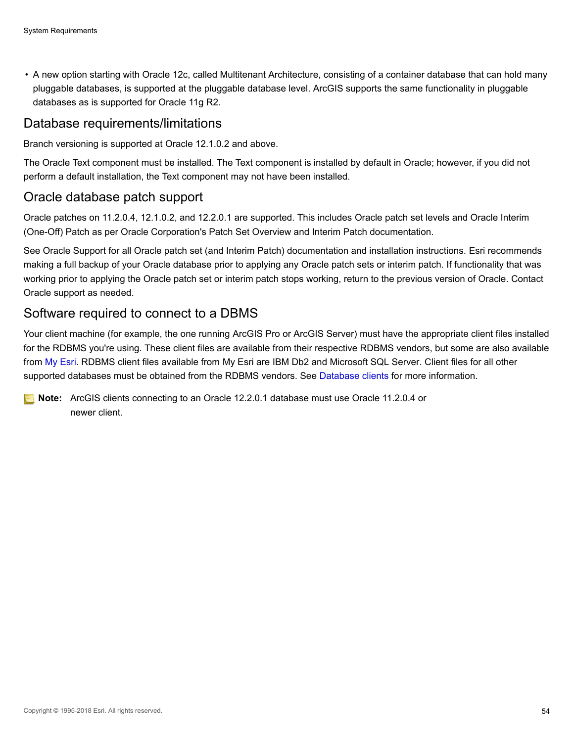- A new option starting with Oracle 12c, called Multitenant Architecture, consisting of a container database that can hold many pluggable databases, is supported at the pluggable database level. ArcGIS supports the same functionality in pluggable databases as is supported for Oracle 11g R2.

## Database requirements/limitations

Branch versioning is supported at Oracle 12.1.0.2 and above.

The Oracle Text component must be installed. The Text component is installed by default in Oracle; however, if you did not perform a default installation, the Text component may not have been installed.

## Oracle database patch support

Oracle patches on 11.2.0.4, 12.1.0.2, and 12.2.0.1 are supported. This includes Oracle patch set levels and Oracle Interim (One-Off) Patch as per Oracle Corporation's Patch Set Overview and Interim Patch documentation.

See Oracle Support for all Oracle patch set (and Interim Patch) documentation and installation instructions. Esri recommends making a full backup of your Oracle database prior to applying any Oracle patch sets or interim patch. If functionality that was working prior to applying the Oracle patch set or interim patch stops working, return to the previous version of Oracle. Contact Oracle support as needed.

## Software required to connect to a DBMS

Your client machine (for example, the one running ArcGIS Pro or ArcGIS Server) must have the appropriate client files installed for the RDBMS you're using. These client files are available from their respective RDBMS vendors, but some are also available from My Esri. RDBMS client files available from My Esri are IBM Db2 and Microsoft SQL Server. Client files for all other supported databases must be obtained from the RDBMS vendors. See Database clients for more information.

**Note:** ArcGIS clients connecting to an Oracle 12.2.0.1 database must use Oracle 11.2.0.4 or newer client.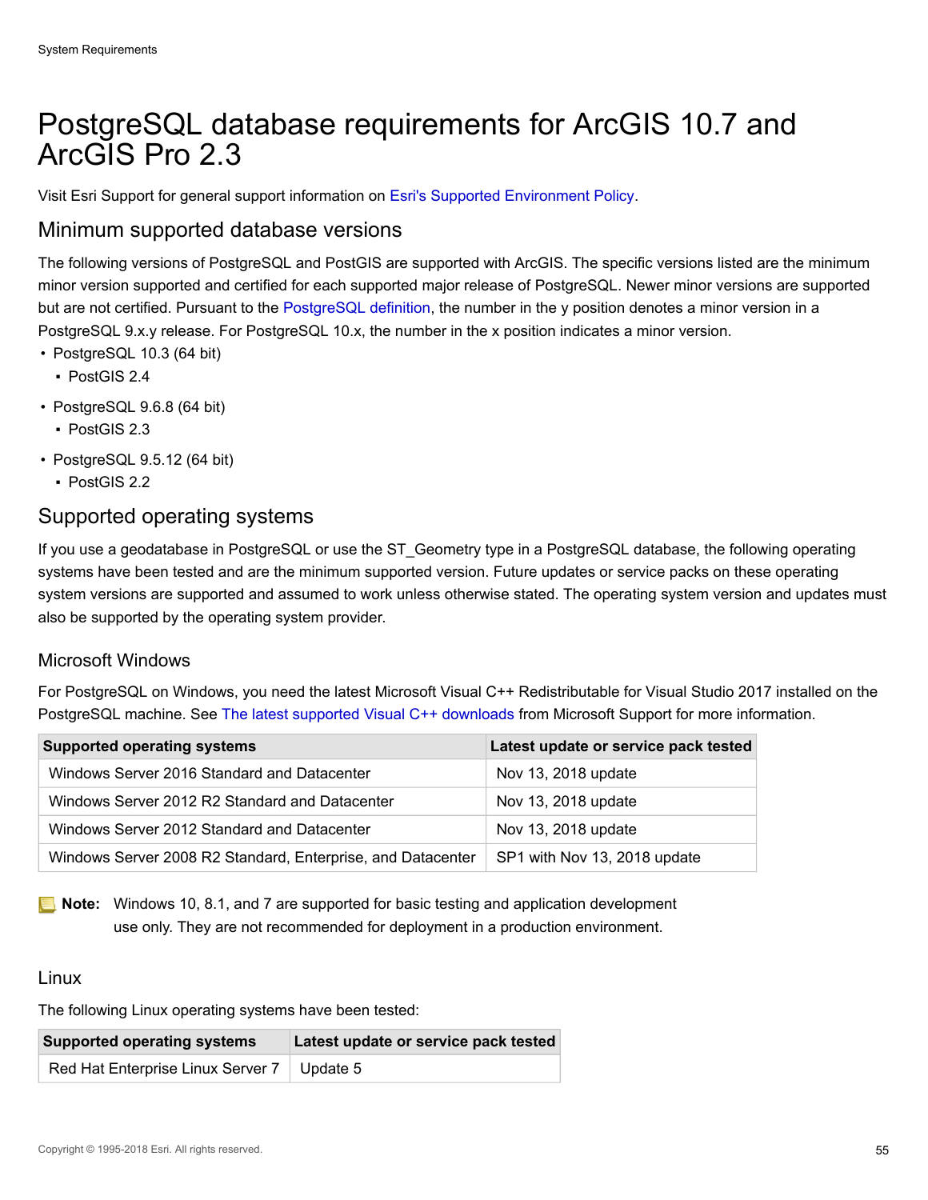# PostgreSQL database requirements for ArcGIS 10.7 and ArcGIS Pro 2.3

Visit Esri Support for general support information on Esri's Supported Environment Policy.

## Minimum supported database versions

The following versions of PostgreSQL and PostGIS are supported with ArcGIS. The specific versions listed are the minimum minor version supported and certified for each supported major release of PostgreSQL. Newer minor versions are supported but are not certified. Pursuant to the PostgreSQL definition, the number in the y position denotes a minor version in a PostgreSQL 9.x.y release. For PostgreSQL 10.x, the number in the x position indicates a minor version.

- PostgreSQL 10.3 (64 bit)
  - PostGIS 2.4
- PostgreSQL 9.6.8 (64 bit)
  - PostGIS 2.3
- PostgreSQL 9.5.12 (64 bit)
  - PostGIS 2.2

## Supported operating systems

If you use a geodatabase in PostgreSQL or use the ST_Geometry type in a PostgreSQL database, the following operating systems have been tested and are the minimum supported version. Future updates or service packs on these operating system versions are supported and assumed to work unless otherwise stated. The operating system version and updates must also be supported by the operating system provider.

### Microsoft Windows

For PostgreSQL on Windows, you need the latest Microsoft Visual C++ Redistributable for Visual Studio 2017 installed on the PostgreSQL machine. See The latest supported Visual C++ downloads from Microsoft Support for more information.

| Supported operating systems | Latest update or service pack tested |
|---|---|
| Windows Server 2016 Standard and Datacenter | Nov 13, 2018 update |
| Windows Server 2012 R2 Standard and Datacenter | Nov 13, 2018 update |
| Windows Server 2012 Standard and Datacenter | Nov 13, 2018 update |
| Windows Server 2008 R2 Standard, Enterprise, and Datacenter | SP1 with Nov 13, 2018 update |

**Note:** Windows 10, 8.1, and 7 are supported for basic testing and application development use only. They are not recommended for deployment in a production environment.

### Linux

The following Linux operating systems have been tested:

| Supported operating systems | Latest update or service pack tested |
|---|---|
| Red Hat Enterprise Linux Server 7 | Update 5 |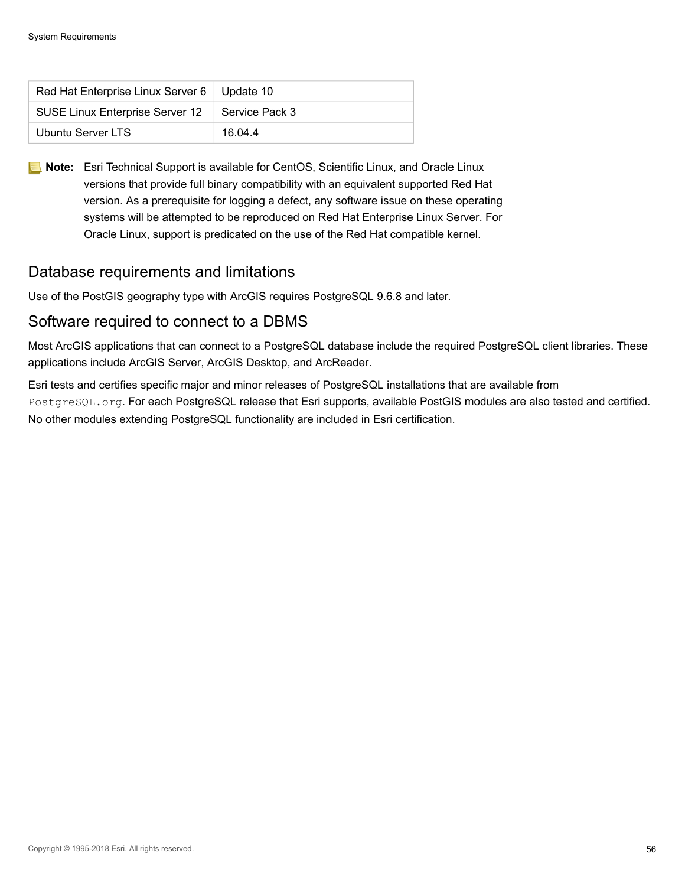| Red Hat Enterprise Linux Server 6 | Update 10 |
|---|---|
| SUSE Linux Enterprise Server 12 | Service Pack 3 |
| Ubuntu Server LTS | 16.04.4 |

**Note:** Esri Technical Support is available for CentOS, Scientific Linux, and Oracle Linux versions that provide full binary compatibility with an equivalent supported Red Hat version. As a prerequisite for logging a defect, any software issue on these operating systems will be attempted to be reproduced on Red Hat Enterprise Linux Server. For Oracle Linux, support is predicated on the use of the Red Hat compatible kernel.

## Database requirements and limitations

Use of the PostGIS geography type with ArcGIS requires PostgreSQL 9.6.8 and later.

## Software required to connect to a DBMS

Most ArcGIS applications that can connect to a PostgreSQL database include the required PostgreSQL client libraries. These applications include ArcGIS Server, ArcGIS Desktop, and ArcReader.

Esri tests and certifies specific major and minor releases of PostgreSQL installations that are available from `PostgreSQL.org`. For each PostgreSQL release that Esri supports, available PostGIS modules are also tested and certified. No other modules extending PostgreSQL functionality are included in Esri certification.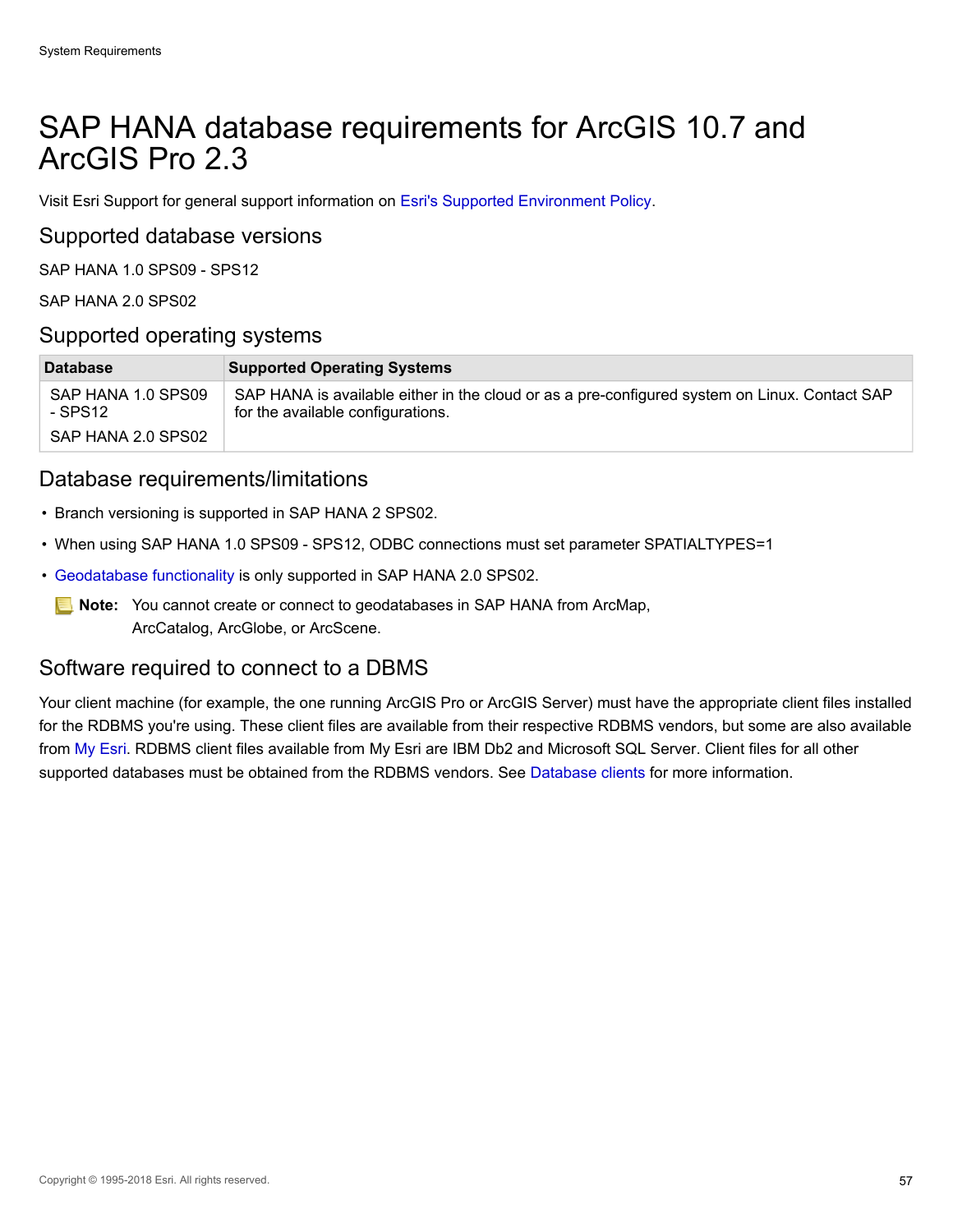# SAP HANA database requirements for ArcGIS 10.7 and ArcGIS Pro 2.3

Visit Esri Support for general support information on Esri's Supported Environment Policy.

## Supported database versions

SAP HANA 1.0 SPS09 - SPS12

SAP HANA 2.0 SPS02

## Supported operating systems

| Database | Supported Operating Systems |
|---|---|
| SAP HANA 1.0 SPS09 - SPS12<br><br>SAP HANA 2.0 SPS02 | SAP HANA is available either in the cloud or as a pre-configured system on Linux. Contact SAP for the available configurations. |

## Database requirements/limitations

- Branch versioning is supported in SAP HANA 2 SPS02.
- When using SAP HANA 1.0 SPS09 - SPS12, ODBC connections must set parameter SPATIALTYPES=1
- Geodatabase functionality is only supported in SAP HANA 2.0 SPS02.

**Note:** You cannot create or connect to geodatabases in SAP HANA from ArcMap, ArcCatalog, ArcGlobe, or ArcScene.

## Software required to connect to a DBMS

Your client machine (for example, the one running ArcGIS Pro or ArcGIS Server) must have the appropriate client files installed for the RDBMS you're using. These client files are available from their respective RDBMS vendors, but some are also available from My Esri. RDBMS client files available from My Esri are IBM Db2 and Microsoft SQL Server. Client files for all other supported databases must be obtained from the RDBMS vendors. See Database clients for more information.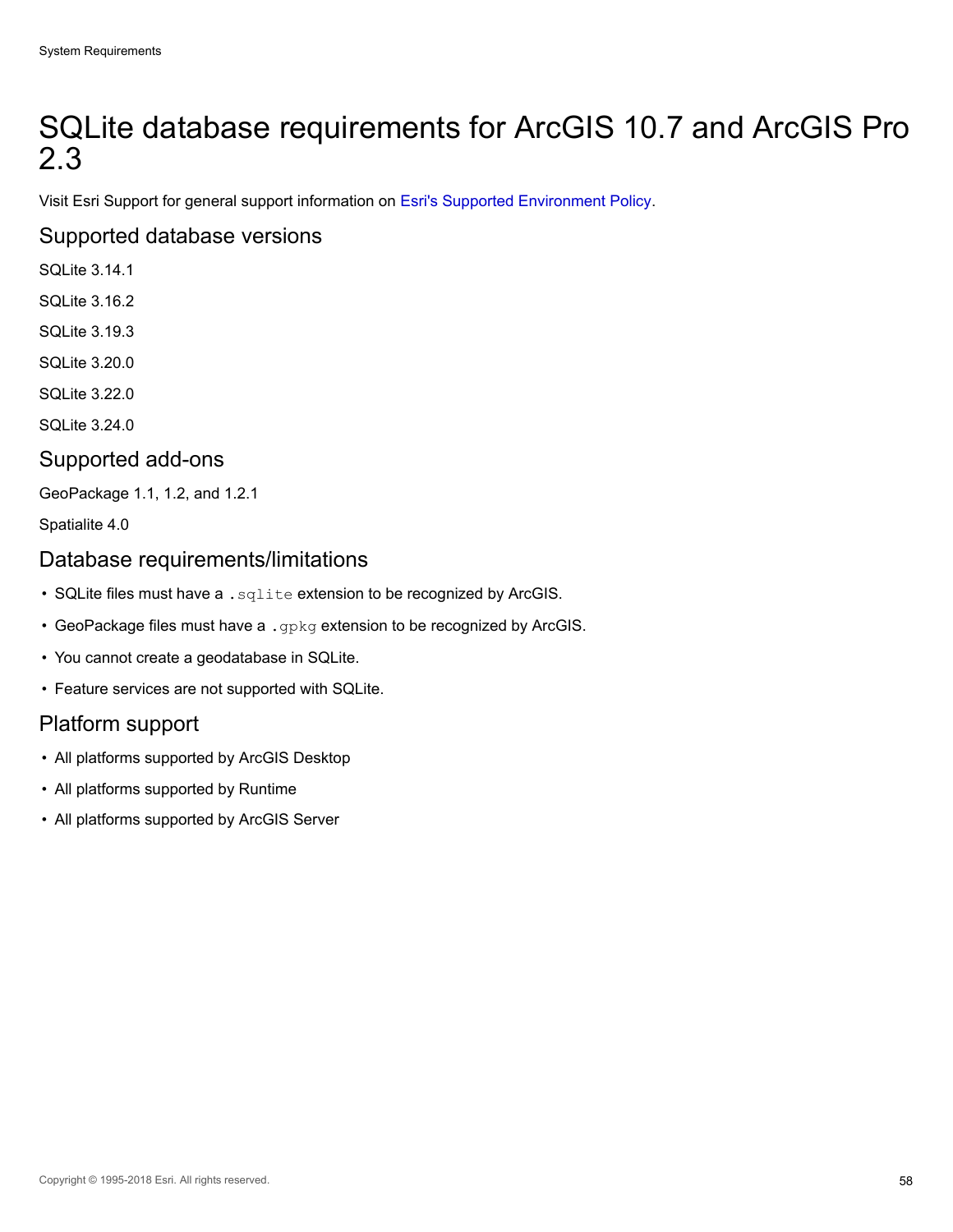# SQLite database requirements for ArcGIS 10.7 and ArcGIS Pro 2.3

Visit Esri Support for general support information on Esri's Supported Environment Policy.

## Supported database versions

SQLite 3.14.1

SQLite 3.16.2

SQLite 3.19.3

SQLite 3.20.0

SQLite 3.22.0

SQLite 3.24.0

## Supported add-ons

GeoPackage 1.1, 1.2, and 1.2.1

Spatialite 4.0

## Database requirements/limitations

- SQLite files must have a `.sqlite` extension to be recognized by ArcGIS.
- GeoPackage files must have a `.gpkg` extension to be recognized by ArcGIS.
- You cannot create a geodatabase in SQLite.
- Feature services are not supported with SQLite.

## Platform support

- All platforms supported by ArcGIS Desktop
- All platforms supported by Runtime
- All platforms supported by ArcGIS Server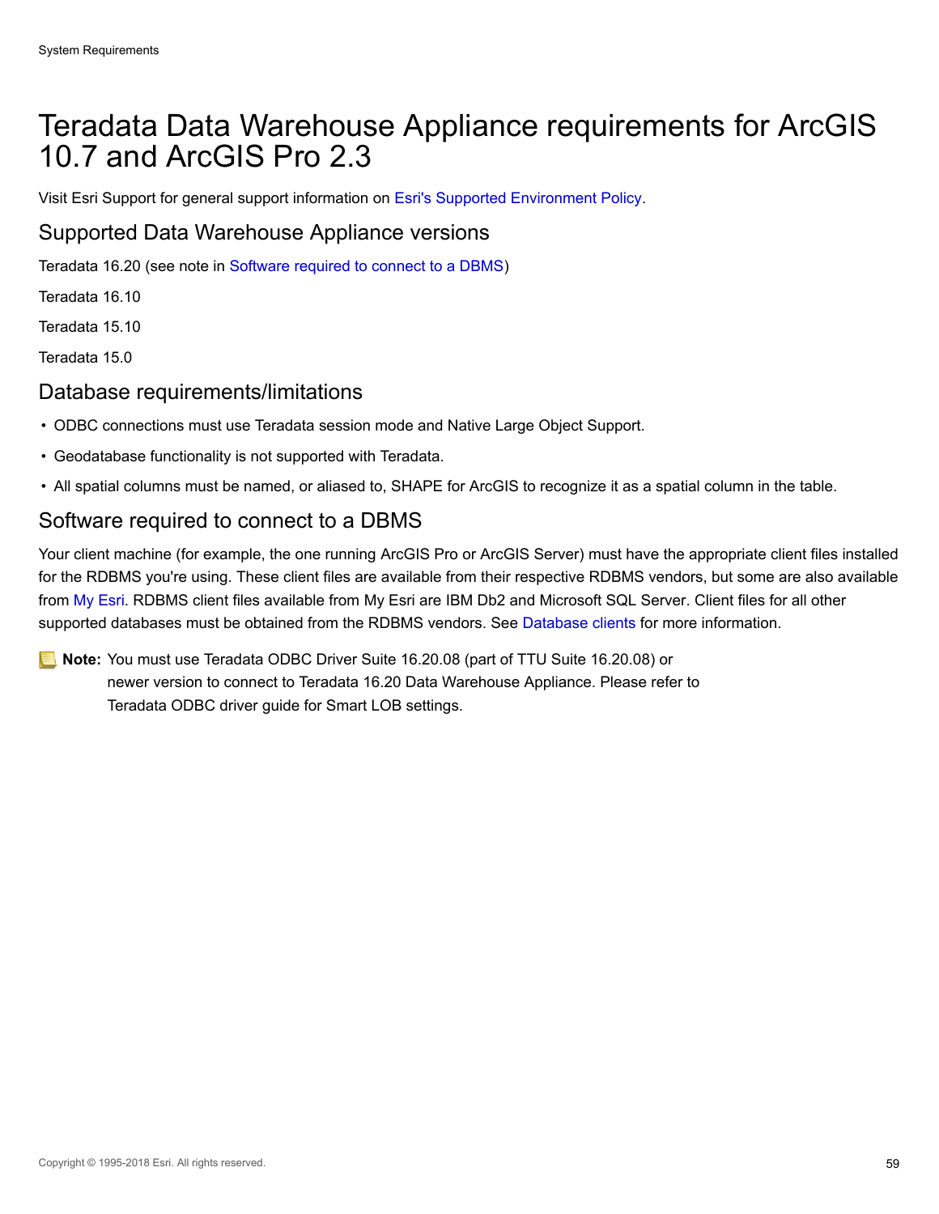# Teradata Data Warehouse Appliance requirements for ArcGIS 10.7 and ArcGIS Pro 2.3

Visit Esri Support for general support information on Esri's Supported Environment Policy.

## Supported Data Warehouse Appliance versions

Teradata 16.20 (see note in Software required to connect to a DBMS)

Teradata 16.10

Teradata 15.10

Teradata 15.0

## Database requirements/limitations

- ODBC connections must use Teradata session mode and Native Large Object Support.
- Geodatabase functionality is not supported with Teradata.
- All spatial columns must be named, or aliased to, SHAPE for ArcGIS to recognize it as a spatial column in the table.

## Software required to connect to a DBMS

Your client machine (for example, the one running ArcGIS Pro or ArcGIS Server) must have the appropriate client files installed for the RDBMS you're using. These client files are available from their respective RDBMS vendors, but some are also available from My Esri. RDBMS client files available from My Esri are IBM Db2 and Microsoft SQL Server. Client files for all other supported databases must be obtained from the RDBMS vendors. See Database clients for more information.

**Note:** You must use Teradata ODBC Driver Suite 16.20.08 (part of TTU Suite 16.20.08) or newer version to connect to Teradata 16.20 Data Warehouse Appliance. Please refer to Teradata ODBC driver guide for Smart LOB settings.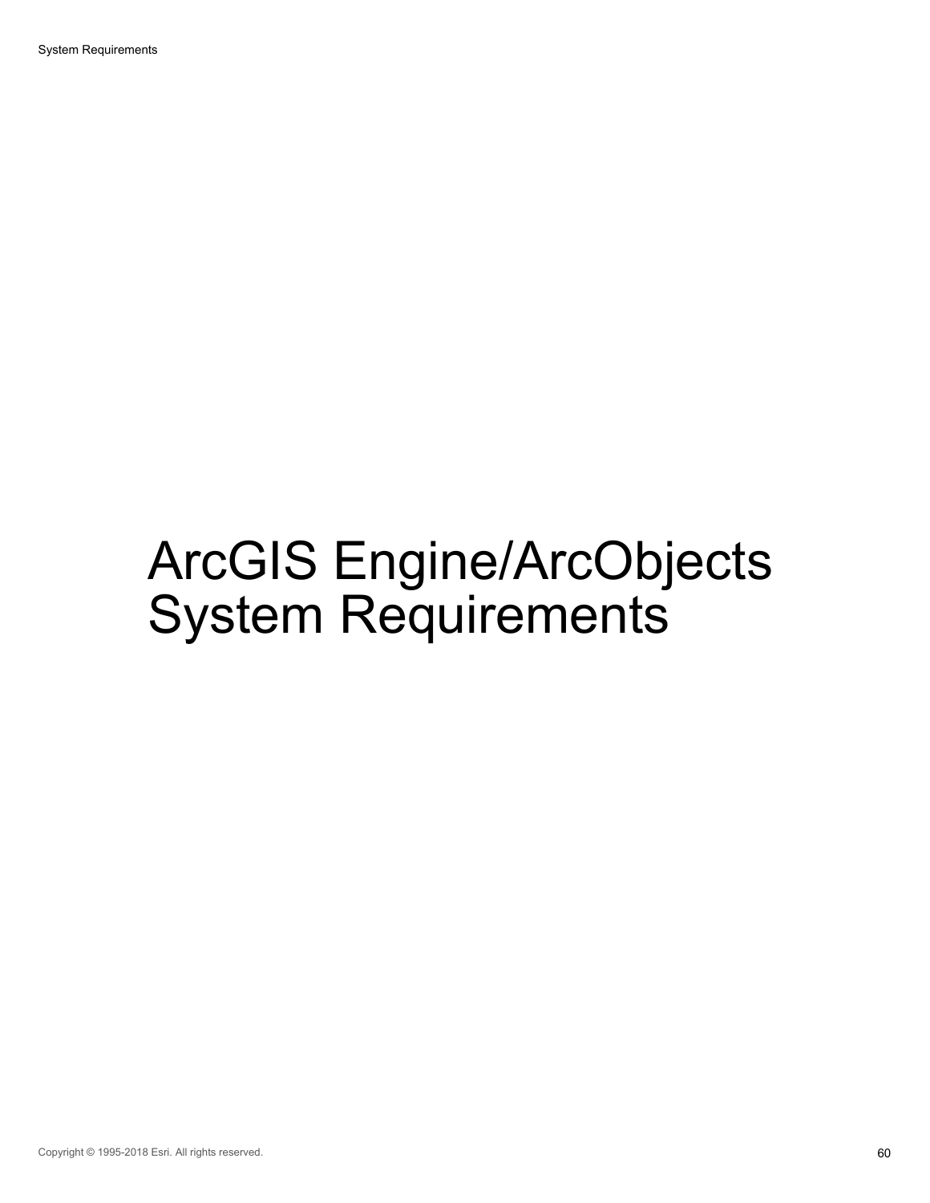# ArcGIS Engine/ArcObjects System Requirements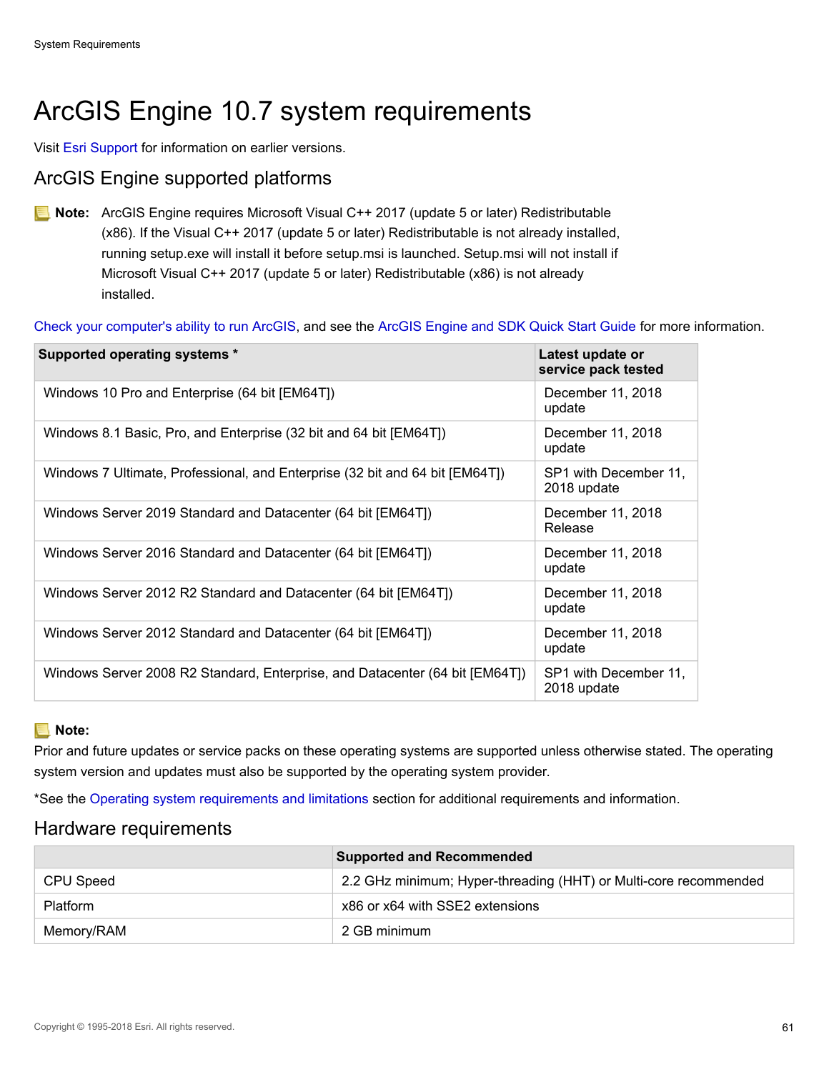# ArcGIS Engine 10.7 system requirements

Visit Esri Support for information on earlier versions.

## ArcGIS Engine supported platforms

**Note:** ArcGIS Engine requires Microsoft Visual C++ 2017 (update 5 or later) Redistributable (x86). If the Visual C++ 2017 (update 5 or later) Redistributable is not already installed, running setup.exe will install it before setup.msi is launched. Setup.msi will not install if Microsoft Visual C++ 2017 (update 5 or later) Redistributable (x86) is not already installed.

Check your computer's ability to run ArcGIS, and see the ArcGIS Engine and SDK Quick Start Guide for more information.

| Supported operating systems * | Latest update or service pack tested |
|---|---|
| Windows 10 Pro and Enterprise (64 bit [EM64T]) | December 11, 2018 update |
| Windows 8.1 Basic, Pro, and Enterprise (32 bit and 64 bit [EM64T]) | December 11, 2018 update |
| Windows 7 Ultimate, Professional, and Enterprise (32 bit and 64 bit [EM64T]) | SP1 with December 11, 2018 update |
| Windows Server 2019 Standard and Datacenter (64 bit [EM64T]) | December 11, 2018 Release |
| Windows Server 2016 Standard and Datacenter (64 bit [EM64T]) | December 11, 2018 update |
| Windows Server 2012 R2 Standard and Datacenter (64 bit [EM64T]) | December 11, 2018 update |
| Windows Server 2012 Standard and Datacenter (64 bit [EM64T]) | December 11, 2018 update |
| Windows Server 2008 R2 Standard, Enterprise, and Datacenter (64 bit [EM64T]) | SP1 with December 11, 2018 update |

**Note:**

Prior and future updates or service packs on these operating systems are supported unless otherwise stated. The operating system version and updates must also be supported by the operating system provider.

*See the Operating system requirements and limitations section for additional requirements and information.

## Hardware requirements

| | Supported and Recommended |
|---|---|
| CPU Speed | 2.2 GHz minimum; Hyper-threading (HHT) or Multi-core recommended |
| Platform | x86 or x64 with SSE2 extensions |
| Memory/RAM | 2 GB minimum |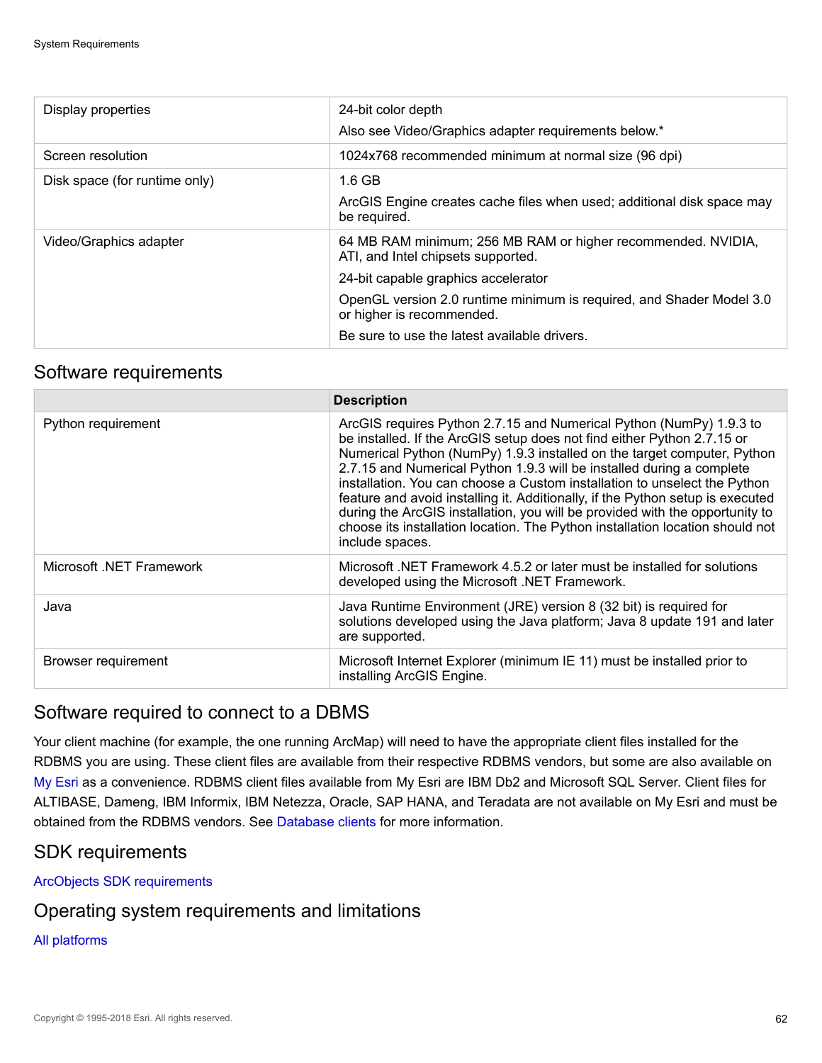| | |
|---|---|
| Display properties | 24-bit color depth<br>Also see Video/Graphics adapter requirements below.* |
| Screen resolution | 1024x768 recommended minimum at normal size (96 dpi) |
| Disk space (for runtime only) | 1.6 GB<br>ArcGIS Engine creates cache files when used; additional disk space may be required. |
| Video/Graphics adapter | 64 MB RAM minimum; 256 MB RAM or higher recommended. NVIDIA, ATI, and Intel chipsets supported.<br>24-bit capable graphics accelerator<br>OpenGL version 2.0 runtime minimum is required, and Shader Model 3.0 or higher is recommended.<br>Be sure to use the latest available drivers. |

## Software requirements

| | Description |
|---|---|
| Python requirement | ArcGIS requires Python 2.7.15 and Numerical Python (NumPy) 1.9.3 to be installed. If the ArcGIS setup does not find either Python 2.7.15 or Numerical Python (NumPy) 1.9.3 installed on the target computer, Python 2.7.15 and Numerical Python 1.9.3 will be installed during a complete installation. You can choose a Custom installation to unselect the Python feature and avoid installing it. Additionally, if the Python setup is executed during the ArcGIS installation, you will be provided with the opportunity to choose its installation location. The Python installation location should not include spaces. |
| Microsoft .NET Framework | Microsoft .NET Framework 4.5.2 or later must be installed for solutions developed using the Microsoft .NET Framework. |
| Java | Java Runtime Environment (JRE) version 8 (32 bit) is required for solutions developed using the Java platform; Java 8 update 191 and later are supported. |
| Browser requirement | Microsoft Internet Explorer (minimum IE 11) must be installed prior to installing ArcGIS Engine. |

## Software required to connect to a DBMS

Your client machine (for example, the one running ArcMap) will need to have the appropriate client files installed for the RDBMS you are using. These client files are available from their respective RDBMS vendors, but some are also available on My Esri as a convenience. RDBMS client files available from My Esri are IBM Db2 and Microsoft SQL Server. Client files for ALTIBASE, Dameng, IBM Informix, IBM Netezza, Oracle, SAP HANA, and Teradata are not available on My Esri and must be obtained from the RDBMS vendors. See Database clients for more information.

## SDK requirements

ArcObjects SDK requirements

## Operating system requirements and limitations

All platforms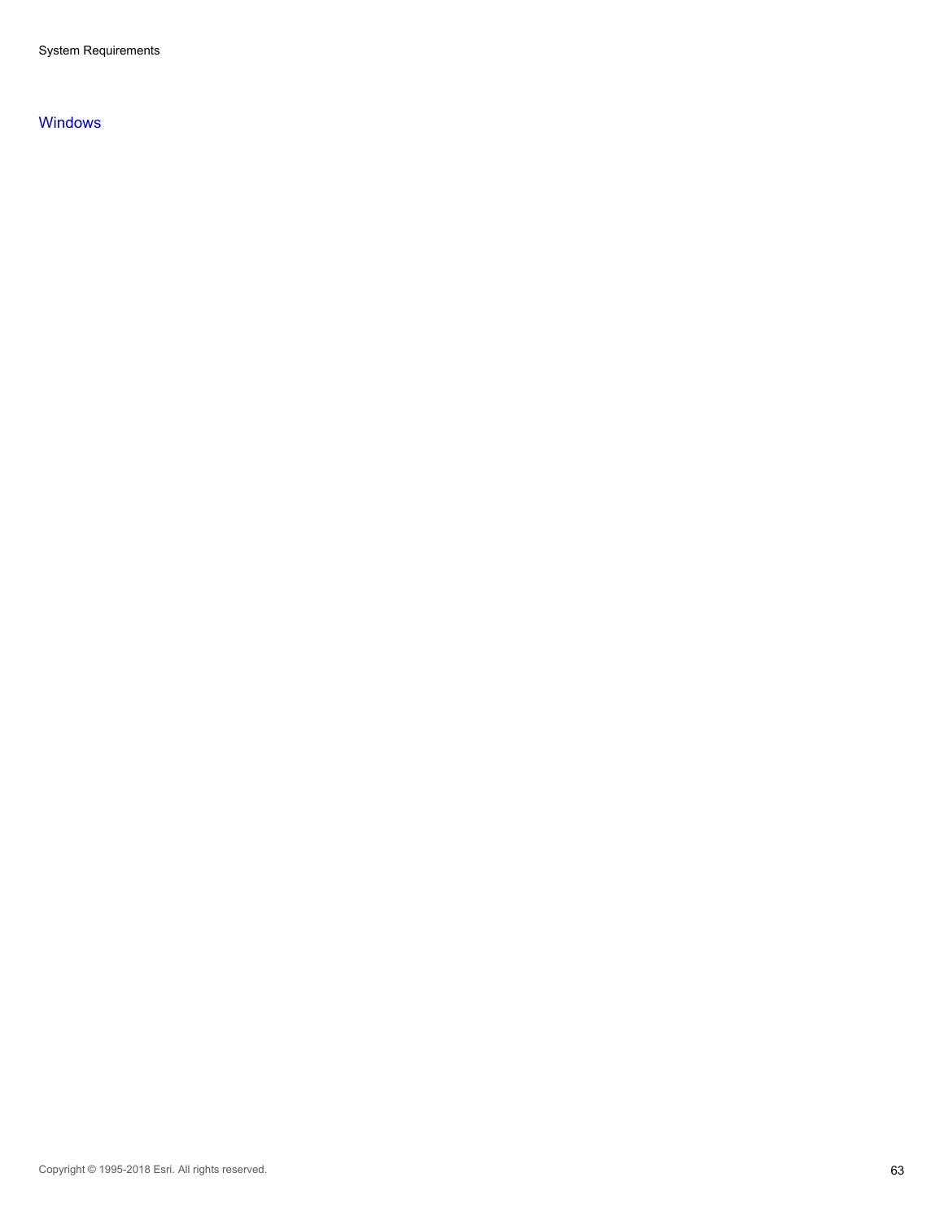Windows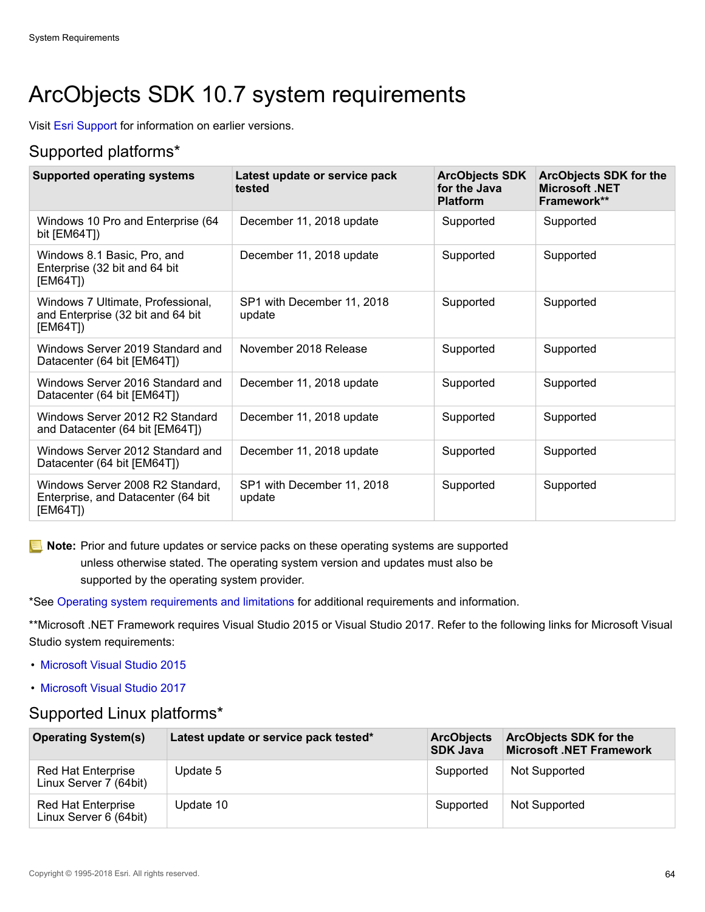# ArcObjects SDK 10.7 system requirements

Visit Esri Support for information on earlier versions.

## Supported platforms*

| Supported operating systems | Latest update or service pack tested | ArcObjects SDK for the Java Platform | ArcObjects SDK for the Microsoft .NET Framework** |
| --- | --- | --- | --- |
| Windows 10 Pro and Enterprise (64 bit [EM64T]) | December 11, 2018 update | Supported | Supported |
| Windows 8.1 Basic, Pro, and Enterprise (32 bit and 64 bit [EM64T]) | December 11, 2018 update | Supported | Supported |
| Windows 7 Ultimate, Professional, and Enterprise (32 bit and 64 bit [EM64T]) | SP1 with December 11, 2018 update | Supported | Supported |
| Windows Server 2019 Standard and Datacenter (64 bit [EM64T]) | November 2018 Release | Supported | Supported |
| Windows Server 2016 Standard and Datacenter (64 bit [EM64T]) | December 11, 2018 update | Supported | Supported |
| Windows Server 2012 R2 Standard and Datacenter (64 bit [EM64T]) | December 11, 2018 update | Supported | Supported |
| Windows Server 2012 Standard and Datacenter (64 bit [EM64T]) | December 11, 2018 update | Supported | Supported |
| Windows Server 2008 R2 Standard, Enterprise, and Datacenter (64 bit [EM64T]) | SP1 with December 11, 2018 update | Supported | Supported |

**Note:** Prior and future updates or service packs on these operating systems are supported unless otherwise stated. The operating system version and updates must also be supported by the operating system provider.

*See Operating system requirements and limitations for additional requirements and information.

**Microsoft .NET Framework requires Visual Studio 2015 or Visual Studio 2017. Refer to the following links for Microsoft Visual Studio system requirements:

- Microsoft Visual Studio 2015
- Microsoft Visual Studio 2017

## Supported Linux platforms*

| Operating System(s) | Latest update or service pack tested* | ArcObjects SDK Java | ArcObjects SDK for the Microsoft .NET Framework |
| --- | --- | --- | --- |
| Red Hat Enterprise Linux Server 7 (64bit) | Update 5 | Supported | Not Supported |
| Red Hat Enterprise Linux Server 6 (64bit) | Update 10 | Supported | Not Supported |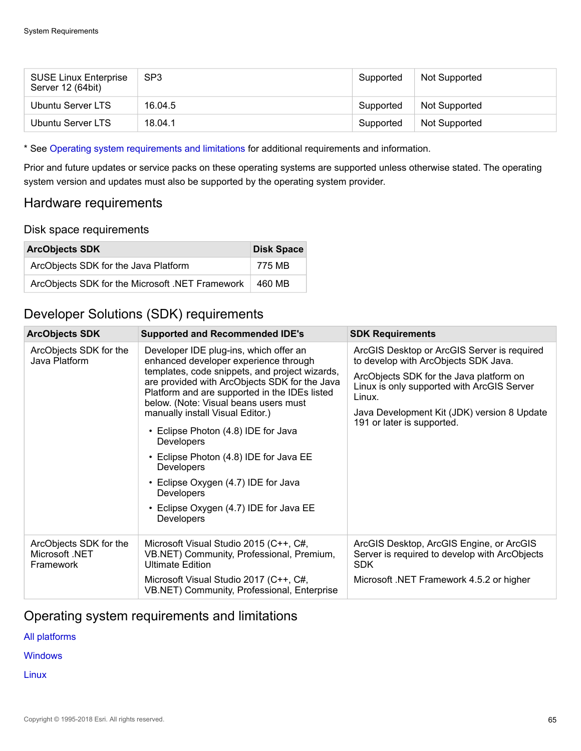| SUSE Linux Enterprise Server 12 (64bit) | SP3 | Supported | Not Supported |
|---|---|---|---|
| Ubuntu Server LTS | 16.04.5 | Supported | Not Supported |
| Ubuntu Server LTS | 18.04.1 | Supported | Not Supported |

* See Operating system requirements and limitations for additional requirements and information.

Prior and future updates or service packs on these operating systems are supported unless otherwise stated. The operating system version and updates must also be supported by the operating system provider.

## Hardware requirements

### Disk space requirements

| ArcObjects SDK | Disk Space |
|---|---|
| ArcObjects SDK for the Java Platform | 775 MB |
| ArcObjects SDK for the Microsoft .NET Framework | 460 MB |

## Developer Solutions (SDK) requirements

| ArcObjects SDK | Supported and Recommended IDE's | SDK Requirements |
|---|---|---|
| ArcObjects SDK for the Java Platform | Developer IDE plug-ins, which offer an enhanced developer experience through templates, code snippets, and project wizards, are provided with ArcObjects SDK for the Java Platform and are supported in the IDEs listed below. (Note: Visual beans users must manually install Visual Editor.)<br>• Eclipse Photon (4.8) IDE for Java Developers<br>• Eclipse Photon (4.8) IDE for Java EE Developers<br>• Eclipse Oxygen (4.7) IDE for Java Developers<br>• Eclipse Oxygen (4.7) IDE for Java EE Developers | ArcGIS Desktop or ArcGIS Server is required to develop with ArcObjects SDK Java.<br>ArcObjects SDK for the Java platform on Linux is only supported with ArcGIS Server Linux.<br>Java Development Kit (JDK) version 8 Update 191 or later is supported. |
| ArcObjects SDK for the Microsoft .NET Framework | Microsoft Visual Studio 2015 (C++, C#, VB.NET) Community, Professional, Premium, Ultimate Edition<br>Microsoft Visual Studio 2017 (C++, C#, VB.NET) Community, Professional, Enterprise | ArcGIS Desktop, ArcGIS Engine, or ArcGIS Server is required to develop with ArcObjects SDK<br>Microsoft .NET Framework 4.5.2 or higher |

## Operating system requirements and limitations

All platforms

Windows

Linux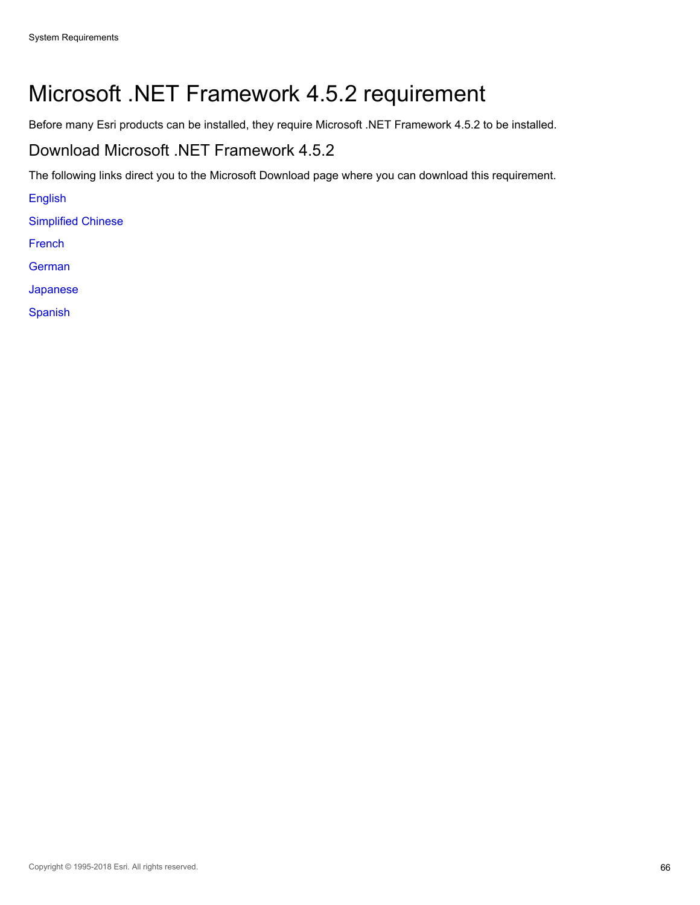# Microsoft .NET Framework 4.5.2 requirement

Before many Esri products can be installed, they require Microsoft .NET Framework 4.5.2 to be installed.

## Download Microsoft .NET Framework 4.5.2

The following links direct you to the Microsoft Download page where you can download this requirement.

English

Simplified Chinese

French

German

Japanese

Spanish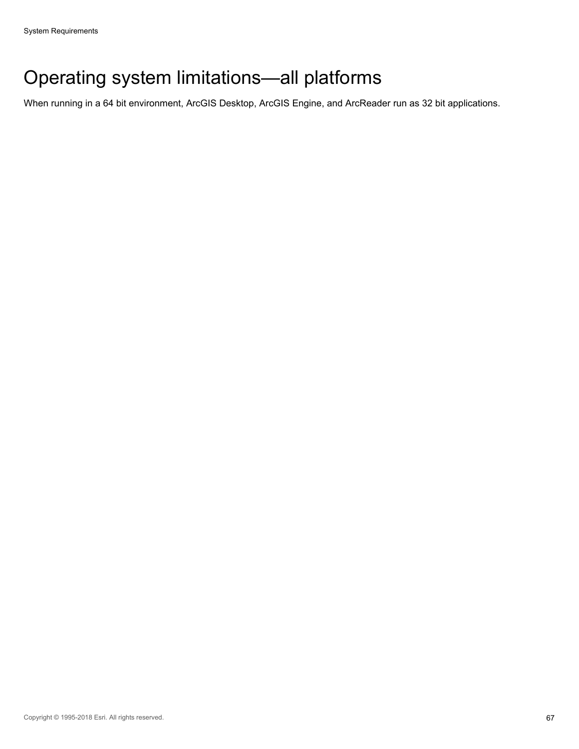# Operating system limitations—all platforms

When running in a 64 bit environment, ArcGIS Desktop, ArcGIS Engine, and ArcReader run as 32 bit applications.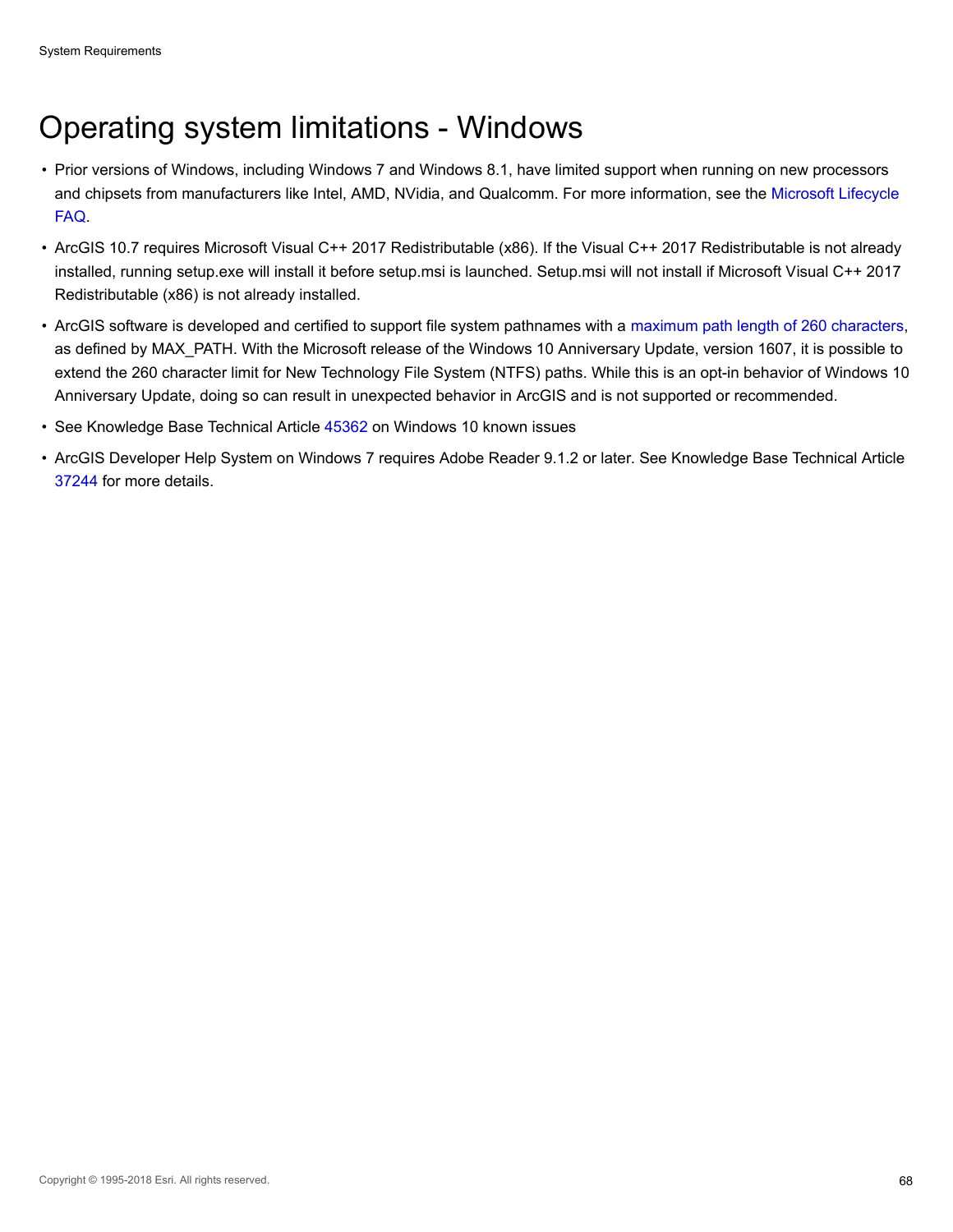# Operating system limitations - Windows

- Prior versions of Windows, including Windows 7 and Windows 8.1, have limited support when running on new processors and chipsets from manufacturers like Intel, AMD, NVidia, and Qualcomm. For more information, see the Microsoft Lifecycle FAQ.
- ArcGIS 10.7 requires Microsoft Visual C++ 2017 Redistributable (x86). If the Visual C++ 2017 Redistributable is not already installed, running setup.exe will install it before setup.msi is launched. Setup.msi will not install if Microsoft Visual C++ 2017 Redistributable (x86) is not already installed.
- ArcGIS software is developed and certified to support file system pathnames with a maximum path length of 260 characters, as defined by MAX_PATH. With the Microsoft release of the Windows 10 Anniversary Update, version 1607, it is possible to extend the 260 character limit for New Technology File System (NTFS) paths. While this is an opt-in behavior of Windows 10 Anniversary Update, doing so can result in unexpected behavior in ArcGIS and is not supported or recommended.
- See Knowledge Base Technical Article 45362 on Windows 10 known issues
- ArcGIS Developer Help System on Windows 7 requires Adobe Reader 9.1.2 or later. See Knowledge Base Technical Article 37244 for more details.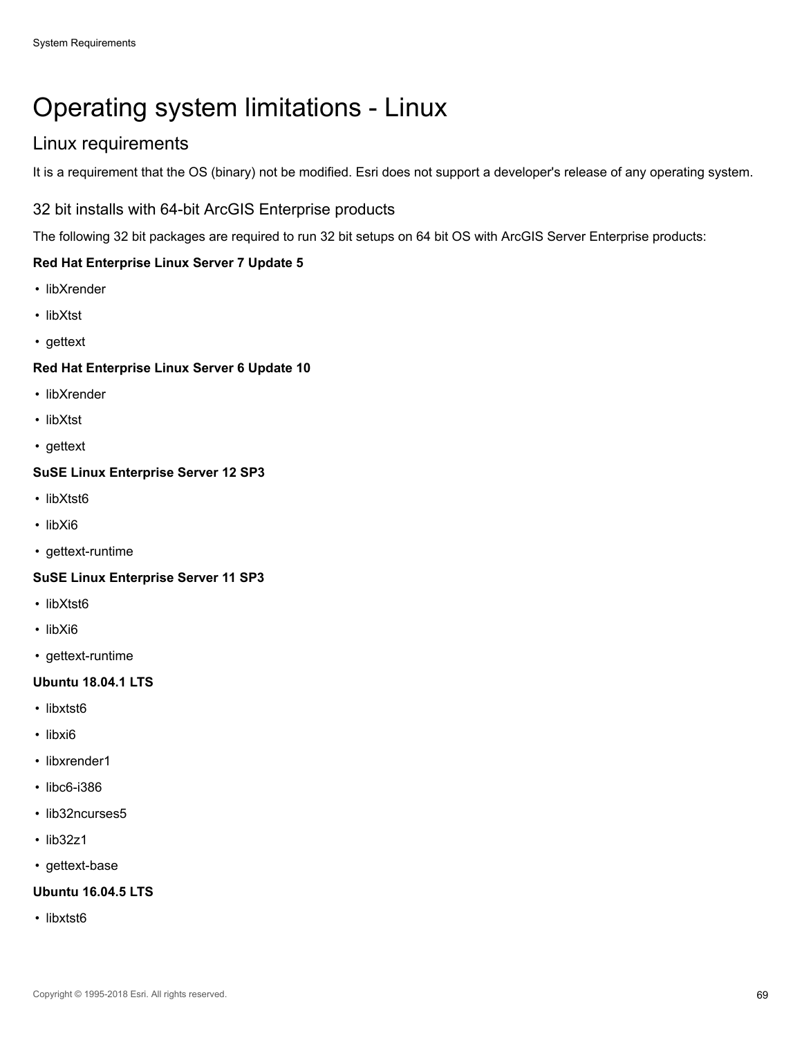# Operating system limitations - Linux

## Linux requirements

It is a requirement that the OS (binary) not be modified. Esri does not support a developer's release of any operating system.

### 32 bit installs with 64-bit ArcGIS Enterprise products

The following 32 bit packages are required to run 32 bit setups on 64 bit OS with ArcGIS Server Enterprise products:

**Red Hat Enterprise Linux Server 7 Update 5**

- libXrender
- libXtst
- gettext

**Red Hat Enterprise Linux Server 6 Update 10**

- libXrender
- libXtst
- gettext

**SuSE Linux Enterprise Server 12 SP3**

- libXtst6
- libXi6
- gettext-runtime

**SuSE Linux Enterprise Server 11 SP3**

- libXtst6
- libXi6
- gettext-runtime

**Ubuntu 18.04.1 LTS**

- libxtst6
- libxi6
- libxrender1
- libc6-i386
- lib32ncurses5
- lib32z1
- gettext-base

**Ubuntu 16.04.5 LTS**

- libxtst6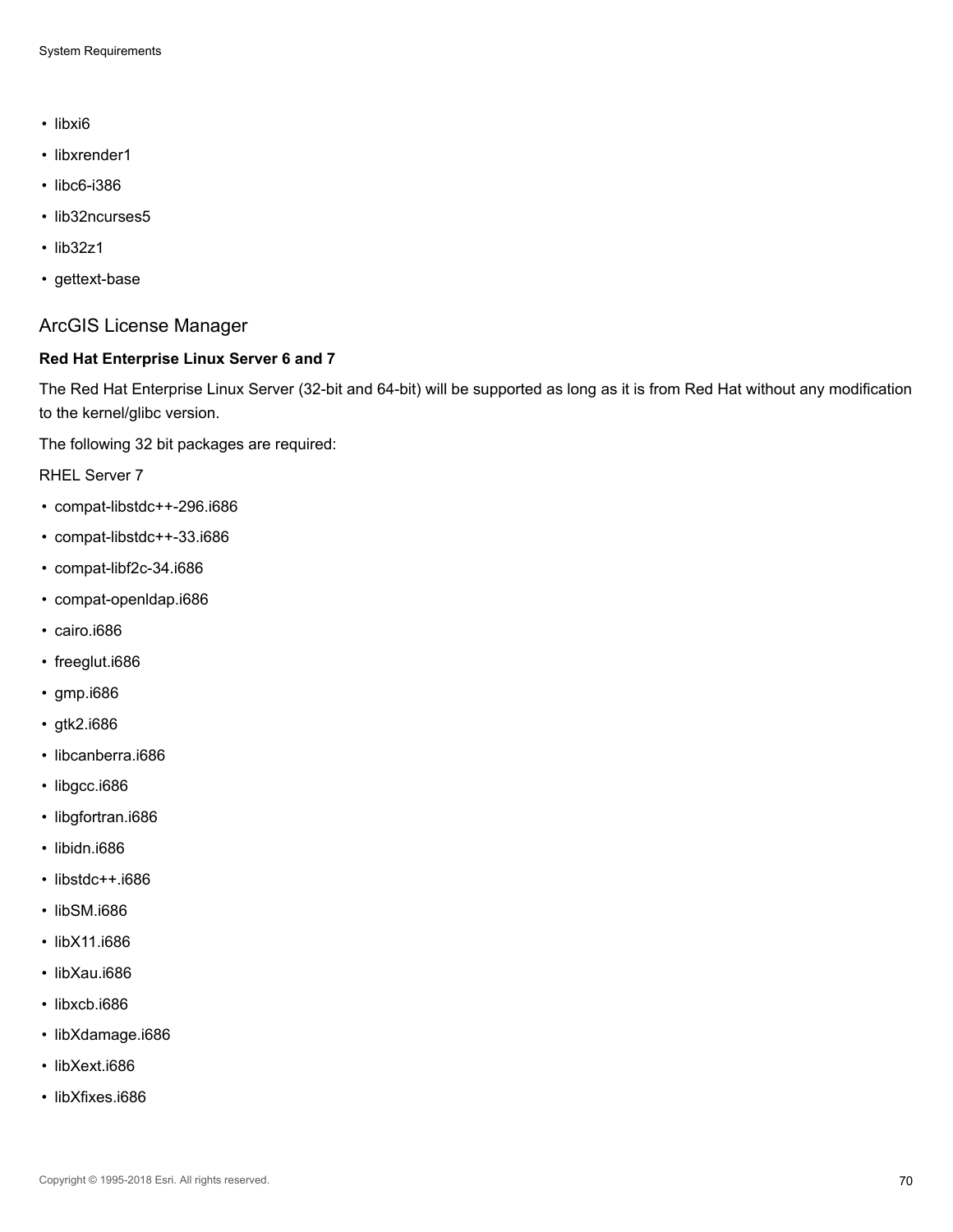- libxi6
- libxrender1
- libc6-i386
- lib32ncurses5
- lib32z1
- gettext-base

## ArcGIS License Manager

**Red Hat Enterprise Linux Server 6 and 7**

The Red Hat Enterprise Linux Server (32-bit and 64-bit) will be supported as long as it is from Red Hat without any modification to the kernel/glibc version.

The following 32 bit packages are required:

RHEL Server 7

- compat-libstdc++-296.i686
- compat-libstdc++-33.i686
- compat-libf2c-34.i686
- compat-openldap.i686
- cairo.i686
- freeglut.i686
- gmp.i686
- gtk2.i686
- libcanberra.i686
- libgcc.i686
- libgfortran.i686
- libidn.i686
- libstdc++.i686
- libSM.i686
- libX11.i686
- libXau.i686
- libxcb.i686
- libXdamage.i686
- libXext.i686
- libXfixes.i686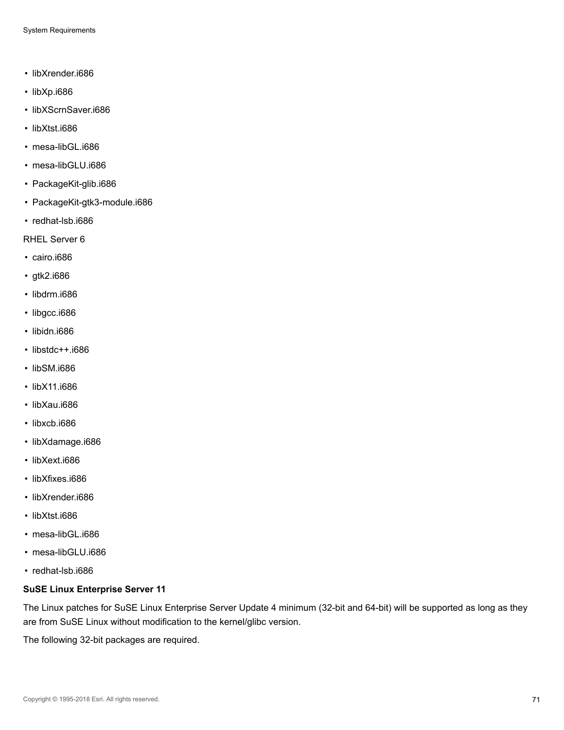- libXrender.i686
- libXp.i686
- libXScrnSaver.i686
- libXtst.i686
- mesa-libGL.i686
- mesa-libGLU.i686
- PackageKit-glib.i686
- PackageKit-gtk3-module.i686
- redhat-lsb.i686

RHEL Server 6

- cairo.i686
- gtk2.i686
- libdrm.i686
- libgcc.i686
- libidn.i686
- libstdc++.i686
- libSM.i686
- libX11.i686
- libXau.i686
- libxcb.i686
- libXdamage.i686
- libXext.i686
- libXfixes.i686
- libXrender.i686
- libXtst.i686
- mesa-libGL.i686
- mesa-libGLU.i686
- redhat-lsb.i686

**SuSE Linux Enterprise Server 11**

The Linux patches for SuSE Linux Enterprise Server Update 4 minimum (32-bit and 64-bit) will be supported as long as they are from SuSE Linux without modification to the kernel/glibc version.

The following 32-bit packages are required.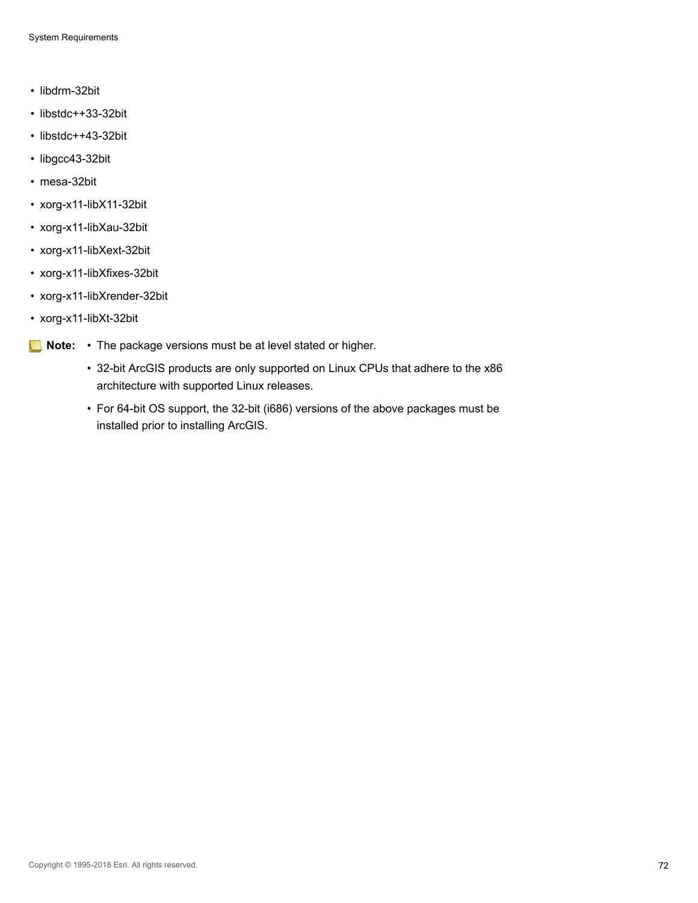- libdrm-32bit
- libstdc++33-32bit
- libstdc++43-32bit
- libgcc43-32bit
- mesa-32bit
- xorg-x11-libX11-32bit
- xorg-x11-libXau-32bit
- xorg-x11-libXext-32bit
- xorg-x11-libXfixes-32bit
- xorg-x11-libXrender-32bit
- xorg-x11-libXt-32bit

**Note:**

- The package versions must be at level stated or higher.
- 32-bit ArcGIS products are only supported on Linux CPUs that adhere to the x86 architecture with supported Linux releases.
- For 64-bit OS support, the 32-bit (i686) versions of the above packages must be installed prior to installing ArcGIS.